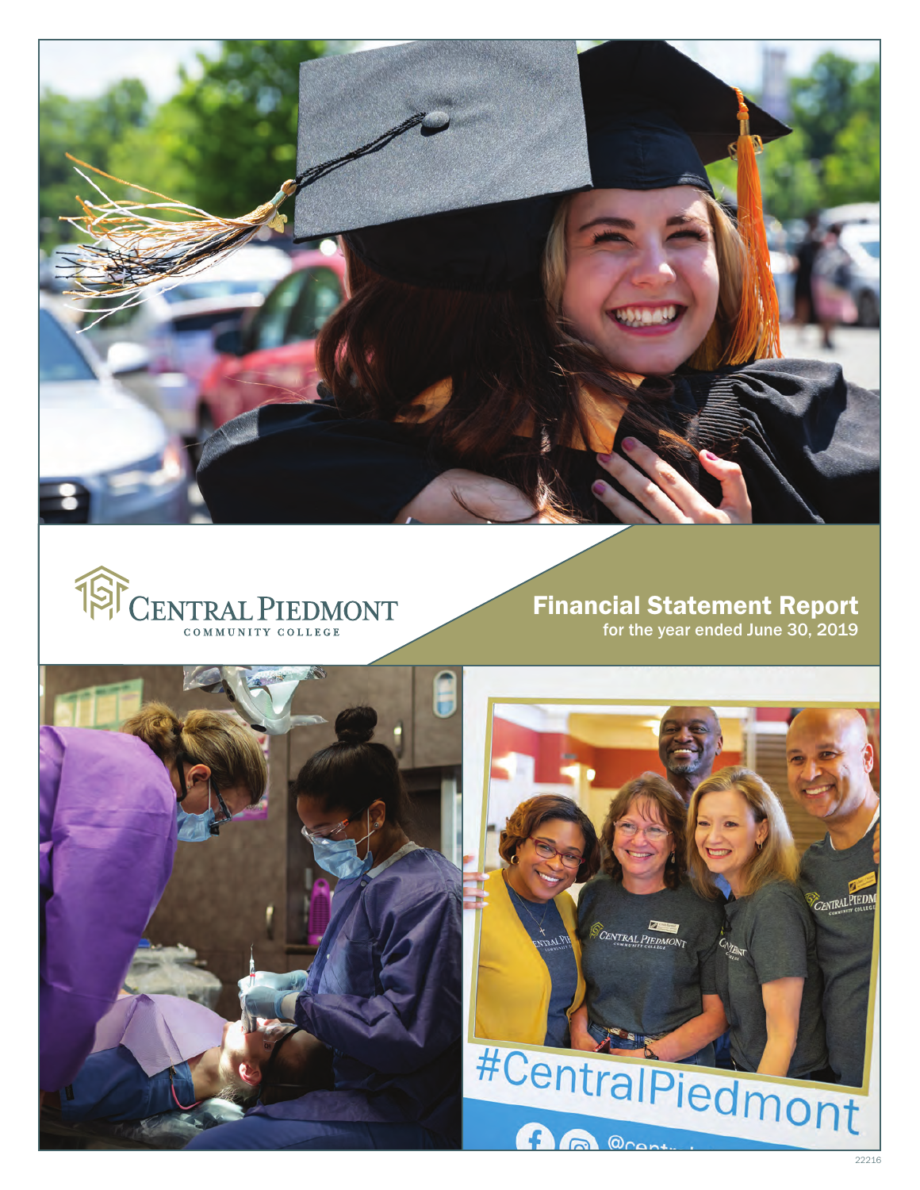CENTRAL PIEDMONT
COMMUNITY COLLEGE

# Financial Statement Report

for the year ended June 30, 2019

22216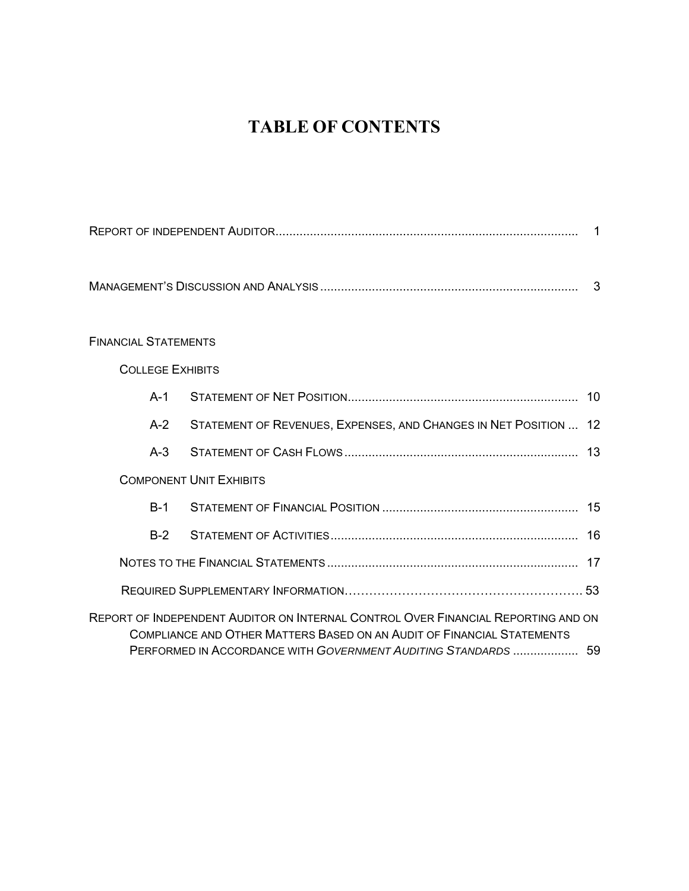# TABLE OF CONTENTS

REPORT OF INDEPENDENT AUDITOR ........................................................................................ 1

MANAGEMENT'S DISCUSSION AND ANALYSIS ............................................................................ 3

FINANCIAL STATEMENTS

COLLEGE EXHIBITS

| | | |
|---|---|---|
| A-1 | STATEMENT OF NET POSITION | 10 |
| A-2 | STATEMENT OF REVENUES, EXPENSES, AND CHANGES IN NET POSITION | 12 |
| A-3 | STATEMENT OF CASH FLOWS | 13 |

COMPONENT UNIT EXHIBITS

| | | |
|---|---|---|
| B-1 | STATEMENT OF FINANCIAL POSITION | 15 |
| B-2 | STATEMENT OF ACTIVITIES | 16 |

NOTES TO THE FINANCIAL STATEMENTS ......................................................................... 17

REQUIRED SUPPLEMENTARY INFORMATION ................................................................. 53

REPORT OF INDEPENDENT AUDITOR ON INTERNAL CONTROL OVER FINANCIAL REPORTING AND ON COMPLIANCE AND OTHER MATTERS BASED ON AN AUDIT OF FINANCIAL STATEMENTS PERFORMED IN ACCORDANCE WITH *GOVERNMENT AUDITING STANDARDS* ................... 59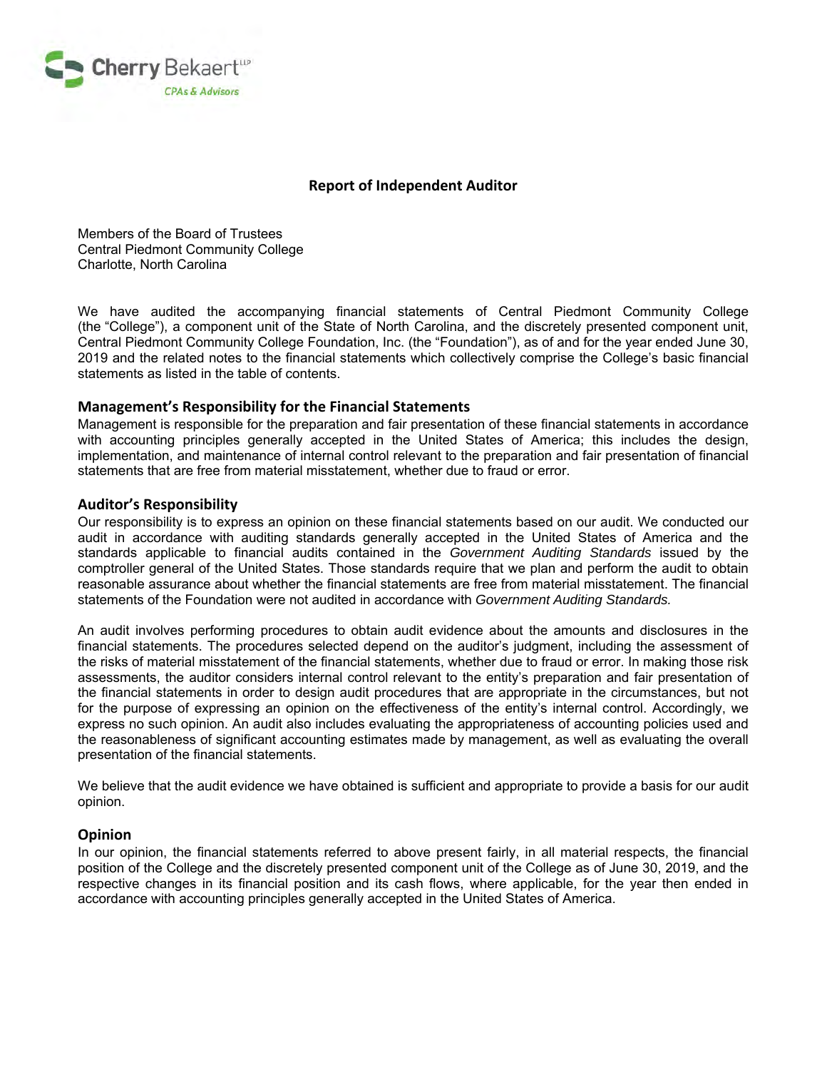Cherry Bekaert LLP
CPAs & Advisors

## Report of Independent Auditor

Members of the Board of Trustees
Central Piedmont Community College
Charlotte, North Carolina

We have audited the accompanying financial statements of Central Piedmont Community College (the "College"), a component unit of the State of North Carolina, and the discretely presented component unit, Central Piedmont Community College Foundation, Inc. (the "Foundation"), as of and for the year ended June 30, 2019 and the related notes to the financial statements which collectively comprise the College's basic financial statements as listed in the table of contents.

### Management's Responsibility for the Financial Statements

Management is responsible for the preparation and fair presentation of these financial statements in accordance with accounting principles generally accepted in the United States of America; this includes the design, implementation, and maintenance of internal control relevant to the preparation and fair presentation of financial statements that are free from material misstatement, whether due to fraud or error.

### Auditor's Responsibility

Our responsibility is to express an opinion on these financial statements based on our audit. We conducted our audit in accordance with auditing standards generally accepted in the United States of America and the standards applicable to financial audits contained in the *Government Auditing Standards* issued by the comptroller general of the United States. Those standards require that we plan and perform the audit to obtain reasonable assurance about whether the financial statements are free from material misstatement. The financial statements of the Foundation were not audited in accordance with *Government Auditing Standards.*

An audit involves performing procedures to obtain audit evidence about the amounts and disclosures in the financial statements. The procedures selected depend on the auditor's judgment, including the assessment of the risks of material misstatement of the financial statements, whether due to fraud or error. In making those risk assessments, the auditor considers internal control relevant to the entity's preparation and fair presentation of the financial statements in order to design audit procedures that are appropriate in the circumstances, but not for the purpose of expressing an opinion on the effectiveness of the entity's internal control. Accordingly, we express no such opinion. An audit also includes evaluating the appropriateness of accounting policies used and the reasonableness of significant accounting estimates made by management, as well as evaluating the overall presentation of the financial statements.

We believe that the audit evidence we have obtained is sufficient and appropriate to provide a basis for our audit opinion.

### Opinion

In our opinion, the financial statements referred to above present fairly, in all material respects, the financial position of the College and the discretely presented component unit of the College as of June 30, 2019, and the respective changes in its financial position and its cash flows, where applicable, for the year then ended in accordance with accounting principles generally accepted in the United States of America.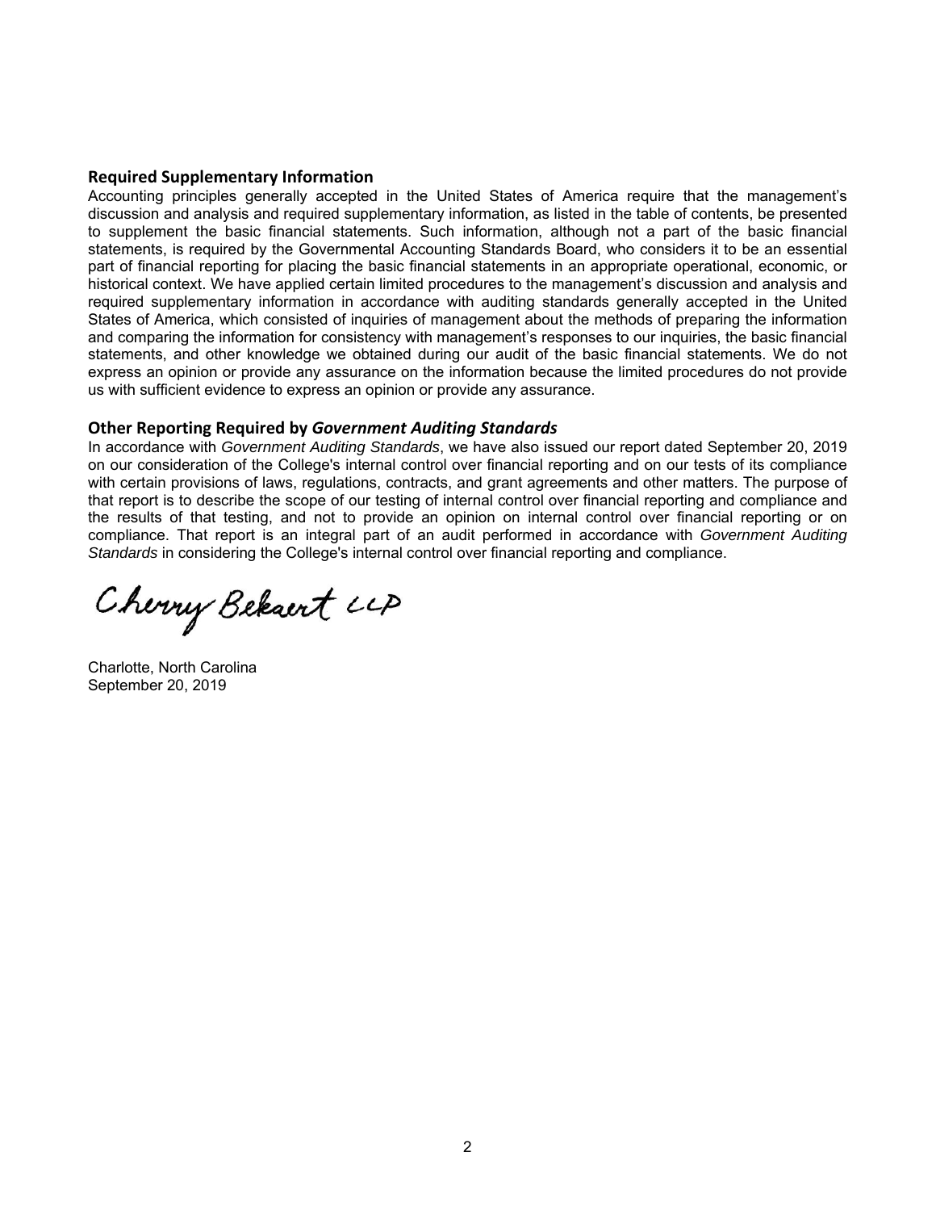### Required Supplementary Information

Accounting principles generally accepted in the United States of America require that the management's discussion and analysis and required supplementary information, as listed in the table of contents, be presented to supplement the basic financial statements. Such information, although not a part of the basic financial statements, is required by the Governmental Accounting Standards Board, who considers it to be an essential part of financial reporting for placing the basic financial statements in an appropriate operational, economic, or historical context. We have applied certain limited procedures to the management's discussion and analysis and required supplementary information in accordance with auditing standards generally accepted in the United States of America, which consisted of inquiries of management about the methods of preparing the information and comparing the information for consistency with management's responses to our inquiries, the basic financial statements, and other knowledge we obtained during our audit of the basic financial statements. We do not express an opinion or provide any assurance on the information because the limited procedures do not provide us with sufficient evidence to express an opinion or provide any assurance.

### Other Reporting Required by *Government Auditing Standards*

In accordance with *Government Auditing Standards*, we have also issued our report dated September 20, 2019 on our consideration of the College's internal control over financial reporting and on our tests of its compliance with certain provisions of laws, regulations, contracts, and grant agreements and other matters. The purpose of that report is to describe the scope of our testing of internal control over financial reporting and compliance and the results of that testing, and not to provide an opinion on internal control over financial reporting or on compliance. That report is an integral part of an audit performed in accordance with *Government Auditing Standards* in considering the College's internal control over financial reporting and compliance.

Cherry Bekaert LLP

Charlotte, North Carolina
September 20, 2019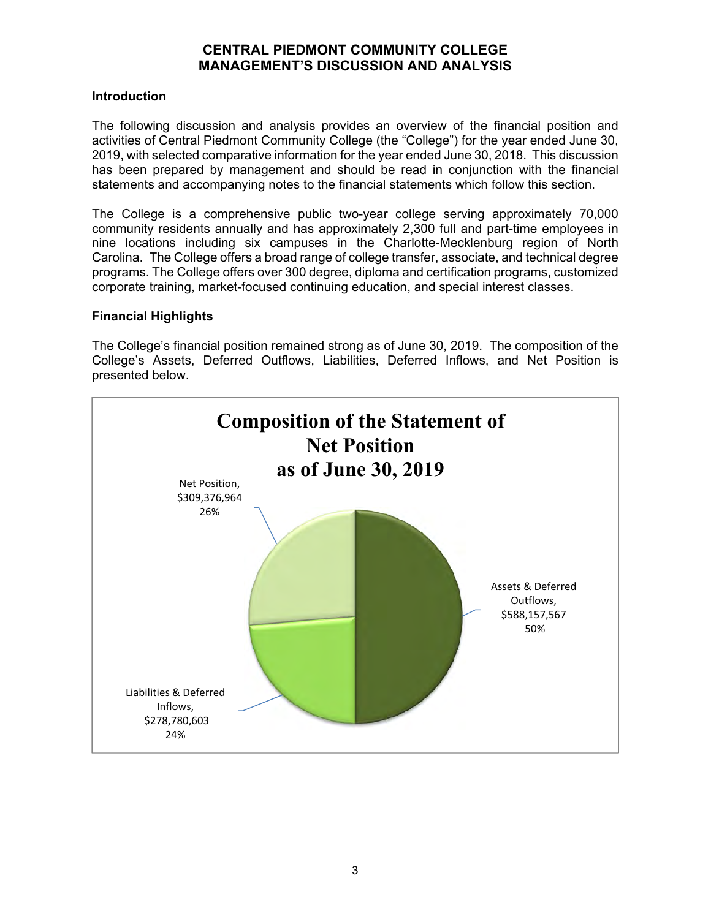## Introduction

The following discussion and analysis provides an overview of the financial position and activities of Central Piedmont Community College (the "College") for the year ended June 30, 2019, with selected comparative information for the year ended June 30, 2018. This discussion has been prepared by management and should be read in conjunction with the financial statements and accompanying notes to the financial statements which follow this section.

The College is a comprehensive public two-year college serving approximately 70,000 community residents annually and has approximately 2,300 full and part-time employees in nine locations including six campuses in the Charlotte-Mecklenburg region of North Carolina. The College offers a broad range of college transfer, associate, and technical degree programs. The College offers over 300 degree, diploma and certification programs, customized corporate training, market-focused continuing education, and special interest classes.

## Financial Highlights

The College's financial position remained strong as of June 30, 2019. The composition of the College's Assets, Deferred Outflows, Liabilities, Deferred Inflows, and Net Position is presented below.

**Composition of the Statement of Net Position as of June 30, 2019**

| Component | Amount | Percentage |
|---|---|---|
| Assets & Deferred Outflows | $588,157,567 | 50% |
| Liabilities & Deferred Inflows | $278,780,603 | 24% |
| Net Position | $309,376,964 | 26% |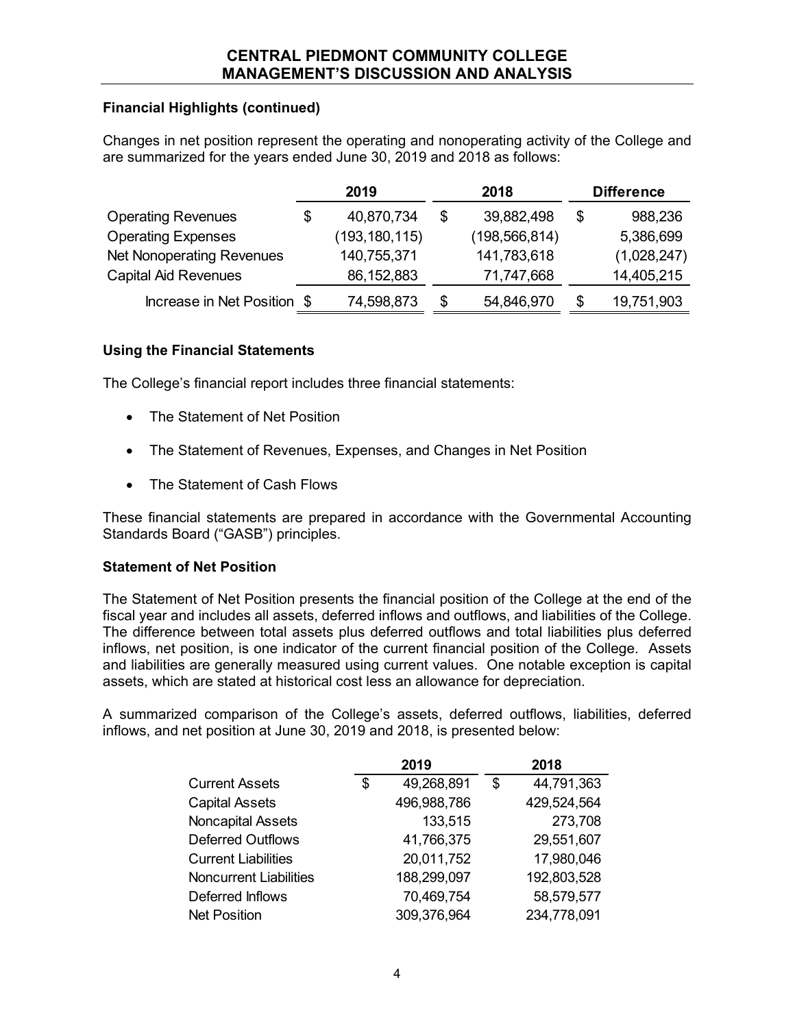### Financial Highlights (continued)

Changes in net position represent the operating and nonoperating activity of the College and are summarized for the years ended June 30, 2019 and 2018 as follows:

| | 2019 | 2018 | Difference |
|---|---|---|---|
| Operating Revenues | $ 40,870,734 | $ 39,882,498 | $ 988,236 |
| Operating Expenses | (193,180,115) | (198,566,814) | 5,386,699 |
| Net Nonoperating Revenues | 140,755,371 | 141,783,618 | (1,028,247) |
| Capital Aid Revenues | 86,152,883 | 71,747,668 | 14,405,215 |
| Increase in Net Position | $ 74,598,873 | $ 54,846,970 | $ 19,751,903 |

### Using the Financial Statements

The College's financial report includes three financial statements:

- The Statement of Net Position
- The Statement of Revenues, Expenses, and Changes in Net Position
- The Statement of Cash Flows

These financial statements are prepared in accordance with the Governmental Accounting Standards Board ("GASB") principles.

### Statement of Net Position

The Statement of Net Position presents the financial position of the College at the end of the fiscal year and includes all assets, deferred inflows and outflows, and liabilities of the College. The difference between total assets plus deferred outflows and total liabilities plus deferred inflows, net position, is one indicator of the current financial position of the College. Assets and liabilities are generally measured using current values. One notable exception is capital assets, which are stated at historical cost less an allowance for depreciation.

A summarized comparison of the College's assets, deferred outflows, liabilities, deferred inflows, and net position at June 30, 2019 and 2018, is presented below:

| | 2019 | 2018 |
|---|---|---|
| Current Assets | $ 49,268,891 | $ 44,791,363 |
| Capital Assets | 496,988,786 | 429,524,564 |
| Noncapital Assets | 133,515 | 273,708 |
| Deferred Outflows | 41,766,375 | 29,551,607 |
| Current Liabilities | 20,011,752 | 17,980,046 |
| Noncurrent Liabilities | 188,299,097 | 192,803,528 |
| Deferred Inflows | 70,469,754 | 58,579,577 |
| Net Position | 309,376,964 | 234,778,091 |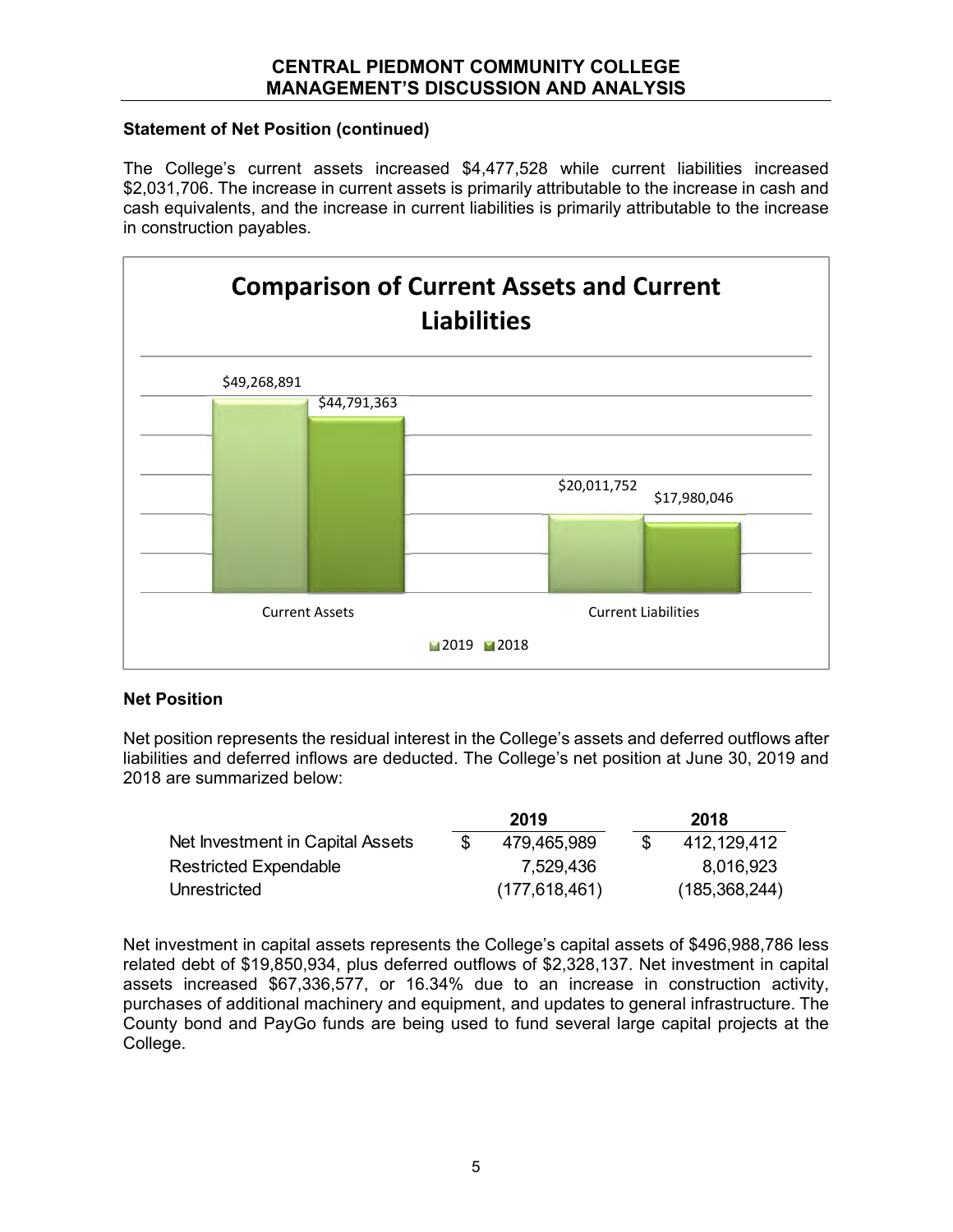### Statement of Net Position (continued)

The College's current assets increased $4,477,528 while current liabilities increased $2,031,706. The increase in current assets is primarily attributable to the increase in cash and cash equivalents, and the increase in current liabilities is primarily attributable to the increase in construction payables.

**Comparison of Current Assets and Current Liabilities**

| | 2019 | 2018 |
|---|---|---|
| Current Assets | $49,268,891 | $44,791,363 |
| Current Liabilities | $20,011,752 | $17,980,046 |

### Net Position

Net position represents the residual interest in the College's assets and deferred outflows after liabilities and deferred inflows are deducted. The College's net position at June 30, 2019 and 2018 are summarized below:

| | 2019 | 2018 |
|---|---|---|
| Net Investment in Capital Assets | $ 479,465,989 | $ 412,129,412 |
| Restricted Expendable | 7,529,436 | 8,016,923 |
| Unrestricted | (177,618,461) | (185,368,244) |

Net investment in capital assets represents the College's capital assets of $496,988,786 less related debt of $19,850,934, plus deferred outflows of $2,328,137. Net investment in capital assets increased $67,336,577, or 16.34% due to an increase in construction activity, purchases of additional machinery and equipment, and updates to general infrastructure. The County bond and PayGo funds are being used to fund several large capital projects at the College.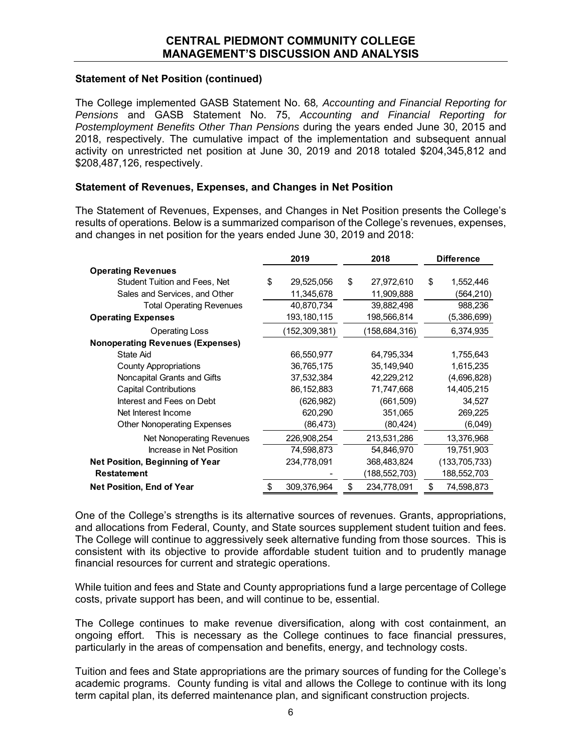## Statement of Net Position (continued)

The College implemented GASB Statement No. 68*, Accounting and Financial Reporting for Pensions* and GASB Statement No. 75, *Accounting and Financial Reporting for Postemployment Benefits Other Than Pensions* during the years ended June 30, 2015 and 2018, respectively. The cumulative impact of the implementation and subsequent annual activity on unrestricted net position at June 30, 2019 and 2018 totaled $204,345,812 and $208,487,126, respectively.

## Statement of Revenues, Expenses, and Changes in Net Position

The Statement of Revenues, Expenses, and Changes in Net Position presents the College's results of operations. Below is a summarized comparison of the College's revenues, expenses, and changes in net position for the years ended June 30, 2019 and 2018:

| | 2019 | 2018 | Difference |
|---|---|---|---|
| **Operating Revenues** | | | |
| Student Tuition and Fees, Net | $ 29,525,056 | $ 27,972,610 | $ 1,552,446 |
| Sales and Services, and Other | 11,345,678 | 11,909,888 | (564,210) |
| Total Operating Revenues | 40,870,734 | 39,882,498 | 988,236 |
| **Operating Expenses** | 193,180,115 | 198,566,814 | (5,386,699) |
| Operating Loss | (152,309,381) | (158,684,316) | 6,374,935 |
| **Nonoperating Revenues (Expenses)** | | | |
| State Aid | 66,550,977 | 64,795,334 | 1,755,643 |
| County Appropriations | 36,765,175 | 35,149,940 | 1,615,235 |
| Noncapital Grants and Gifts | 37,532,384 | 42,229,212 | (4,696,828) |
| Capital Contributions | 86,152,883 | 71,747,668 | 14,405,215 |
| Interest and Fees on Debt | (626,982) | (661,509) | 34,527 |
| Net Interest Income | 620,290 | 351,065 | 269,225 |
| Other Nonoperating Expenses | (86,473) | (80,424) | (6,049) |
| Net Nonoperating Revenues | 226,908,254 | 213,531,286 | 13,376,968 |
| Increase in Net Position | 74,598,873 | 54,846,970 | 19,751,903 |
| **Net Position, Beginning of Year** | 234,778,091 | 368,483,824 | (133,705,733) |
| **Restatement** | - | (188,552,703) | 188,552,703 |
| **Net Position, End of Year** | $ 309,376,964 | $ 234,778,091 | $ 74,598,873 |

One of the College's strengths is its alternative sources of revenues. Grants, appropriations, and allocations from Federal, County, and State sources supplement student tuition and fees. The College will continue to aggressively seek alternative funding from those sources. This is consistent with its objective to provide affordable student tuition and to prudently manage financial resources for current and strategic operations.

While tuition and fees and State and County appropriations fund a large percentage of College costs, private support has been, and will continue to be, essential.

The College continues to make revenue diversification, along with cost containment, an ongoing effort. This is necessary as the College continues to face financial pressures, particularly in the areas of compensation and benefits, energy, and technology costs.

Tuition and fees and State appropriations are the primary sources of funding for the College's academic programs. County funding is vital and allows the College to continue with its long term capital plan, its deferred maintenance plan, and significant construction projects.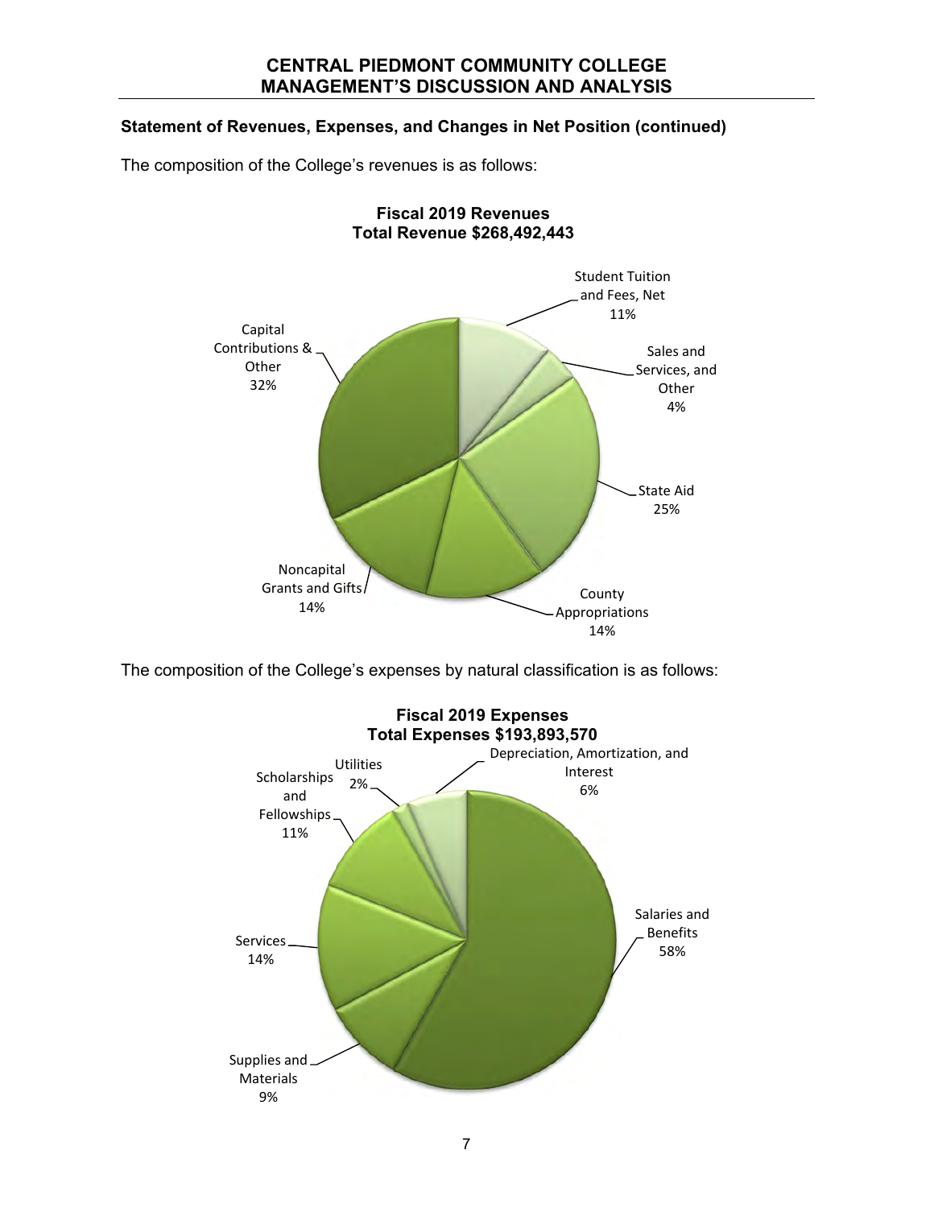### Statement of Revenues, Expenses, and Changes in Net Position (continued)

The composition of the College's revenues is as follows:

**Fiscal 2019 Revenues**
**Total Revenue $268,492,443**

- Student Tuition and Fees, Net 11%
- Sales and Services, and Other 4%
- State Aid 25%
- County Appropriations 14%
- Noncapital Grants and Gifts 14%
- Capital Contributions & Other 32%

The composition of the College's expenses by natural classification is as follows:

**Fiscal 2019 Expenses**
**Total Expenses $193,893,570**

- Salaries and Benefits 58%
- Supplies and Materials 9%
- Services 14%
- Scholarships and Fellowships 11%
- Utilities 2%
- Depreciation, Amortization, and Interest 6%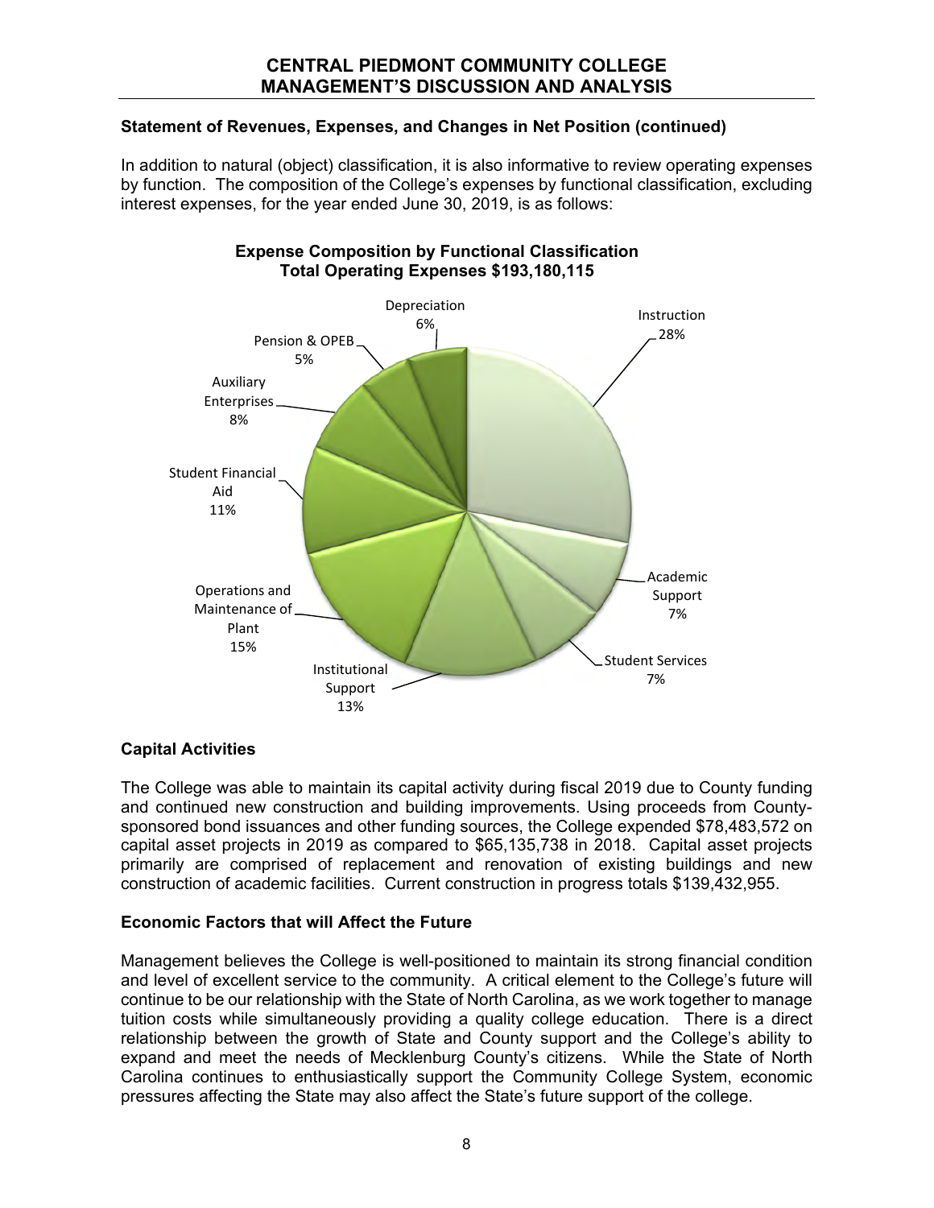## Statement of Revenues, Expenses, and Changes in Net Position (continued)

In addition to natural (object) classification, it is also informative to review operating expenses by function. The composition of the College's expenses by functional classification, excluding interest expenses, for the year ended June 30, 2019, is as follows:

**Expense Composition by Functional Classification**
**Total Operating Expenses $193,180,115**

| Function | Percentage |
|---|---|
| Instruction | 28% |
| Academic Support | 7% |
| Student Services | 7% |
| Institutional Support | 13% |
| Operations and Maintenance of Plant | 15% |
| Student Financial Aid | 11% |
| Auxiliary Enterprises | 8% |
| Pension & OPEB | 5% |
| Depreciation | 6% |

## Capital Activities

The College was able to maintain its capital activity during fiscal 2019 due to County funding and continued new construction and building improvements. Using proceeds from County-sponsored bond issuances and other funding sources, the College expended $78,483,572 on capital asset projects in 2019 as compared to $65,135,738 in 2018. Capital asset projects primarily are comprised of replacement and renovation of existing buildings and new construction of academic facilities. Current construction in progress totals $139,432,955.

## Economic Factors that will Affect the Future

Management believes the College is well-positioned to maintain its strong financial condition and level of excellent service to the community. A critical element to the College's future will continue to be our relationship with the State of North Carolina, as we work together to manage tuition costs while simultaneously providing a quality college education. There is a direct relationship between the growth of State and County support and the College's ability to expand and meet the needs of Mecklenburg County's citizens. While the State of North Carolina continues to enthusiastically support the Community College System, economic pressures affecting the State may also affect the State's future support of the college.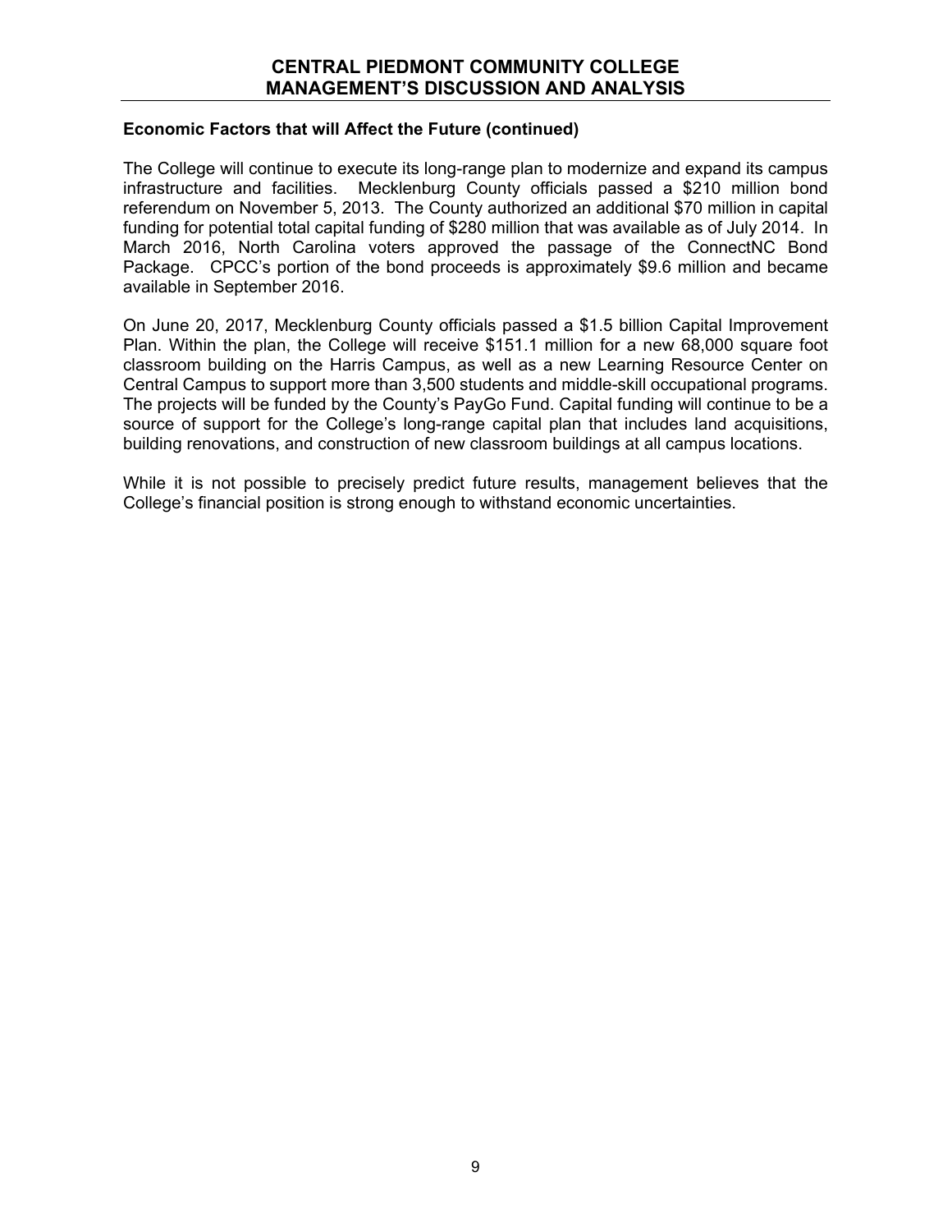### Economic Factors that will Affect the Future (continued)

The College will continue to execute its long-range plan to modernize and expand its campus infrastructure and facilities. Mecklenburg County officials passed a $210 million bond referendum on November 5, 2013. The County authorized an additional $70 million in capital funding for potential total capital funding of $280 million that was available as of July 2014. In March 2016, North Carolina voters approved the passage of the ConnectNC Bond Package. CPCC's portion of the bond proceeds is approximately $9.6 million and became available in September 2016.

On June 20, 2017, Mecklenburg County officials passed a $1.5 billion Capital Improvement Plan. Within the plan, the College will receive $151.1 million for a new 68,000 square foot classroom building on the Harris Campus, as well as a new Learning Resource Center on Central Campus to support more than 3,500 students and middle-skill occupational programs. The projects will be funded by the County's PayGo Fund. Capital funding will continue to be a source of support for the College's long-range capital plan that includes land acquisitions, building renovations, and construction of new classroom buildings at all campus locations.

While it is not possible to precisely predict future results, management believes that the College's financial position is strong enough to withstand economic uncertainties.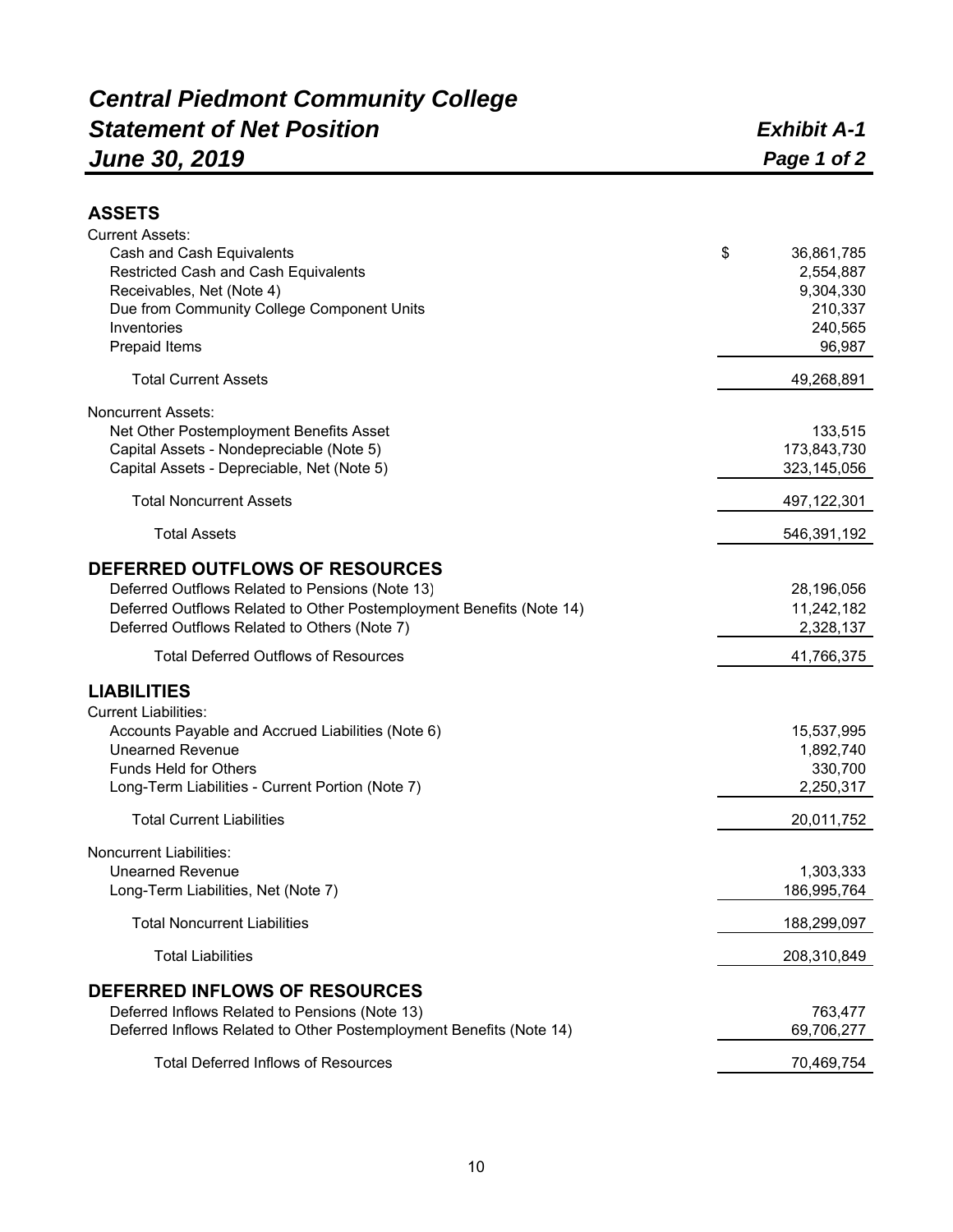# *Central Piedmont Community College*
# *Statement of Net Position*
# *June 30, 2019*

***Exhibit A-1***
***Page 1 of 2***

| | |
|---|---|
| **ASSETS** | |
| Current Assets: | |
| Cash and Cash Equivalents | $ 36,861,785 |
| Restricted Cash and Cash Equivalents | 2,554,887 |
| Receivables, Net (Note 4) | 9,304,330 |
| Due from Community College Component Units | 210,337 |
| Inventories | 240,565 |
| Prepaid Items | 96,987 |
| Total Current Assets | 49,268,891 |
| Noncurrent Assets: | |
| Net Other Postemployment Benefits Asset | 133,515 |
| Capital Assets - Nondepreciable (Note 5) | 173,843,730 |
| Capital Assets - Depreciable, Net (Note 5) | 323,145,056 |
| Total Noncurrent Assets | 497,122,301 |
| Total Assets | 546,391,192 |
| **DEFERRED OUTFLOWS OF RESOURCES** | |
| Deferred Outflows Related to Pensions (Note 13) | 28,196,056 |
| Deferred Outflows Related to Other Postemployment Benefits (Note 14) | 11,242,182 |
| Deferred Outflows Related to Others (Note 7) | 2,328,137 |
| Total Deferred Outflows of Resources | 41,766,375 |
| **LIABILITIES** | |
| Current Liabilities: | |
| Accounts Payable and Accrued Liabilities (Note 6) | 15,537,995 |
| Unearned Revenue | 1,892,740 |
| Funds Held for Others | 330,700 |
| Long-Term Liabilities - Current Portion (Note 7) | 2,250,317 |
| Total Current Liabilities | 20,011,752 |
| Noncurrent Liabilities: | |
| Unearned Revenue | 1,303,333 |
| Long-Term Liabilities, Net (Note 7) | 186,995,764 |
| Total Noncurrent Liabilities | 188,299,097 |
| Total Liabilities | 208,310,849 |
| **DEFERRED INFLOWS OF RESOURCES** | |
| Deferred Inflows Related to Pensions (Note 13) | 763,477 |
| Deferred Inflows Related to Other Postemployment Benefits (Note 14) | 69,706,277 |
| Total Deferred Inflows of Resources | 70,469,754 |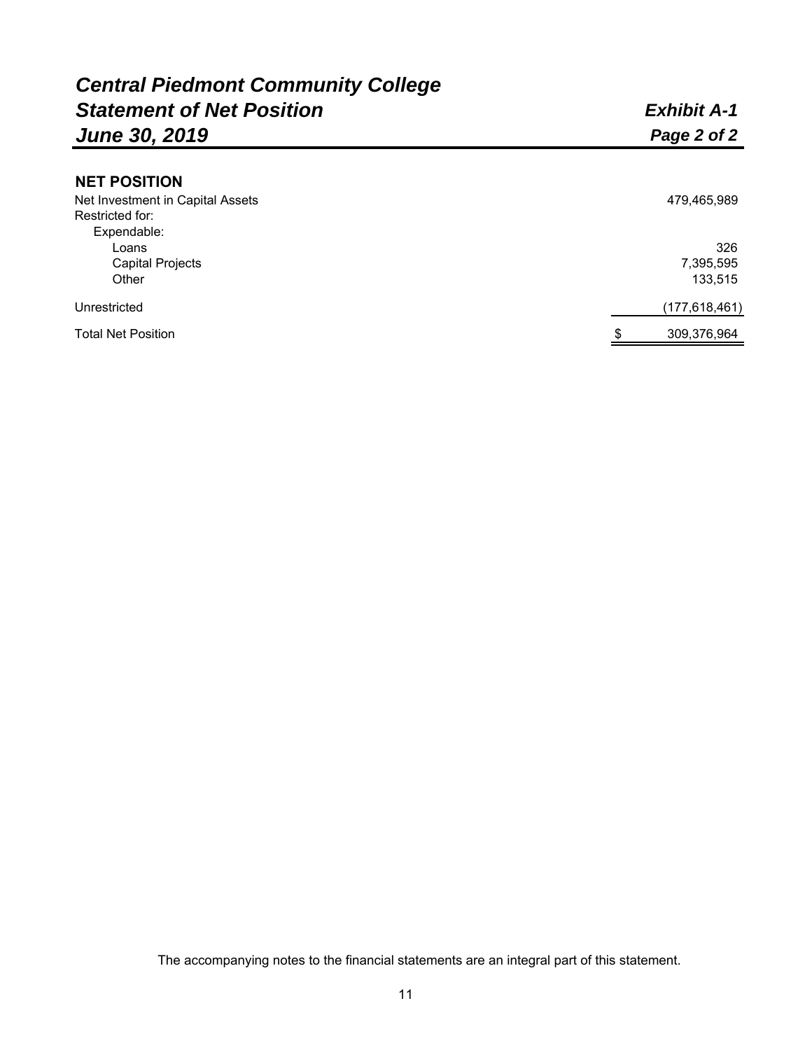# Central Piedmont Community College
## Statement of Net Position
## June 30, 2019

**Exhibit A-1**
**Page 2 of 2**

| | |
|---|---|
| **NET POSITION** | |
| Net Investment in Capital Assets | 479,465,989 |
| Restricted for: | |
| Expendable: | |
| Loans | 326 |
| Capital Projects | 7,395,595 |
| Other | 133,515 |
| Unrestricted | (177,618,461) |
| Total Net Position | $ 309,376,964 |

The accompanying notes to the financial statements are an integral part of this statement.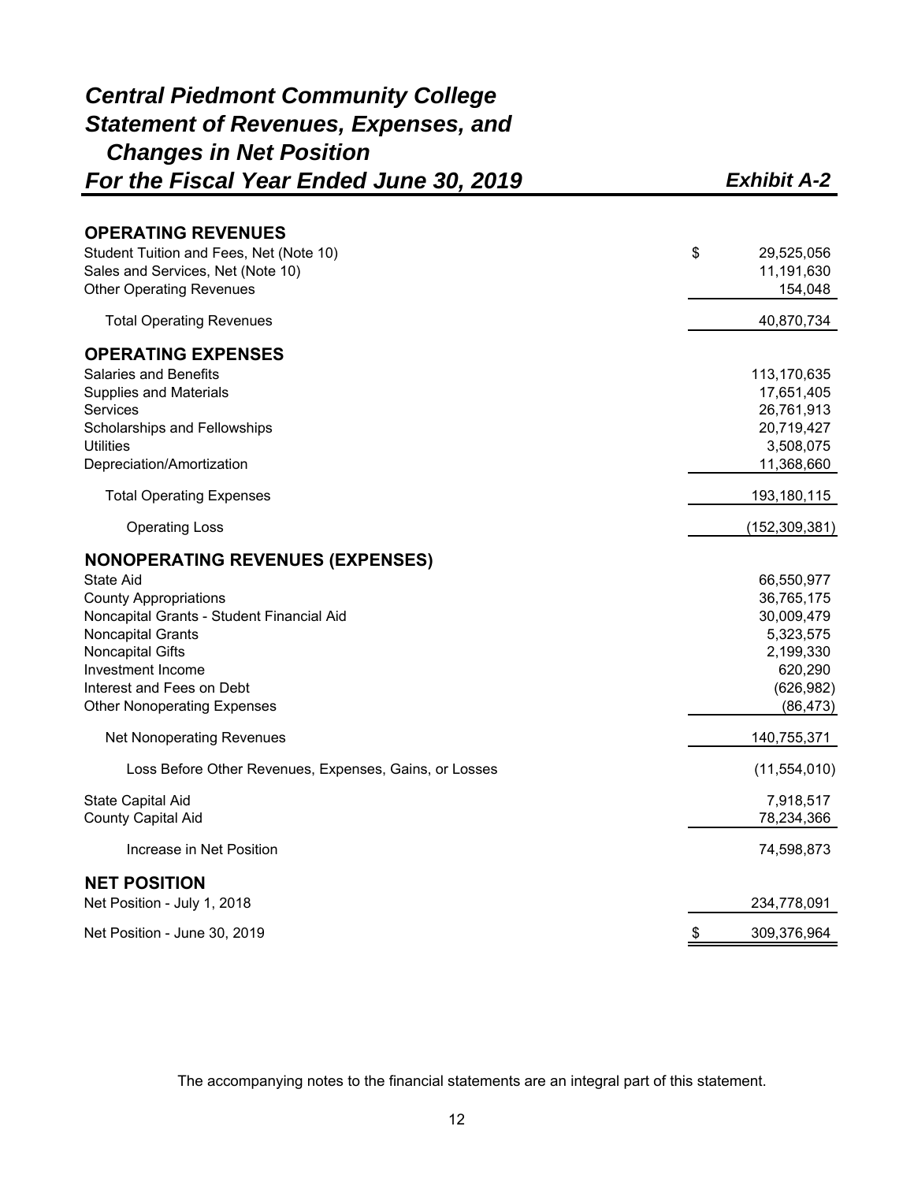# *Central Piedmont Community College*
# *Statement of Revenues, Expenses, and Changes in Net Position*
## *For the Fiscal Year Ended June 30, 2019*

*Exhibit A-2*

| | |
|---|---|
| **OPERATING REVENUES** | |
| Student Tuition and Fees, Net (Note 10) | $ 29,525,056 |
| Sales and Services, Net (Note 10) | 11,191,630 |
| Other Operating Revenues | 154,048 |
| Total Operating Revenues | 40,870,734 |
| **OPERATING EXPENSES** | |
| Salaries and Benefits | 113,170,635 |
| Supplies and Materials | 17,651,405 |
| Services | 26,761,913 |
| Scholarships and Fellowships | 20,719,427 |
| Utilities | 3,508,075 |
| Depreciation/Amortization | 11,368,660 |
| Total Operating Expenses | 193,180,115 |
| Operating Loss | (152,309,381) |
| **NONOPERATING REVENUES (EXPENSES)** | |
| State Aid | 66,550,977 |
| County Appropriations | 36,765,175 |
| Noncapital Grants - Student Financial Aid | 30,009,479 |
| Noncapital Grants | 5,323,575 |
| Noncapital Gifts | 2,199,330 |
| Investment Income | 620,290 |
| Interest and Fees on Debt | (626,982) |
| Other Nonoperating Expenses | (86,473) |
| Net Nonoperating Revenues | 140,755,371 |
| Loss Before Other Revenues, Expenses, Gains, or Losses | (11,554,010) |
| State Capital Aid | 7,918,517 |
| County Capital Aid | 78,234,366 |
| Increase in Net Position | 74,598,873 |
| **NET POSITION** | |
| Net Position - July 1, 2018 | 234,778,091 |
| Net Position - June 30, 2019 | $ 309,376,964 |

The accompanying notes to the financial statements are an integral part of this statement.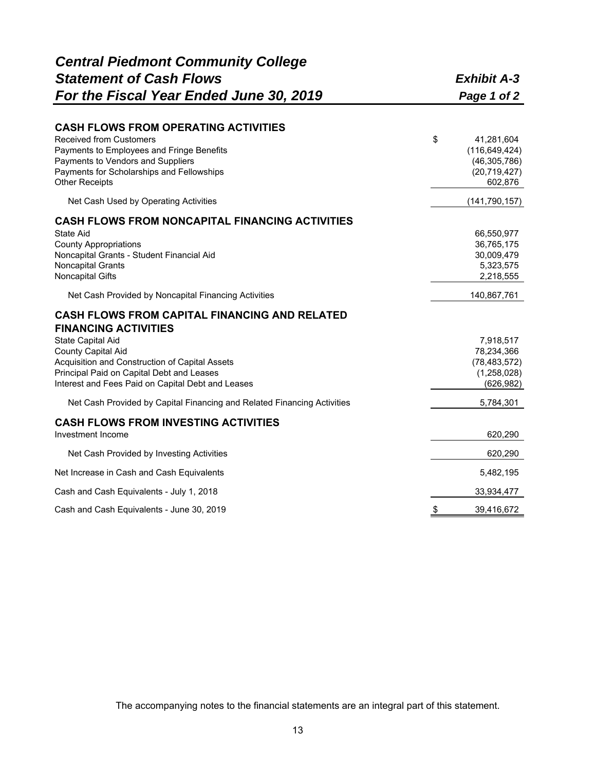# Central Piedmont Community College
## Statement of Cash Flows
## For the Fiscal Year Ended June 30, 2019

**Exhibit A-3**
**Page 1 of 2**

| | |
|---|---|
| **CASH FLOWS FROM OPERATING ACTIVITIES** | |
| Received from Customers | $ 41,281,604 |
| Payments to Employees and Fringe Benefits | (116,649,424) |
| Payments to Vendors and Suppliers | (46,305,786) |
| Payments for Scholarships and Fellowships | (20,719,427) |
| Other Receipts | 602,876 |
| Net Cash Used by Operating Activities | (141,790,157) |
| **CASH FLOWS FROM NONCAPITAL FINANCING ACTIVITIES** | |
| State Aid | 66,550,977 |
| County Appropriations | 36,765,175 |
| Noncapital Grants - Student Financial Aid | 30,009,479 |
| Noncapital Grants | 5,323,575 |
| Noncapital Gifts | 2,218,555 |
| Net Cash Provided by Noncapital Financing Activities | 140,867,761 |
| **CASH FLOWS FROM CAPITAL FINANCING AND RELATED FINANCING ACTIVITIES** | |
| State Capital Aid | 7,918,517 |
| County Capital Aid | 78,234,366 |
| Acquisition and Construction of Capital Assets | (78,483,572) |
| Principal Paid on Capital Debt and Leases | (1,258,028) |
| Interest and Fees Paid on Capital Debt and Leases | (626,982) |
| Net Cash Provided by Capital Financing and Related Financing Activities | 5,784,301 |
| **CASH FLOWS FROM INVESTING ACTIVITIES** | |
| Investment Income | 620,290 |
| Net Cash Provided by Investing Activities | 620,290 |
| Net Increase in Cash and Cash Equivalents | 5,482,195 |
| Cash and Cash Equivalents - July 1, 2018 | 33,934,477 |
| Cash and Cash Equivalents - June 30, 2019 | $ 39,416,672 |

The accompanying notes to the financial statements are an integral part of this statement.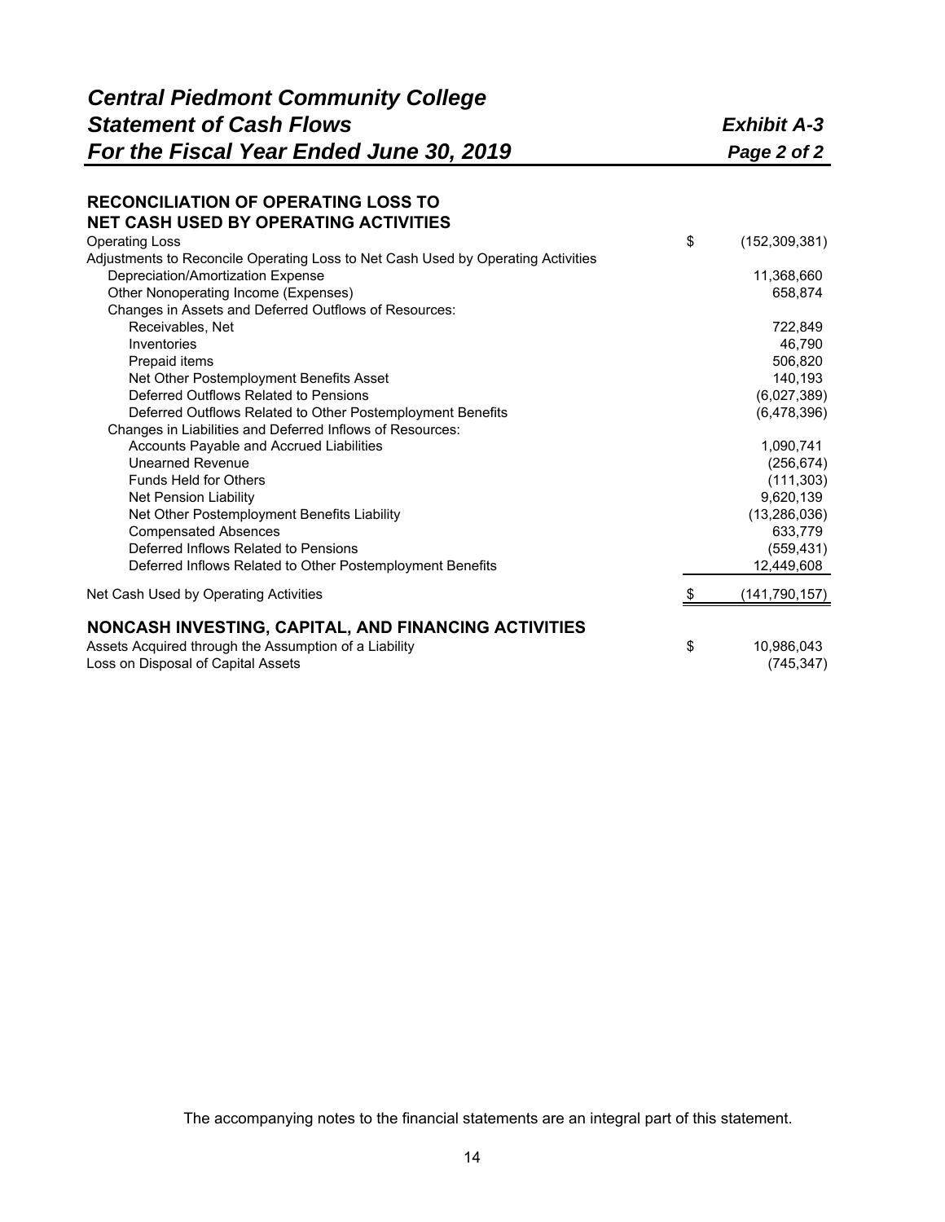# *Central Piedmont Community College*
# *Statement of Cash Flows*
# *For the Fiscal Year Ended June 30, 2019*

***Exhibit A-3***
***Page 2 of 2***

## RECONCILIATION OF OPERATING LOSS TO NET CASH USED BY OPERATING ACTIVITIES

| | | |
|---|---|---|
| Operating Loss | $ | (152,309,381) |
| Adjustments to Reconcile Operating Loss to Net Cash Used by Operating Activities | | |
| Depreciation/Amortization Expense | | 11,368,660 |
| Other Nonoperating Income (Expenses) | | 658,874 |
| Changes in Assets and Deferred Outflows of Resources: | | |
| Receivables, Net | | 722,849 |
| Inventories | | 46,790 |
| Prepaid items | | 506,820 |
| Net Other Postemployment Benefits Asset | | 140,193 |
| Deferred Outflows Related to Pensions | | (6,027,389) |
| Deferred Outflows Related to Other Postemployment Benefits | | (6,478,396) |
| Changes in Liabilities and Deferred Inflows of Resources: | | |
| Accounts Payable and Accrued Liabilities | | 1,090,741 |
| Unearned Revenue | | (256,674) |
| Funds Held for Others | | (111,303) |
| Net Pension Liability | | 9,620,139 |
| Net Other Postemployment Benefits Liability | | (13,286,036) |
| Compensated Absences | | 633,779 |
| Deferred Inflows Related to Pensions | | (559,431) |
| Deferred Inflows Related to Other Postemployment Benefits | | 12,449,608 |
| Net Cash Used by Operating Activities | $ | (141,790,157) |

## NONCASH INVESTING, CAPITAL, AND FINANCING ACTIVITIES

| | | |
|---|---|---|
| Assets Acquired through the Assumption of a Liability | $ | 10,986,043 |
| Loss on Disposal of Capital Assets | | (745,347) |

The accompanying notes to the financial statements are an integral part of this statement.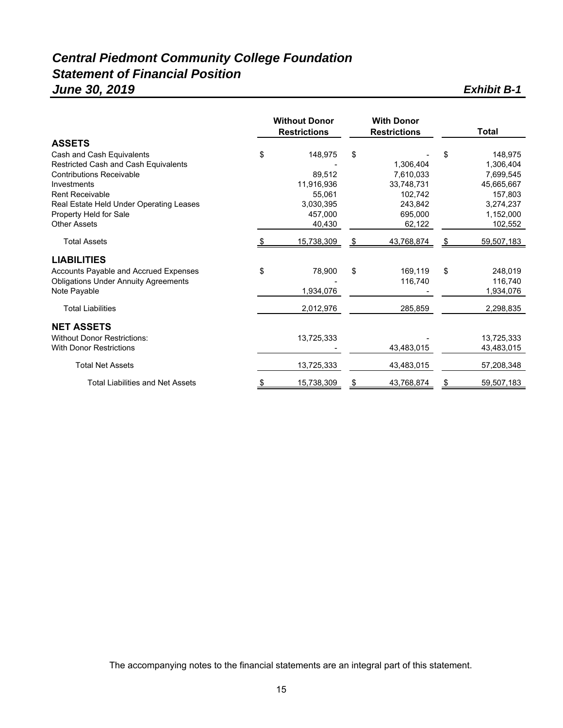# *Central Piedmont Community College Foundation*
## *Statement of Financial Position*
### *June 30, 2019*

*Exhibit B-1*

| | Without Donor Restrictions | With Donor Restrictions | Total |
|---|---|---|---|
| **ASSETS** | | | |
| Cash and Cash Equivalents | $ 148,975 | $ - | $ 148,975 |
| Restricted Cash and Cash Equivalents | - | 1,306,404 | 1,306,404 |
| Contributions Receivable | 89,512 | 7,610,033 | 7,699,545 |
| Investments | 11,916,936 | 33,748,731 | 45,665,667 |
| Rent Receivable | 55,061 | 102,742 | 157,803 |
| Real Estate Held Under Operating Leases | 3,030,395 | 243,842 | 3,274,237 |
| Property Held for Sale | 457,000 | 695,000 | 1,152,000 |
| Other Assets | 40,430 | 62,122 | 102,552 |
| Total Assets | $ 15,738,309 | $ 43,768,874 | $ 59,507,183 |
| **LIABILITIES** | | | |
| Accounts Payable and Accrued Expenses | $ 78,900 | $ 169,119 | $ 248,019 |
| Obligations Under Annuity Agreements | - | 116,740 | 116,740 |
| Note Payable | 1,934,076 | - | 1,934,076 |
| Total Liabilities | 2,012,976 | 285,859 | 2,298,835 |
| **NET ASSETS** | | | |
| Without Donor Restrictions: | 13,725,333 | - | 13,725,333 |
| With Donor Restrictions | - | 43,483,015 | 43,483,015 |
| Total Net Assets | 13,725,333 | 43,483,015 | 57,208,348 |
| Total Liabilities and Net Assets | $ 15,738,309 | $ 43,768,874 | $ 59,507,183 |

The accompanying notes to the financial statements are an integral part of this statement.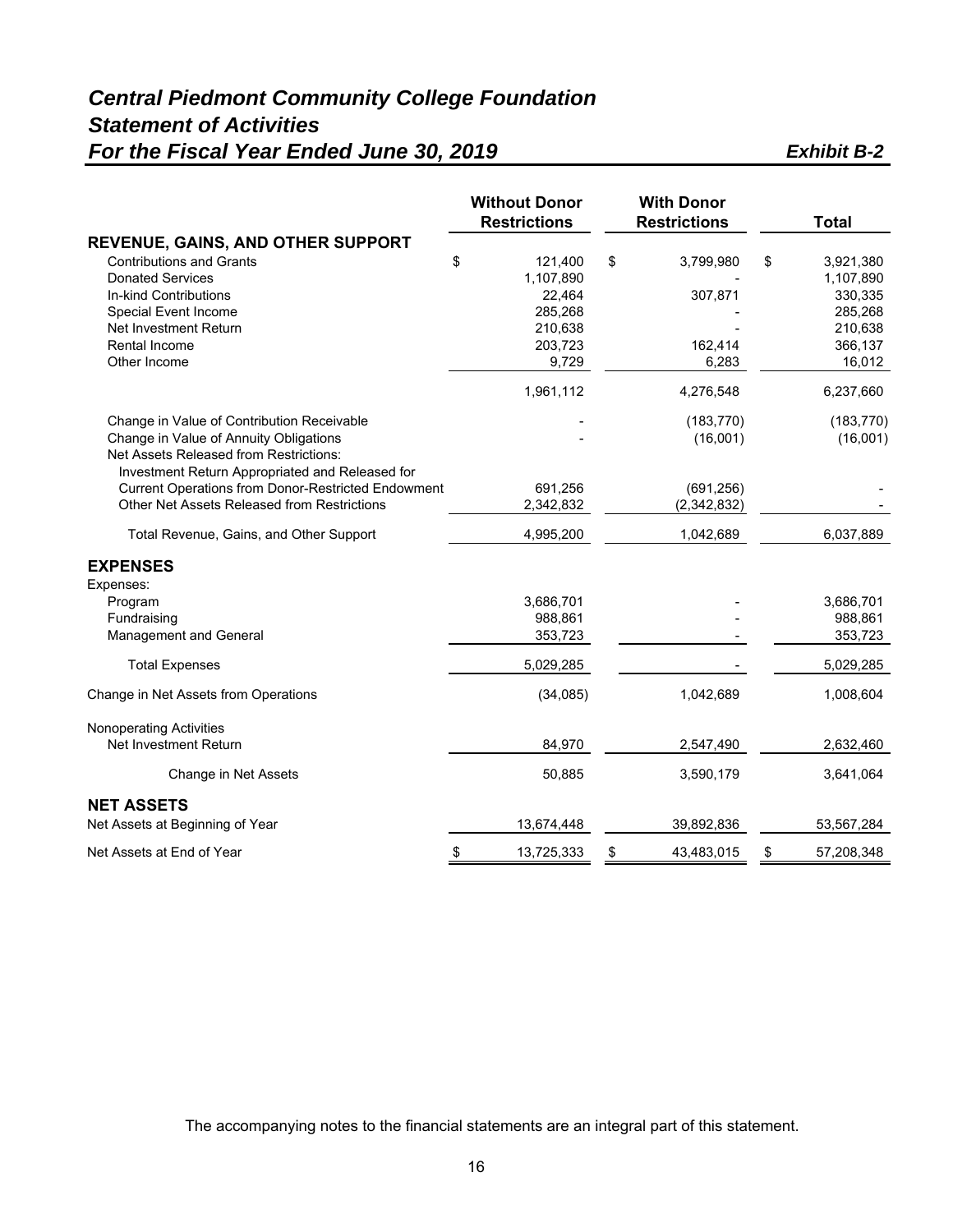# *Central Piedmont Community College Foundation*
## *Statement of Activities*
## *For the Fiscal Year Ended June 30, 2019*

***Exhibit B-2***

| | Without Donor Restrictions | With Donor Restrictions | Total |
|---|---|---|---|
| **REVENUE, GAINS, AND OTHER SUPPORT** | | | |
| Contributions and Grants | $ 121,400 | $ 3,799,980 | $ 3,921,380 |
| Donated Services | 1,107,890 | - | 1,107,890 |
| In-kind Contributions | 22,464 | 307,871 | 330,335 |
| Special Event Income | 285,268 | - | 285,268 |
| Net Investment Return | 210,638 | - | 210,638 |
| Rental Income | 203,723 | 162,414 | 366,137 |
| Other Income | 9,729 | 6,283 | 16,012 |
| | 1,961,112 | 4,276,548 | 6,237,660 |
| Change in Value of Contribution Receivable | - | (183,770) | (183,770) |
| Change in Value of Annuity Obligations | - | (16,001) | (16,001) |
| Net Assets Released from Restrictions: | | | |
| Investment Return Appropriated and Released for Current Operations from Donor-Restricted Endowment | 691,256 | (691,256) | - |
| Other Net Assets Released from Restrictions | 2,342,832 | (2,342,832) | - |
| Total Revenue, Gains, and Other Support | 4,995,200 | 1,042,689 | 6,037,889 |
| **EXPENSES** | | | |
| Expenses: | | | |
| Program | 3,686,701 | - | 3,686,701 |
| Fundraising | 988,861 | - | 988,861 |
| Management and General | 353,723 | - | 353,723 |
| Total Expenses | 5,029,285 | - | 5,029,285 |
| Change in Net Assets from Operations | (34,085) | 1,042,689 | 1,008,604 |
| Nonoperating Activities | | | |
| Net Investment Return | 84,970 | 2,547,490 | 2,632,460 |
| Change in Net Assets | 50,885 | 3,590,179 | 3,641,064 |
| **NET ASSETS** | | | |
| Net Assets at Beginning of Year | 13,674,448 | 39,892,836 | 53,567,284 |
| Net Assets at End of Year | $ 13,725,333 | $ 43,483,015 | $ 57,208,348 |

The accompanying notes to the financial statements are an integral part of this statement.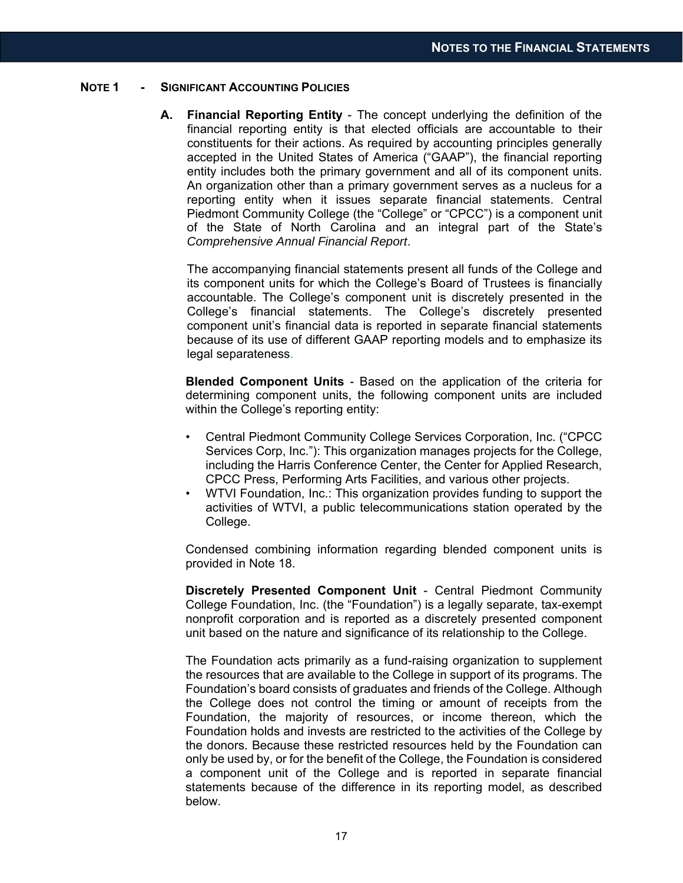## NOTE 1 - SIGNIFICANT ACCOUNTING POLICIES

**A. Financial Reporting Entity** - The concept underlying the definition of the financial reporting entity is that elected officials are accountable to their constituents for their actions. As required by accounting principles generally accepted in the United States of America ("GAAP"), the financial reporting entity includes both the primary government and all of its component units. An organization other than a primary government serves as a nucleus for a reporting entity when it issues separate financial statements. Central Piedmont Community College (the "College" or "CPCC") is a component unit of the State of North Carolina and an integral part of the State's *Comprehensive Annual Financial Report*.

The accompanying financial statements present all funds of the College and its component units for which the College's Board of Trustees is financially accountable. The College's component unit is discretely presented in the College's financial statements. The College's discretely presented component unit's financial data is reported in separate financial statements because of its use of different GAAP reporting models and to emphasize its legal separateness.

**Blended Component Units** - Based on the application of the criteria for determining component units, the following component units are included within the College's reporting entity:

- Central Piedmont Community College Services Corporation, Inc. ("CPCC Services Corp, Inc."): This organization manages projects for the College, including the Harris Conference Center, the Center for Applied Research, CPCC Press, Performing Arts Facilities, and various other projects.
- WTVI Foundation, Inc.: This organization provides funding to support the activities of WTVI, a public telecommunications station operated by the College.

Condensed combining information regarding blended component units is provided in Note 18.

**Discretely Presented Component Unit** - Central Piedmont Community College Foundation, Inc. (the "Foundation") is a legally separate, tax-exempt nonprofit corporation and is reported as a discretely presented component unit based on the nature and significance of its relationship to the College.

The Foundation acts primarily as a fund-raising organization to supplement the resources that are available to the College in support of its programs. The Foundation's board consists of graduates and friends of the College. Although the College does not control the timing or amount of receipts from the Foundation, the majority of resources, or income thereon, which the Foundation holds and invests are restricted to the activities of the College by the donors. Because these restricted resources held by the Foundation can only be used by, or for the benefit of the College, the Foundation is considered a component unit of the College and is reported in separate financial statements because of the difference in its reporting model, as described below.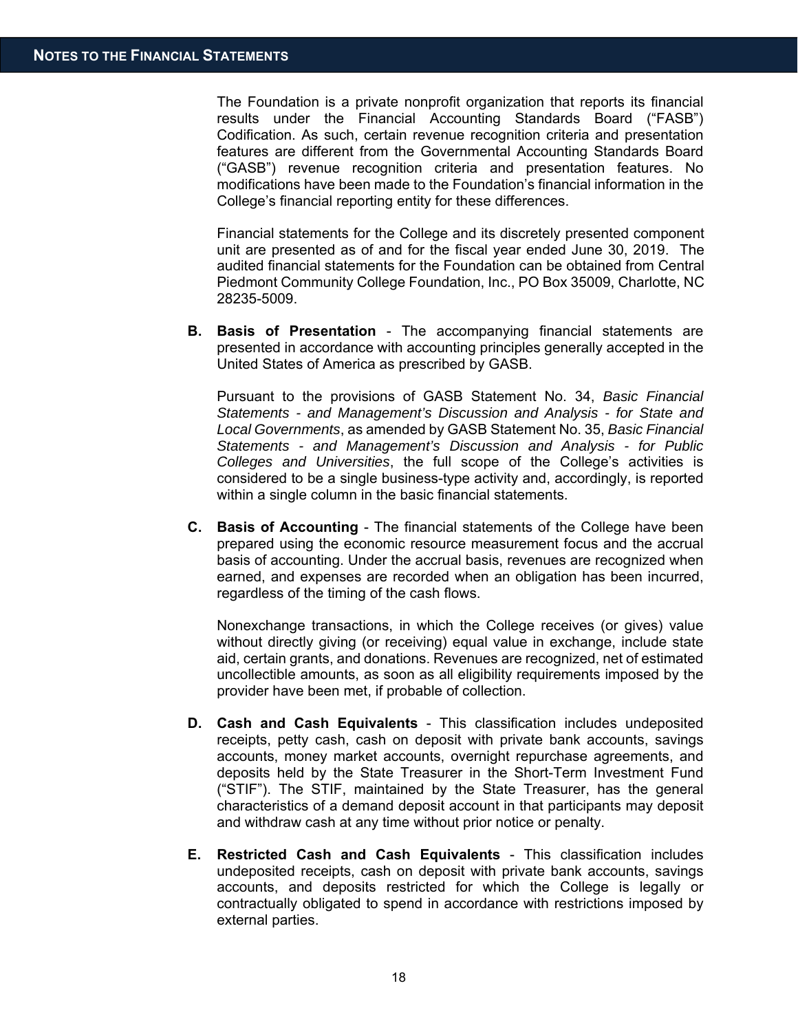The Foundation is a private nonprofit organization that reports its financial results under the Financial Accounting Standards Board ("FASB") Codification. As such, certain revenue recognition criteria and presentation features are different from the Governmental Accounting Standards Board ("GASB") revenue recognition criteria and presentation features. No modifications have been made to the Foundation's financial information in the College's financial reporting entity for these differences.

Financial statements for the College and its discretely presented component unit are presented as of and for the fiscal year ended June 30, 2019. The audited financial statements for the Foundation can be obtained from Central Piedmont Community College Foundation, Inc., PO Box 35009, Charlotte, NC 28235-5009.

**B. Basis of Presentation** - The accompanying financial statements are presented in accordance with accounting principles generally accepted in the United States of America as prescribed by GASB.

Pursuant to the provisions of GASB Statement No. 34, *Basic Financial Statements - and Management's Discussion and Analysis - for State and Local Governments*, as amended by GASB Statement No. 35, *Basic Financial Statements - and Management's Discussion and Analysis - for Public Colleges and Universities*, the full scope of the College's activities is considered to be a single business-type activity and, accordingly, is reported within a single column in the basic financial statements.

**C. Basis of Accounting** - The financial statements of the College have been prepared using the economic resource measurement focus and the accrual basis of accounting. Under the accrual basis, revenues are recognized when earned, and expenses are recorded when an obligation has been incurred, regardless of the timing of the cash flows.

Nonexchange transactions, in which the College receives (or gives) value without directly giving (or receiving) equal value in exchange, include state aid, certain grants, and donations. Revenues are recognized, net of estimated uncollectible amounts, as soon as all eligibility requirements imposed by the provider have been met, if probable of collection.

**D. Cash and Cash Equivalents** - This classification includes undeposited receipts, petty cash, cash on deposit with private bank accounts, savings accounts, money market accounts, overnight repurchase agreements, and deposits held by the State Treasurer in the Short-Term Investment Fund ("STIF"). The STIF, maintained by the State Treasurer, has the general characteristics of a demand deposit account in that participants may deposit and withdraw cash at any time without prior notice or penalty.

**E. Restricted Cash and Cash Equivalents** - This classification includes undeposited receipts, cash on deposit with private bank accounts, savings accounts, and deposits restricted for which the College is legally or contractually obligated to spend in accordance with restrictions imposed by external parties.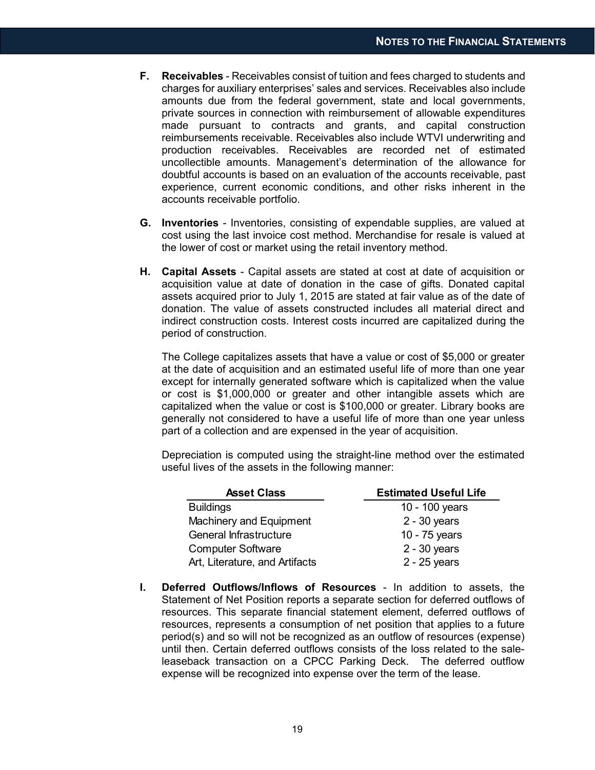**F. Receivables** - Receivables consist of tuition and fees charged to students and charges for auxiliary enterprises' sales and services. Receivables also include amounts due from the federal government, state and local governments, private sources in connection with reimbursement of allowable expenditures made pursuant to contracts and grants, and capital construction reimbursements receivable. Receivables also include WTVI underwriting and production receivables. Receivables are recorded net of estimated uncollectible amounts. Management's determination of the allowance for doubtful accounts is based on an evaluation of the accounts receivable, past experience, current economic conditions, and other risks inherent in the accounts receivable portfolio.

**G. Inventories** - Inventories, consisting of expendable supplies, are valued at cost using the last invoice cost method. Merchandise for resale is valued at the lower of cost or market using the retail inventory method.

**H. Capital Assets** - Capital assets are stated at cost at date of acquisition or acquisition value at date of donation in the case of gifts. Donated capital assets acquired prior to July 1, 2015 are stated at fair value as of the date of donation. The value of assets constructed includes all material direct and indirect construction costs. Interest costs incurred are capitalized during the period of construction.

The College capitalizes assets that have a value or cost of $5,000 or greater at the date of acquisition and an estimated useful life of more than one year except for internally generated software which is capitalized when the value or cost is $1,000,000 or greater and other intangible assets which are capitalized when the value or cost is $100,000 or greater. Library books are generally not considered to have a useful life of more than one year unless part of a collection and are expensed in the year of acquisition.

Depreciation is computed using the straight-line method over the estimated useful lives of the assets in the following manner:

| Asset Class | Estimated Useful Life |
|---|---|
| Buildings | 10 - 100 years |
| Machinery and Equipment | 2 - 30 years |
| General Infrastructure | 10 - 75 years |
| Computer Software | 2 - 30 years |
| Art, Literature, and Artifacts | 2 - 25 years |

**I. Deferred Outflows/Inflows of Resources** - In addition to assets, the Statement of Net Position reports a separate section for deferred outflows of resources. This separate financial statement element, deferred outflows of resources, represents a consumption of net position that applies to a future period(s) and so will not be recognized as an outflow of resources (expense) until then. Certain deferred outflows consists of the loss related to the sale-leaseback transaction on a CPCC Parking Deck. The deferred outflow expense will be recognized into expense over the term of the lease.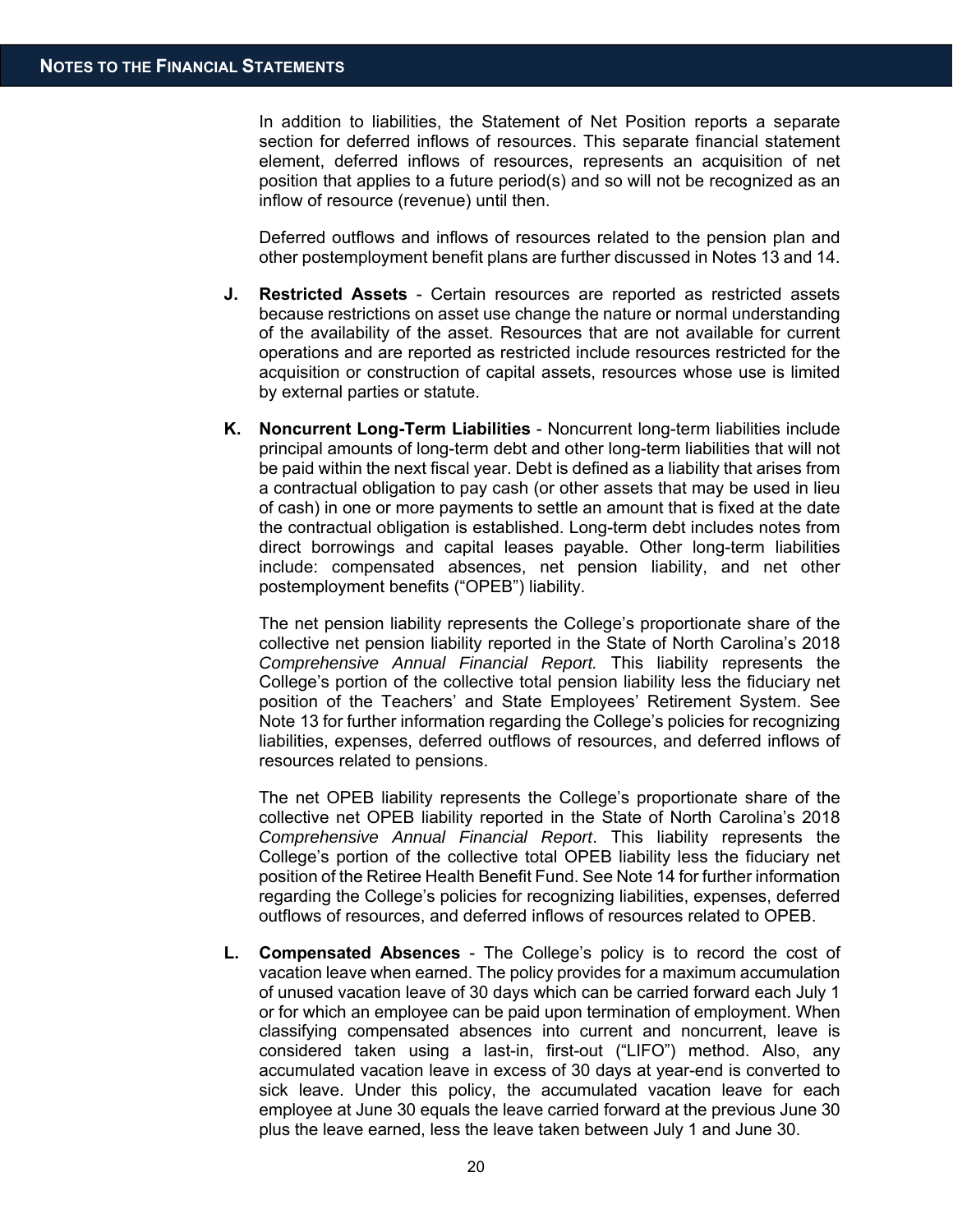In addition to liabilities, the Statement of Net Position reports a separate section for deferred inflows of resources. This separate financial statement element, deferred inflows of resources, represents an acquisition of net position that applies to a future period(s) and so will not be recognized as an inflow of resource (revenue) until then.

Deferred outflows and inflows of resources related to the pension plan and other postemployment benefit plans are further discussed in Notes 13 and 14.

**J. Restricted Assets** - Certain resources are reported as restricted assets because restrictions on asset use change the nature or normal understanding of the availability of the asset. Resources that are not available for current operations and are reported as restricted include resources restricted for the acquisition or construction of capital assets, resources whose use is limited by external parties or statute.

**K. Noncurrent Long-Term Liabilities** - Noncurrent long-term liabilities include principal amounts of long-term debt and other long-term liabilities that will not be paid within the next fiscal year. Debt is defined as a liability that arises from a contractual obligation to pay cash (or other assets that may be used in lieu of cash) in one or more payments to settle an amount that is fixed at the date the contractual obligation is established. Long-term debt includes notes from direct borrowings and capital leases payable. Other long-term liabilities include: compensated absences, net pension liability, and net other postemployment benefits ("OPEB") liability.

The net pension liability represents the College's proportionate share of the collective net pension liability reported in the State of North Carolina's 2018 *Comprehensive Annual Financial Report.* This liability represents the College's portion of the collective total pension liability less the fiduciary net position of the Teachers' and State Employees' Retirement System. See Note 13 for further information regarding the College's policies for recognizing liabilities, expenses, deferred outflows of resources, and deferred inflows of resources related to pensions.

The net OPEB liability represents the College's proportionate share of the collective net OPEB liability reported in the State of North Carolina's 2018 *Comprehensive Annual Financial Report*. This liability represents the College's portion of the collective total OPEB liability less the fiduciary net position of the Retiree Health Benefit Fund. See Note 14 for further information regarding the College's policies for recognizing liabilities, expenses, deferred outflows of resources, and deferred inflows of resources related to OPEB.

**L. Compensated Absences** - The College's policy is to record the cost of vacation leave when earned. The policy provides for a maximum accumulation of unused vacation leave of 30 days which can be carried forward each July 1 or for which an employee can be paid upon termination of employment. When classifying compensated absences into current and noncurrent, leave is considered taken using a last-in, first-out ("LIFO") method. Also, any accumulated vacation leave in excess of 30 days at year-end is converted to sick leave. Under this policy, the accumulated vacation leave for each employee at June 30 equals the leave carried forward at the previous June 30 plus the leave earned, less the leave taken between July 1 and June 30.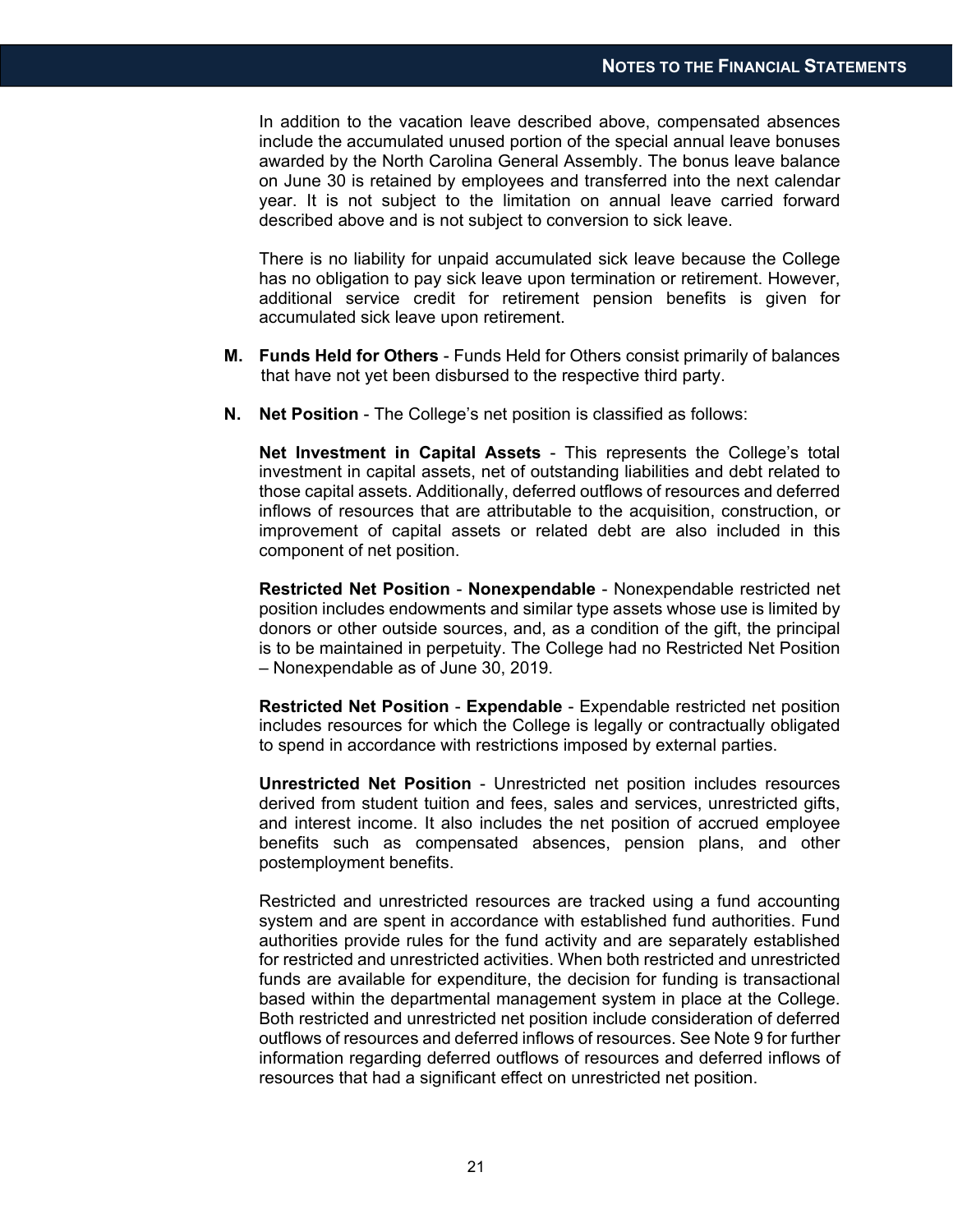In addition to the vacation leave described above, compensated absences include the accumulated unused portion of the special annual leave bonuses awarded by the North Carolina General Assembly. The bonus leave balance on June 30 is retained by employees and transferred into the next calendar year. It is not subject to the limitation on annual leave carried forward described above and is not subject to conversion to sick leave.

There is no liability for unpaid accumulated sick leave because the College has no obligation to pay sick leave upon termination or retirement. However, additional service credit for retirement pension benefits is given for accumulated sick leave upon retirement.

**M. Funds Held for Others** - Funds Held for Others consist primarily of balances that have not yet been disbursed to the respective third party.

**N. Net Position** - The College's net position is classified as follows:

**Net Investment in Capital Assets** - This represents the College's total investment in capital assets, net of outstanding liabilities and debt related to those capital assets. Additionally, deferred outflows of resources and deferred inflows of resources that are attributable to the acquisition, construction, or improvement of capital assets or related debt are also included in this component of net position.

**Restricted Net Position** - **Nonexpendable** - Nonexpendable restricted net position includes endowments and similar type assets whose use is limited by donors or other outside sources, and, as a condition of the gift, the principal is to be maintained in perpetuity. The College had no Restricted Net Position – Nonexpendable as of June 30, 2019.

**Restricted Net Position** - **Expendable** - Expendable restricted net position includes resources for which the College is legally or contractually obligated to spend in accordance with restrictions imposed by external parties.

**Unrestricted Net Position** - Unrestricted net position includes resources derived from student tuition and fees, sales and services, unrestricted gifts, and interest income. It also includes the net position of accrued employee benefits such as compensated absences, pension plans, and other postemployment benefits.

Restricted and unrestricted resources are tracked using a fund accounting system and are spent in accordance with established fund authorities. Fund authorities provide rules for the fund activity and are separately established for restricted and unrestricted activities. When both restricted and unrestricted funds are available for expenditure, the decision for funding is transactional based within the departmental management system in place at the College. Both restricted and unrestricted net position include consideration of deferred outflows of resources and deferred inflows of resources. See Note 9 for further information regarding deferred outflows of resources and deferred inflows of resources that had a significant effect on unrestricted net position.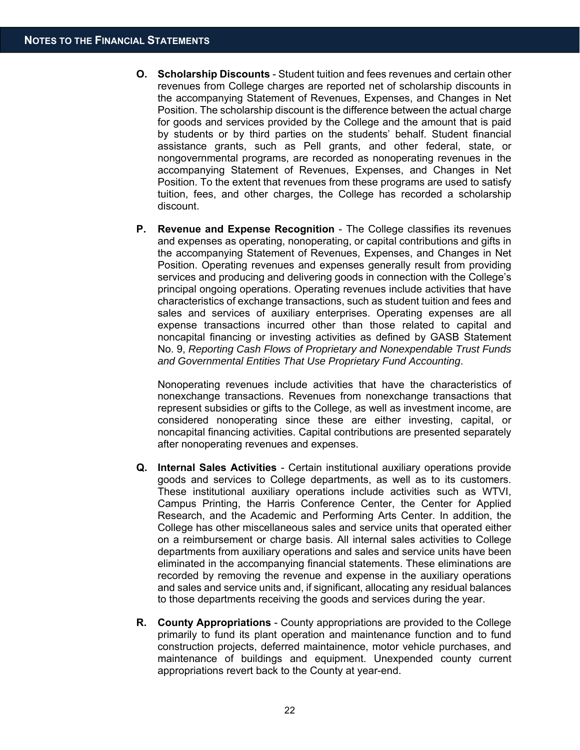**O. Scholarship Discounts** - Student tuition and fees revenues and certain other revenues from College charges are reported net of scholarship discounts in the accompanying Statement of Revenues, Expenses, and Changes in Net Position. The scholarship discount is the difference between the actual charge for goods and services provided by the College and the amount that is paid by students or by third parties on the students' behalf. Student financial assistance grants, such as Pell grants, and other federal, state, or nongovernmental programs, are recorded as nonoperating revenues in the accompanying Statement of Revenues, Expenses, and Changes in Net Position. To the extent that revenues from these programs are used to satisfy tuition, fees, and other charges, the College has recorded a scholarship discount.

**P. Revenue and Expense Recognition** - The College classifies its revenues and expenses as operating, nonoperating, or capital contributions and gifts in the accompanying Statement of Revenues, Expenses, and Changes in Net Position. Operating revenues and expenses generally result from providing services and producing and delivering goods in connection with the College's principal ongoing operations. Operating revenues include activities that have characteristics of exchange transactions, such as student tuition and fees and sales and services of auxiliary enterprises. Operating expenses are all expense transactions incurred other than those related to capital and noncapital financing or investing activities as defined by GASB Statement No. 9, *Reporting Cash Flows of Proprietary and Nonexpendable Trust Funds and Governmental Entities That Use Proprietary Fund Accounting*.

Nonoperating revenues include activities that have the characteristics of nonexchange transactions. Revenues from nonexchange transactions that represent subsidies or gifts to the College, as well as investment income, are considered nonoperating since these are either investing, capital, or noncapital financing activities. Capital contributions are presented separately after nonoperating revenues and expenses.

**Q. Internal Sales Activities** - Certain institutional auxiliary operations provide goods and services to College departments, as well as to its customers. These institutional auxiliary operations include activities such as WTVI, Campus Printing, the Harris Conference Center, the Center for Applied Research, and the Academic and Performing Arts Center. In addition, the College has other miscellaneous sales and service units that operated either on a reimbursement or charge basis. All internal sales activities to College departments from auxiliary operations and sales and service units have been eliminated in the accompanying financial statements. These eliminations are recorded by removing the revenue and expense in the auxiliary operations and sales and service units and, if significant, allocating any residual balances to those departments receiving the goods and services during the year.

**R. County Appropriations** - County appropriations are provided to the College primarily to fund its plant operation and maintenance function and to fund construction projects, deferred maintainence, motor vehicle purchases, and maintenance of buildings and equipment. Unexpended county current appropriations revert back to the County at year-end.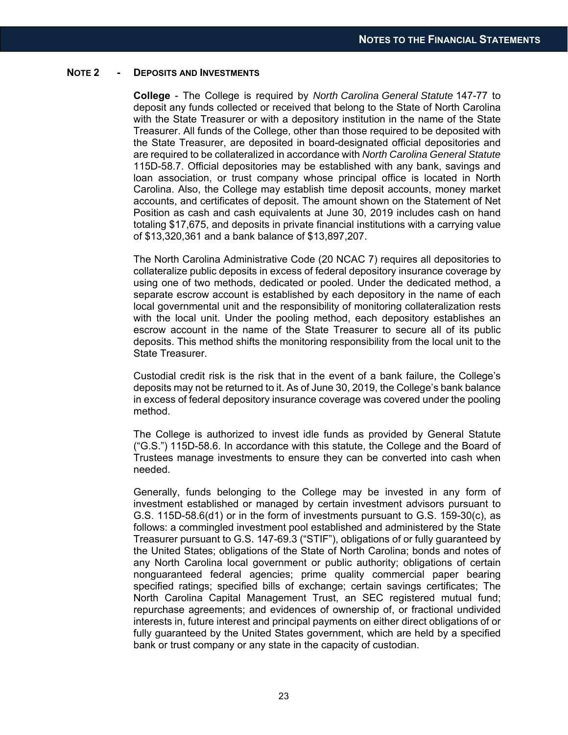## NOTE 2 - DEPOSITS AND INVESTMENTS

**College** - The College is required by *North Carolina General Statute* 147-77 to deposit any funds collected or received that belong to the State of North Carolina with the State Treasurer or with a depository institution in the name of the State Treasurer. All funds of the College, other than those required to be deposited with the State Treasurer, are deposited in board-designated official depositories and are required to be collateralized in accordance with *North Carolina General Statute* 115D-58.7. Official depositories may be established with any bank, savings and loan association, or trust company whose principal office is located in North Carolina. Also, the College may establish time deposit accounts, money market accounts, and certificates of deposit. The amount shown on the Statement of Net Position as cash and cash equivalents at June 30, 2019 includes cash on hand totaling $17,675, and deposits in private financial institutions with a carrying value of $13,320,361 and a bank balance of $13,897,207.

The North Carolina Administrative Code (20 NCAC 7) requires all depositories to collateralize public deposits in excess of federal depository insurance coverage by using one of two methods, dedicated or pooled. Under the dedicated method, a separate escrow account is established by each depository in the name of each local governmental unit and the responsibility of monitoring collateralization rests with the local unit. Under the pooling method, each depository establishes an escrow account in the name of the State Treasurer to secure all of its public deposits. This method shifts the monitoring responsibility from the local unit to the State Treasurer.

Custodial credit risk is the risk that in the event of a bank failure, the College's deposits may not be returned to it. As of June 30, 2019, the College's bank balance in excess of federal depository insurance coverage was covered under the pooling method.

The College is authorized to invest idle funds as provided by General Statute ("G.S.") 115D-58.6. In accordance with this statute, the College and the Board of Trustees manage investments to ensure they can be converted into cash when needed.

Generally, funds belonging to the College may be invested in any form of investment established or managed by certain investment advisors pursuant to G.S. 115D-58.6(d1) or in the form of investments pursuant to G.S. 159-30(c), as follows: a commingled investment pool established and administered by the State Treasurer pursuant to G.S. 147-69.3 ("STIF"), obligations of or fully guaranteed by the United States; obligations of the State of North Carolina; bonds and notes of any North Carolina local government or public authority; obligations of certain nonguaranteed federal agencies; prime quality commercial paper bearing specified ratings; specified bills of exchange; certain savings certificates; The North Carolina Capital Management Trust, an SEC registered mutual fund; repurchase agreements; and evidences of ownership of, or fractional undivided interests in, future interest and principal payments on either direct obligations of or fully guaranteed by the United States government, which are held by a specified bank or trust company or any state in the capacity of custodian.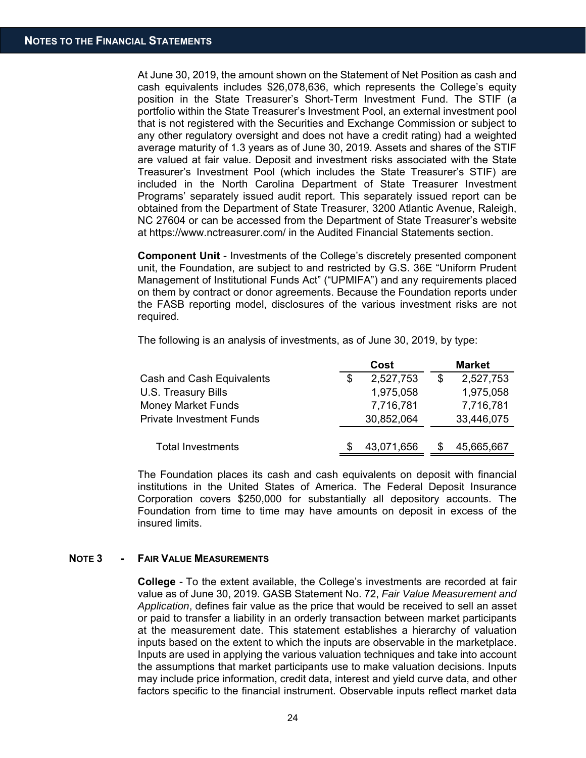At June 30, 2019, the amount shown on the Statement of Net Position as cash and cash equivalents includes $26,078,636, which represents the College's equity position in the State Treasurer's Short-Term Investment Fund. The STIF (a portfolio within the State Treasurer's Investment Pool, an external investment pool that is not registered with the Securities and Exchange Commission or subject to any other regulatory oversight and does not have a credit rating) had a weighted average maturity of 1.3 years as of June 30, 2019. Assets and shares of the STIF are valued at fair value. Deposit and investment risks associated with the State Treasurer's Investment Pool (which includes the State Treasurer's STIF) are included in the North Carolina Department of State Treasurer Investment Programs' separately issued audit report. This separately issued report can be obtained from the Department of State Treasurer, 3200 Atlantic Avenue, Raleigh, NC 27604 or can be accessed from the Department of State Treasurer's website at https://www.nctreasurer.com/ in the Audited Financial Statements section.

**Component Unit** - Investments of the College's discretely presented component unit, the Foundation, are subject to and restricted by G.S. 36E "Uniform Prudent Management of Institutional Funds Act" ("UPMIFA") and any requirements placed on them by contract or donor agreements. Because the Foundation reports under the FASB reporting model, disclosures of the various investment risks are not required.

The following is an analysis of investments, as of June 30, 2019, by type:

| | Cost | Market |
|---|---|---|
| Cash and Cash Equivalents | $ 2,527,753 | $ 2,527,753 |
| U.S. Treasury Bills | 1,975,058 | 1,975,058 |
| Money Market Funds | 7,716,781 | 7,716,781 |
| Private Investment Funds | 30,852,064 | 33,446,075 |
| Total Investments | $ 43,071,656 | $ 45,665,667 |

The Foundation places its cash and cash equivalents on deposit with financial institutions in the United States of America. The Federal Deposit Insurance Corporation covers $250,000 for substantially all depository accounts. The Foundation from time to time may have amounts on deposit in excess of the insured limits.

## NOTE 3 - FAIR VALUE MEASUREMENTS

**College** - To the extent available, the College's investments are recorded at fair value as of June 30, 2019. GASB Statement No. 72, *Fair Value Measurement and Application*, defines fair value as the price that would be received to sell an asset or paid to transfer a liability in an orderly transaction between market participants at the measurement date. This statement establishes a hierarchy of valuation inputs based on the extent to which the inputs are observable in the marketplace. Inputs are used in applying the various valuation techniques and take into account the assumptions that market participants use to make valuation decisions. Inputs may include price information, credit data, interest and yield curve data, and other factors specific to the financial instrument. Observable inputs reflect market data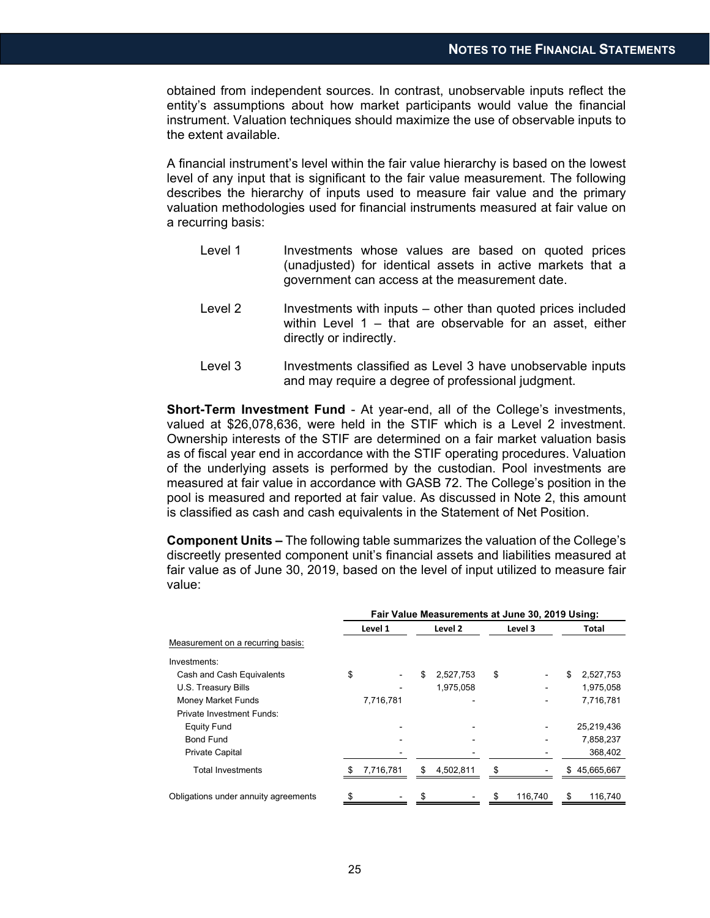obtained from independent sources. In contrast, unobservable inputs reflect the entity's assumptions about how market participants would value the financial instrument. Valuation techniques should maximize the use of observable inputs to the extent available.

A financial instrument's level within the fair value hierarchy is based on the lowest level of any input that is significant to the fair value measurement. The following describes the hierarchy of inputs used to measure fair value and the primary valuation methodologies used for financial instruments measured at fair value on a recurring basis:

Level 1 — Investments whose values are based on quoted prices (unadjusted) for identical assets in active markets that a government can access at the measurement date.

Level 2 — Investments with inputs – other than quoted prices included within Level 1 – that are observable for an asset, either directly or indirectly.

Level 3 — Investments classified as Level 3 have unobservable inputs and may require a degree of professional judgment.

**Short-Term Investment Fund** - At year-end, all of the College's investments, valued at $26,078,636, were held in the STIF which is a Level 2 investment. Ownership interests of the STIF are determined on a fair market valuation basis as of fiscal year end in accordance with the STIF operating procedures. Valuation of the underlying assets is performed by the custodian. Pool investments are measured at fair value in accordance with GASB 72. The College's position in the pool is measured and reported at fair value. As discussed in Note 2, this amount is classified as cash and cash equivalents in the Statement of Net Position.

**Component Units –** The following table summarizes the valuation of the College's discreetly presented component unit's financial assets and liabilities measured at fair value as of June 30, 2019, based on the level of input utilized to measure fair value:

| | Fair Value Measurements at June 30, 2019 Using: | | | |
|---|---|---|---|---|
| | Level 1 | Level 2 | Level 3 | Total |
| Measurement on a recurring basis: | | | | |
| Investments: | | | | |
| Cash and Cash Equivalents | $ - | $ 2,527,753 | $ - | $ 2,527,753 |
| U.S. Treasury Bills | - | 1,975,058 | - | 1,975,058 |
| Money Market Funds | 7,716,781 | - | - | 7,716,781 |
| Private Investment Funds: | | | | |
| Equity Fund | - | - | - | 25,219,436 |
| Bond Fund | - | - | - | 7,858,237 |
| Private Capital | - | - | - | 368,402 |
| Total Investments | $ 7,716,781 | $ 4,502,811 | $ - | $ 45,665,667 |
| Obligations under annuity agreements | $ - | $ - | $ 116,740 | $ 116,740 |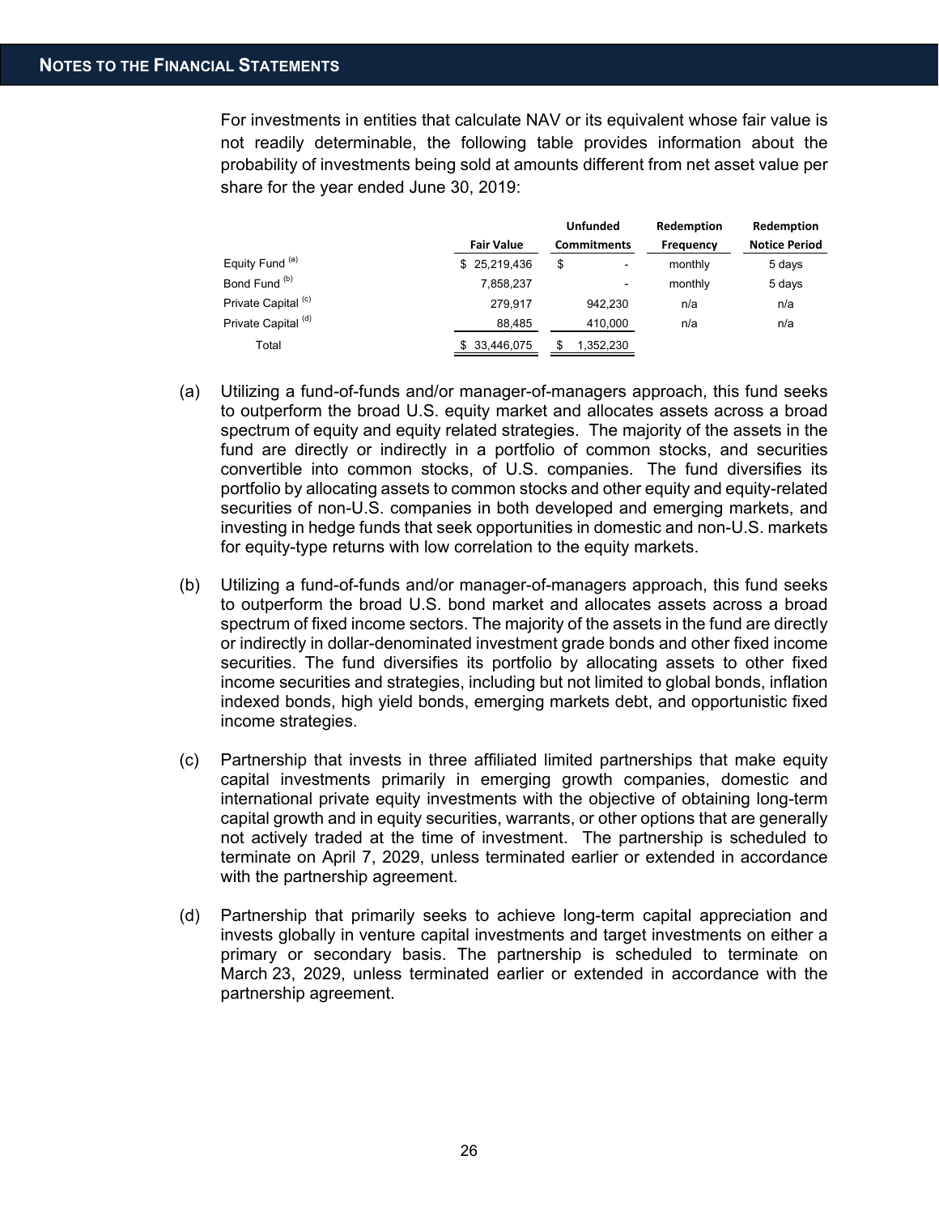For investments in entities that calculate NAV or its equivalent whose fair value is not readily determinable, the following table provides information about the probability of investments being sold at amounts different from net asset value per share for the year ended June 30, 2019:

| | Fair Value | Unfunded Commitments | Redemption Frequency | Redemption Notice Period |
|---|---|---|---|---|
| Equity Fund [(a)] | $ 25,219,436 | $ - | monthly | 5 days |
| Bond Fund [(b)] | 7,858,237 | - | monthly | 5 days |
| Private Capital [(c)] | 279,917 | 942,230 | n/a | n/a |
| Private Capital [(d)] | 88,485 | 410,000 | n/a | n/a |
| Total | $ 33,446,075 | $ 1,352,230 | | |

(a) Utilizing a fund-of-funds and/or manager-of-managers approach, this fund seeks to outperform the broad U.S. equity market and allocates assets across a broad spectrum of equity and equity related strategies. The majority of the assets in the fund are directly or indirectly in a portfolio of common stocks, and securities convertible into common stocks, of U.S. companies. The fund diversifies its portfolio by allocating assets to common stocks and other equity and equity-related securities of non-U.S. companies in both developed and emerging markets, and investing in hedge funds that seek opportunities in domestic and non-U.S. markets for equity-type returns with low correlation to the equity markets.

(b) Utilizing a fund-of-funds and/or manager-of-managers approach, this fund seeks to outperform the broad U.S. bond market and allocates assets across a broad spectrum of fixed income sectors. The majority of the assets in the fund are directly or indirectly in dollar-denominated investment grade bonds and other fixed income securities. The fund diversifies its portfolio by allocating assets to other fixed income securities and strategies, including but not limited to global bonds, inflation indexed bonds, high yield bonds, emerging markets debt, and opportunistic fixed income strategies.

(c) Partnership that invests in three affiliated limited partnerships that make equity capital investments primarily in emerging growth companies, domestic and international private equity investments with the objective of obtaining long-term capital growth and in equity securities, warrants, or other options that are generally not actively traded at the time of investment. The partnership is scheduled to terminate on April 7, 2029, unless terminated earlier or extended in accordance with the partnership agreement.

(d) Partnership that primarily seeks to achieve long-term capital appreciation and invests globally in venture capital investments and target investments on either a primary or secondary basis. The partnership is scheduled to terminate on March 23, 2029, unless terminated earlier or extended in accordance with the partnership agreement.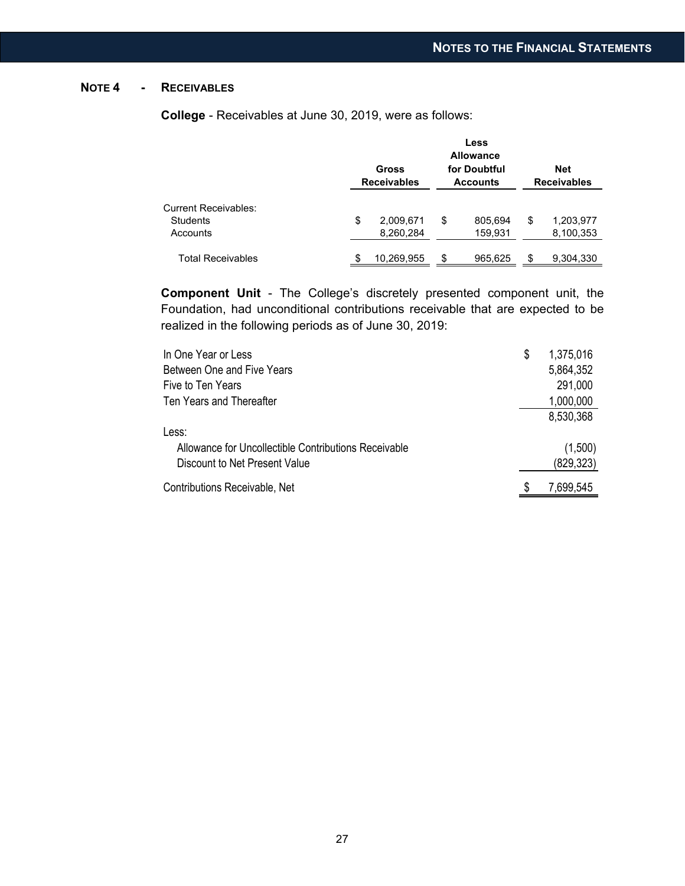## NOTE 4 - RECEIVABLES

**College** - Receivables at June 30, 2019, were as follows:

| | Gross Receivables | Less Allowance for Doubtful Accounts | Net Receivables |
|---|---|---|---|
| Current Receivables: | | | |
| Students | $ 2,009,671 | $ 805,694 | $ 1,203,977 |
| Accounts | 8,260,284 | 159,931 | 8,100,353 |
| Total Receivables | $ 10,269,955 | $ 965,625 | $ 9,304,330 |

**Component Unit** - The College's discretely presented component unit, the Foundation, had unconditional contributions receivable that are expected to be realized in the following periods as of June 30, 2019:

| | |
|---|---|
| In One Year or Less | $ 1,375,016 |
| Between One and Five Years | 5,864,352 |
| Five to Ten Years | 291,000 |
| Ten Years and Thereafter | 1,000,000 |
| | 8,530,368 |
| Less: | |
| Allowance for Uncollectible Contributions Receivable | (1,500) |
| Discount to Net Present Value | (829,323) |
| Contributions Receivable, Net | $ 7,699,545 |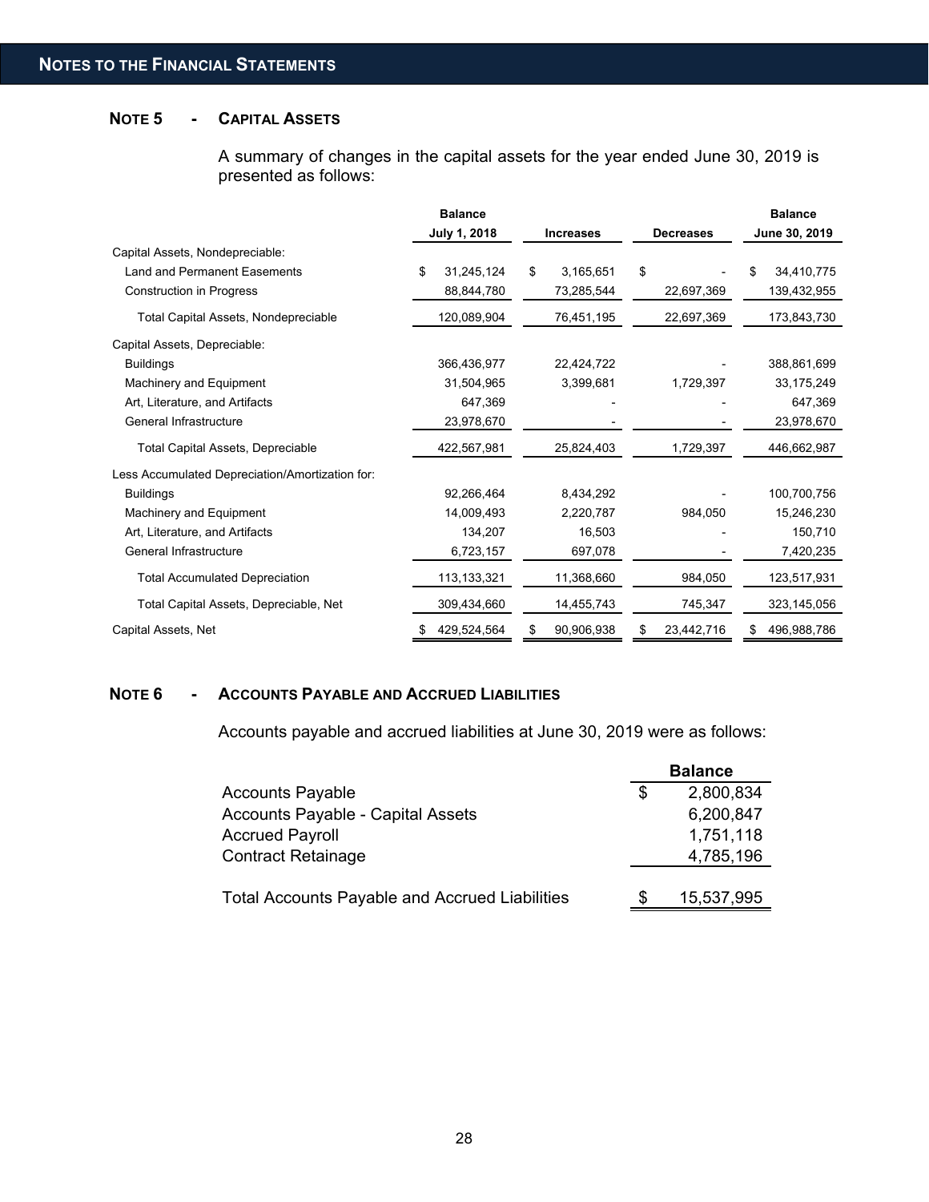## Notes to the Financial Statements

### Note 5 - Capital Assets

A summary of changes in the capital assets for the year ended June 30, 2019 is presented as follows:

| | Balance July 1, 2018 | Increases | Decreases | Balance June 30, 2019 |
|---|---|---|---|---|
| Capital Assets, Nondepreciable: | | | | |
| Land and Permanent Easements | $ 31,245,124 | $ 3,165,651 | $ - | $ 34,410,775 |
| Construction in Progress | 88,844,780 | 73,285,544 | 22,697,369 | 139,432,955 |
| Total Capital Assets, Nondepreciable | 120,089,904 | 76,451,195 | 22,697,369 | 173,843,730 |
| Capital Assets, Depreciable: | | | | |
| Buildings | 366,436,977 | 22,424,722 | - | 388,861,699 |
| Machinery and Equipment | 31,504,965 | 3,399,681 | 1,729,397 | 33,175,249 |
| Art, Literature, and Artifacts | 647,369 | - | - | 647,369 |
| General Infrastructure | 23,978,670 | - | - | 23,978,670 |
| Total Capital Assets, Depreciable | 422,567,981 | 25,824,403 | 1,729,397 | 446,662,987 |
| Less Accumulated Depreciation/Amortization for: | | | | |
| Buildings | 92,266,464 | 8,434,292 | - | 100,700,756 |
| Machinery and Equipment | 14,009,493 | 2,220,787 | 984,050 | 15,246,230 |
| Art, Literature, and Artifacts | 134,207 | 16,503 | - | 150,710 |
| General Infrastructure | 6,723,157 | 697,078 | - | 7,420,235 |
| Total Accumulated Depreciation | 113,133,321 | 11,368,660 | 984,050 | 123,517,931 |
| Total Capital Assets, Depreciable, Net | 309,434,660 | 14,455,743 | 745,347 | 323,145,056 |
| Capital Assets, Net | $ 429,524,564 | $ 90,906,938 | $ 23,442,716 | $ 496,988,786 |

### Note 6 - Accounts Payable and Accrued Liabilities

Accounts payable and accrued liabilities at June 30, 2019 were as follows:

| | Balance |
|---|---|
| Accounts Payable | $ 2,800,834 |
| Accounts Payable - Capital Assets | 6,200,847 |
| Accrued Payroll | 1,751,118 |
| Contract Retainage | 4,785,196 |
| Total Accounts Payable and Accrued Liabilities | $ 15,537,995 |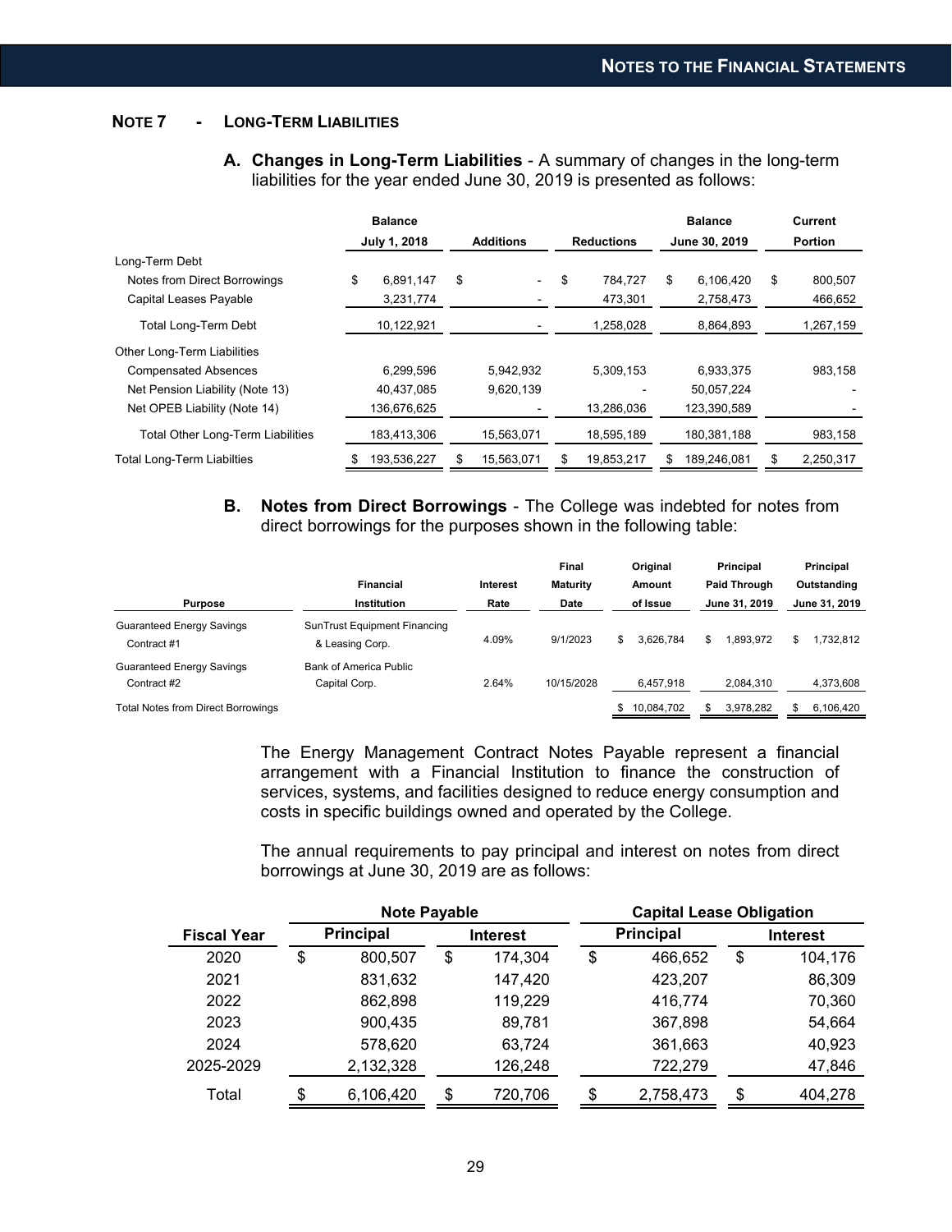## NOTE 7 - LONG-TERM LIABILITIES

**A. Changes in Long-Term Liabilities** - A summary of changes in the long-term liabilities for the year ended June 30, 2019 is presented as follows:

| | Balance July 1, 2018 | Additions | Reductions | Balance June 30, 2019 | Current Portion |
|---|---|---|---|---|---|
| Long-Term Debt | | | | | |
| Notes from Direct Borrowings | $ 6,891,147 | $ - | $ 784,727 | $ 6,106,420 | $ 800,507 |
| Capital Leases Payable | 3,231,774 | - | 473,301 | 2,758,473 | 466,652 |
| Total Long-Term Debt | 10,122,921 | - | 1,258,028 | 8,864,893 | 1,267,159 |
| Other Long-Term Liabilities | | | | | |
| Compensated Absences | 6,299,596 | 5,942,932 | 5,309,153 | 6,933,375 | 983,158 |
| Net Pension Liability (Note 13) | 40,437,085 | 9,620,139 | - | 50,057,224 | - |
| Net OPEB Liability (Note 14) | 136,676,625 | - | 13,286,036 | 123,390,589 | - |
| Total Other Long-Term Liabilities | 183,413,306 | 15,563,071 | 18,595,189 | 180,381,188 | 983,158 |
| Total Long-Term Liabilties | $ 193,536,227 | $ 15,563,071 | $ 19,853,217 | $ 189,246,081 | $ 2,250,317 |

**B. Notes from Direct Borrowings** - The College was indebted for notes from direct borrowings for the purposes shown in the following table:

| Purpose | Financial Institution | Interest Rate | Final Maturity Date | Original Amount of Issue | Principal Paid Through June 31, 2019 | Principal Outstanding June 31, 2019 |
|---|---|---|---|---|---|---|
| Guaranteed Energy Savings Contract #1 | SunTrust Equipment Financing & Leasing Corp. | 4.09% | 9/1/2023 | $ 3,626,784 | $ 1,893,972 | $ 1,732,812 |
| Guaranteed Energy Savings Contract #2 | Bank of America Public Capital Corp. | 2.64% | 10/15/2028 | 6,457,918 | 2,084,310 | 4,373,608 |
| Total Notes from Direct Borrowings | | | | $ 10,084,702 | $ 3,978,282 | $ 6,106,420 |

The Energy Management Contract Notes Payable represent a financial arrangement with a Financial Institution to finance the construction of services, systems, and facilities designed to reduce energy consumption and costs in specific buildings owned and operated by the College.

The annual requirements to pay principal and interest on notes from direct borrowings at June 30, 2019 are as follows:

| | Note Payable | | Capital Lease Obligation | |
|---|---|---|---|---|
| Fiscal Year | Principal | Interest | Principal | Interest |
| 2020 | $ 800,507 | $ 174,304 | $ 466,652 | $ 104,176 |
| 2021 | 831,632 | 147,420 | 423,207 | 86,309 |
| 2022 | 862,898 | 119,229 | 416,774 | 70,360 |
| 2023 | 900,435 | 89,781 | 367,898 | 54,664 |
| 2024 | 578,620 | 63,724 | 361,663 | 40,923 |
| 2025-2029 | 2,132,328 | 126,248 | 722,279 | 47,846 |
| Total | $ 6,106,420 | $ 720,706 | $ 2,758,473 | $ 404,278 |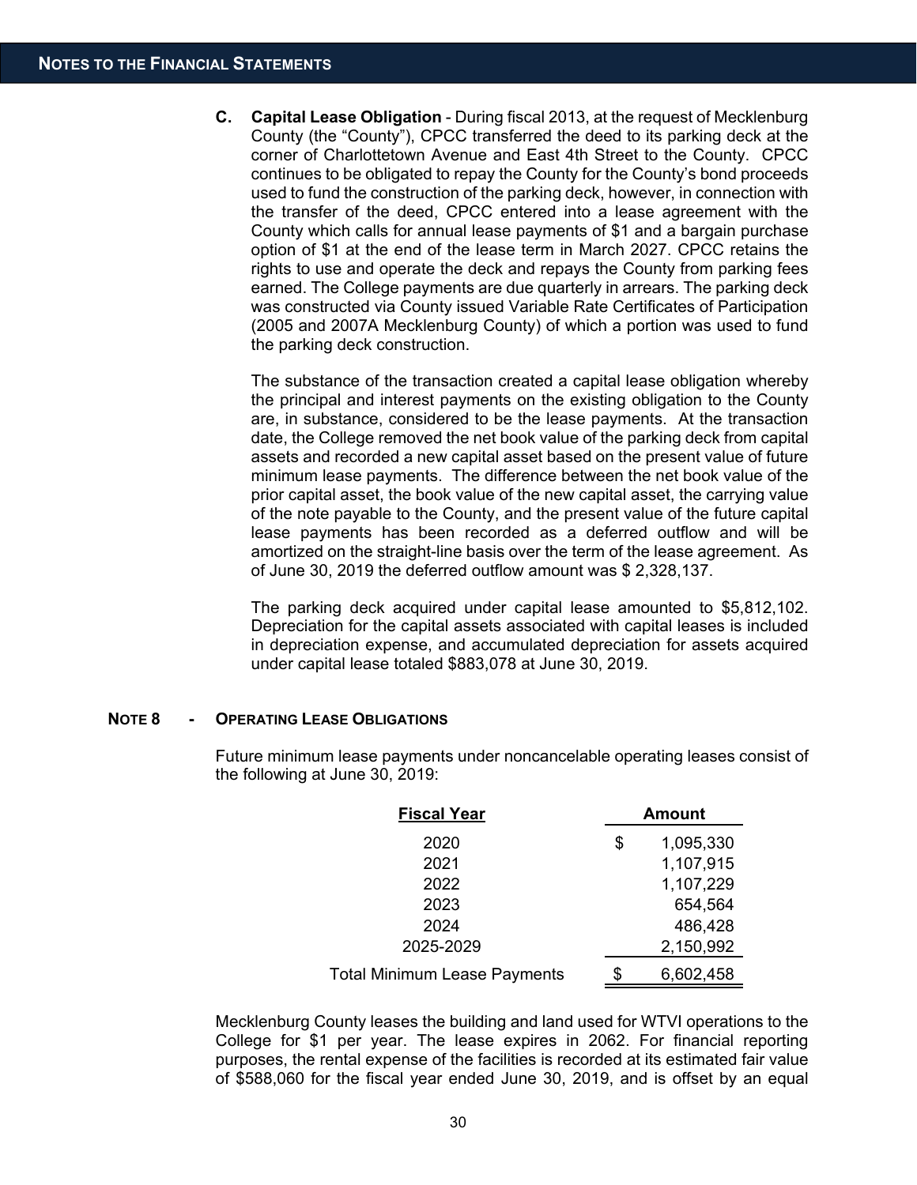**C. Capital Lease Obligation** - During fiscal 2013, at the request of Mecklenburg County (the "County"), CPCC transferred the deed to its parking deck at the corner of Charlottetown Avenue and East 4th Street to the County. CPCC continues to be obligated to repay the County for the County's bond proceeds used to fund the construction of the parking deck, however, in connection with the transfer of the deed, CPCC entered into a lease agreement with the County which calls for annual lease payments of $1 and a bargain purchase option of $1 at the end of the lease term in March 2027. CPCC retains the rights to use and operate the deck and repays the County from parking fees earned. The College payments are due quarterly in arrears. The parking deck was constructed via County issued Variable Rate Certificates of Participation (2005 and 2007A Mecklenburg County) of which a portion was used to fund the parking deck construction.

The substance of the transaction created a capital lease obligation whereby the principal and interest payments on the existing obligation to the County are, in substance, considered to be the lease payments. At the transaction date, the College removed the net book value of the parking deck from capital assets and recorded a new capital asset based on the present value of future minimum lease payments. The difference between the net book value of the prior capital asset, the book value of the new capital asset, the carrying value of the note payable to the County, and the present value of the future capital lease payments has been recorded as a deferred outflow and will be amortized on the straight-line basis over the term of the lease agreement. As of June 30, 2019 the deferred outflow amount was $ 2,328,137.

The parking deck acquired under capital lease amounted to $5,812,102. Depreciation for the capital assets associated with capital leases is included in depreciation expense, and accumulated depreciation for assets acquired under capital lease totaled $883,078 at June 30, 2019.

## NOTE 8 - OPERATING LEASE OBLIGATIONS

Future minimum lease payments under noncancelable operating leases consist of the following at June 30, 2019:

| Fiscal Year | Amount |
|---|---|
| 2020 | $ 1,095,330 |
| 2021 | 1,107,915 |
| 2022 | 1,107,229 |
| 2023 | 654,564 |
| 2024 | 486,428 |
| 2025-2029 | 2,150,992 |
| Total Minimum Lease Payments | $ 6,602,458 |

Mecklenburg County leases the building and land used for WTVI operations to the College for $1 per year. The lease expires in 2062. For financial reporting purposes, the rental expense of the facilities is recorded at its estimated fair value of $588,060 for the fiscal year ended June 30, 2019, and is offset by an equal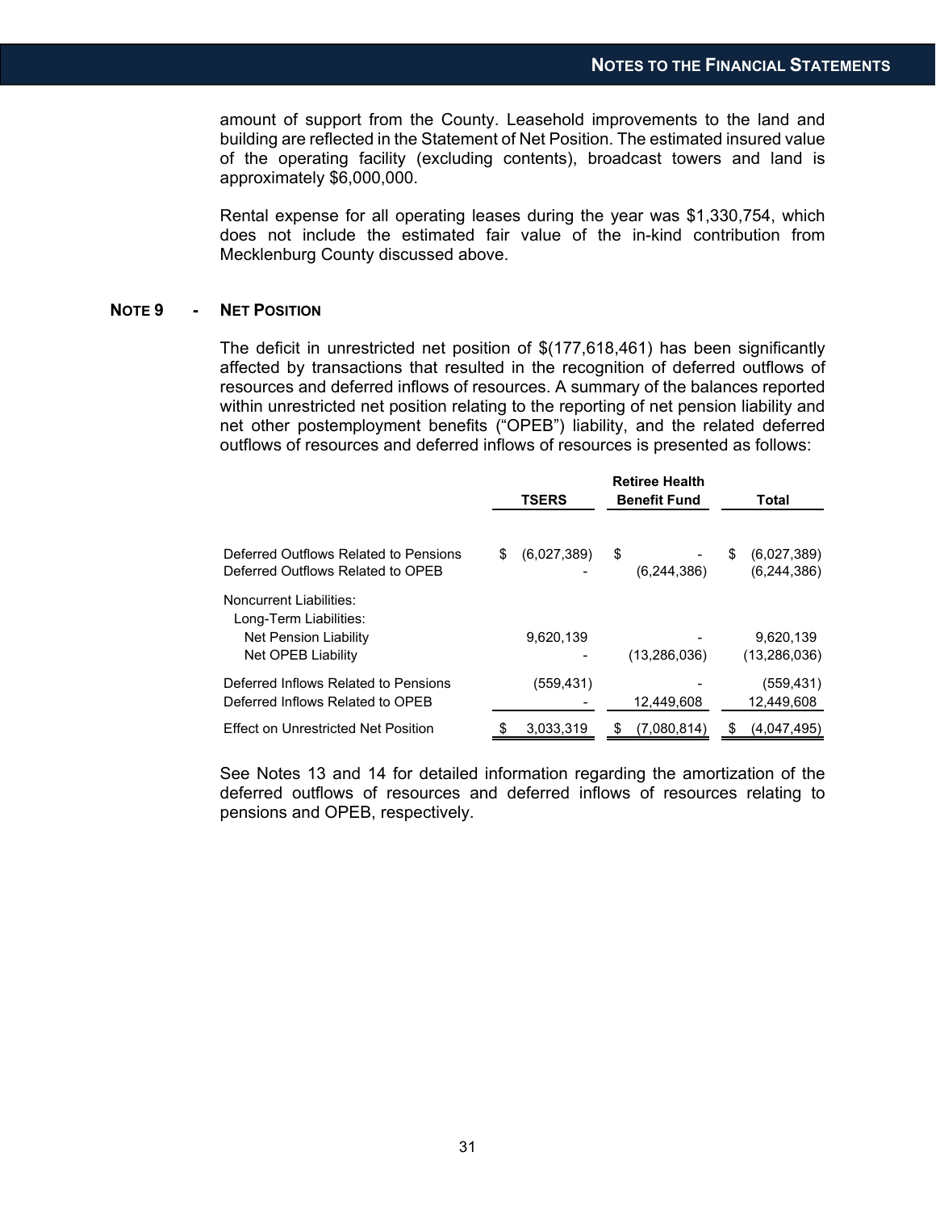amount of support from the County. Leasehold improvements to the land and building are reflected in the Statement of Net Position. The estimated insured value of the operating facility (excluding contents), broadcast towers and land is approximately $6,000,000.

Rental expense for all operating leases during the year was $1,330,754, which does not include the estimated fair value of the in-kind contribution from Mecklenburg County discussed above.

## NOTE 9 - NET POSITION

The deficit in unrestricted net position of $(177,618,461) has been significantly affected by transactions that resulted in the recognition of deferred outflows of resources and deferred inflows of resources. A summary of the balances reported within unrestricted net position relating to the reporting of net pension liability and net other postemployment benefits ("OPEB") liability, and the related deferred outflows of resources and deferred inflows of resources is presented as follows:

| | TSERS | Retiree Health Benefit Fund | Total |
|---|---|---|---|
| Deferred Outflows Related to Pensions | $ (6,027,389) | $ - | $ (6,027,389) |
| Deferred Outflows Related to OPEB | - | (6,244,386) | (6,244,386) |
| Noncurrent Liabilities: | | | |
| Long-Term Liabilities: | | | |
| Net Pension Liability | 9,620,139 | - | 9,620,139 |
| Net OPEB Liability | - | (13,286,036) | (13,286,036) |
| Deferred Inflows Related to Pensions | (559,431) | - | (559,431) |
| Deferred Inflows Related to OPEB | - | 12,449,608 | 12,449,608 |
| Effect on Unrestricted Net Position | $ 3,033,319 | $ (7,080,814) | $ (4,047,495) |

See Notes 13 and 14 for detailed information regarding the amortization of the deferred outflows of resources and deferred inflows of resources relating to pensions and OPEB, respectively.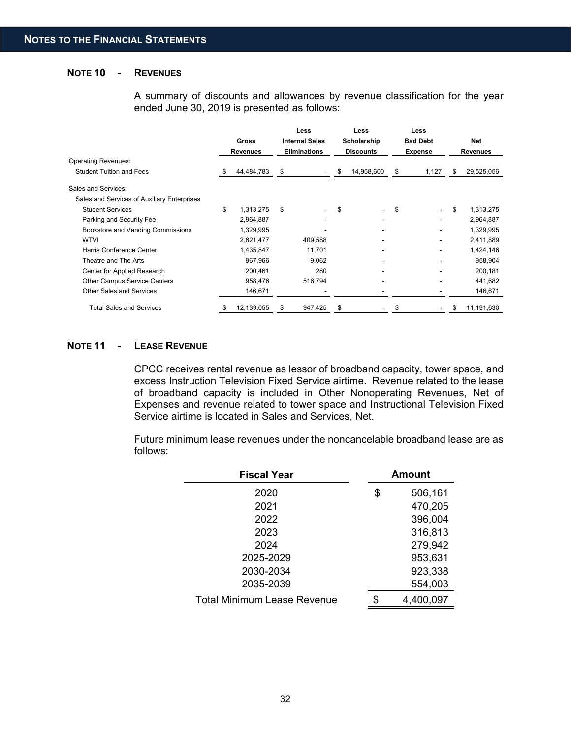## NOTE 10 - REVENUES

A summary of discounts and allowances by revenue classification for the year ended June 30, 2019 is presented as follows:

| | Gross Revenues | Less Internal Sales Eliminations | Less Scholarship Discounts | Less Bad Debt Expense | Net Revenues |
|---|---|---|---|---|---|
| Operating Revenues: | | | | | |
| Student Tuition and Fees | $ 44,484,783 | $ - | $ 14,958,600 | $ 1,127 | $ 29,525,056 |
| Sales and Services: | | | | | |
| Sales and Services of Auxiliary Enterprises | | | | | |
| Student Services | $ 1,313,275 | $ - | $ - | $ - | $ 1,313,275 |
| Parking and Security Fee | 2,964,887 | - | - | - | 2,964,887 |
| Bookstore and Vending Commissions | 1,329,995 | - | - | - | 1,329,995 |
| WTVI | 2,821,477 | 409,588 | - | - | 2,411,889 |
| Harris Conference Center | 1,435,847 | 11,701 | - | - | 1,424,146 |
| Theatre and The Arts | 967,966 | 9,062 | - | - | 958,904 |
| Center for Applied Research | 200,461 | 280 | - | - | 200,181 |
| Other Campus Service Centers | 958,476 | 516,794 | - | - | 441,682 |
| Other Sales and Services | 146,671 | - | - | - | 146,671 |
| Total Sales and Services | $ 12,139,055 | $ 947,425 | $ - | $ - | $ 11,191,630 |

## NOTE 11 - LEASE REVENUE

CPCC receives rental revenue as lessor of broadband capacity, tower space, and excess Instruction Television Fixed Service airtime. Revenue related to the lease of broadband capacity is included in Other Nonoperating Revenues, Net of Expenses and revenue related to tower space and Instructional Television Fixed Service airtime is located in Sales and Services, Net.

Future minimum lease revenues under the noncancelable broadband lease are as follows:

| Fiscal Year | Amount |
|---|---|
| 2020 | $ 506,161 |
| 2021 | 470,205 |
| 2022 | 396,004 |
| 2023 | 316,813 |
| 2024 | 279,942 |
| 2025-2029 | 953,631 |
| 2030-2034 | 923,338 |
| 2035-2039 | 554,003 |
| Total Minimum Lease Revenue | $ 4,400,097 |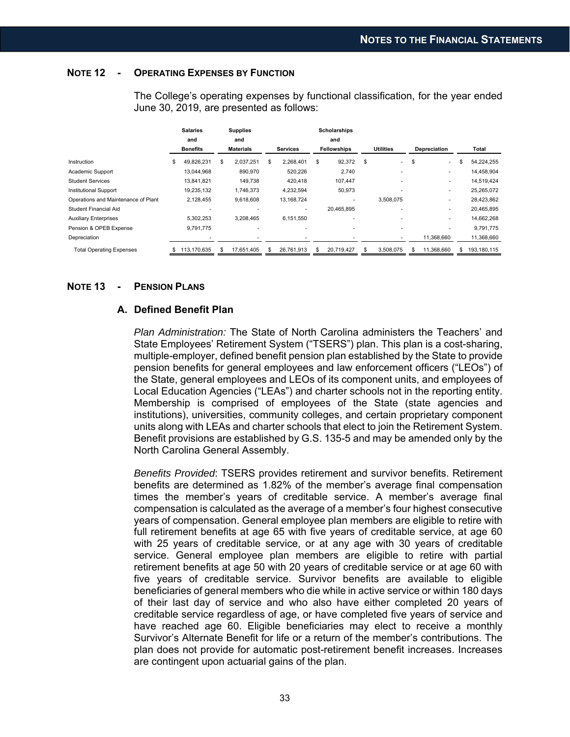## NOTE 12 - OPERATING EXPENSES BY FUNCTION

The College's operating expenses by functional classification, for the year ended June 30, 2019, are presented as follows:

| | Salaries and Benefits | Supplies and Materials | Services | Scholarships and Fellowships | Utilities | Depreciation | Total |
|---|---|---|---|---|---|---|---|
| Instruction | $ 49,826,231 | $ 2,037,251 | $ 2,268,401 | $ 92,372 | $ - | $ - | $ 54,224,255 |
| Academic Support | 13,044,968 | 890,970 | 520,226 | 2,740 | - | - | 14,458,904 |
| Student Services | 13,841,821 | 149,738 | 420,418 | 107,447 | - | - | 14,519,424 |
| Institutional Support | 19,235,132 | 1,746,373 | 4,232,594 | 50,973 | - | - | 25,265,072 |
| Operations and Maintenance of Plant | 2,128,455 | 9,618,608 | 13,168,724 | - | 3,508,075 | - | 28,423,862 |
| Student Financial Aid | - | - | - | 20,465,895 | - | - | 20,465,895 |
| Auxiliary Enterprises | 5,302,253 | 3,208,465 | 6,151,550 | - | - | - | 14,662,268 |
| Pension & OPEB Expense | 9,791,775 | - | - | - | - | - | 9,791,775 |
| Depreciation | - | - | - | - | - | 11,368,660 | 11,368,660 |
| Total Operating Expenses | $ 113,170,635 | $ 17,651,405 | $ 26,761,913 | $ 20,719,427 | $ 3,508,075 | $ 11,368,660 | $ 193,180,115 |

## NOTE 13 - PENSION PLANS

### A. Defined Benefit Plan

*Plan Administration:* The State of North Carolina administers the Teachers' and State Employees' Retirement System ("TSERS") plan. This plan is a cost-sharing, multiple-employer, defined benefit pension plan established by the State to provide pension benefits for general employees and law enforcement officers ("LEOs") of the State, general employees and LEOs of its component units, and employees of Local Education Agencies ("LEAs") and charter schools not in the reporting entity. Membership is comprised of employees of the State (state agencies and institutions), universities, community colleges, and certain proprietary component units along with LEAs and charter schools that elect to join the Retirement System. Benefit provisions are established by G.S. 135-5 and may be amended only by the North Carolina General Assembly.

*Benefits Provided*: TSERS provides retirement and survivor benefits. Retirement benefits are determined as 1.82% of the member's average final compensation times the member's years of creditable service. A member's average final compensation is calculated as the average of a member's four highest consecutive years of compensation. General employee plan members are eligible to retire with full retirement benefits at age 65 with five years of creditable service, at age 60 with 25 years of creditable service, or at any age with 30 years of creditable service. General employee plan members are eligible to retire with partial retirement benefits at age 50 with 20 years of creditable service or at age 60 with five years of creditable service. Survivor benefits are available to eligible beneficiaries of general members who die while in active service or within 180 days of their last day of service and who also have either completed 20 years of creditable service regardless of age, or have completed five years of service and have reached age 60. Eligible beneficiaries may elect to receive a monthly Survivor's Alternate Benefit for life or a return of the member's contributions. The plan does not provide for automatic post-retirement benefit increases. Increases are contingent upon actuarial gains of the plan.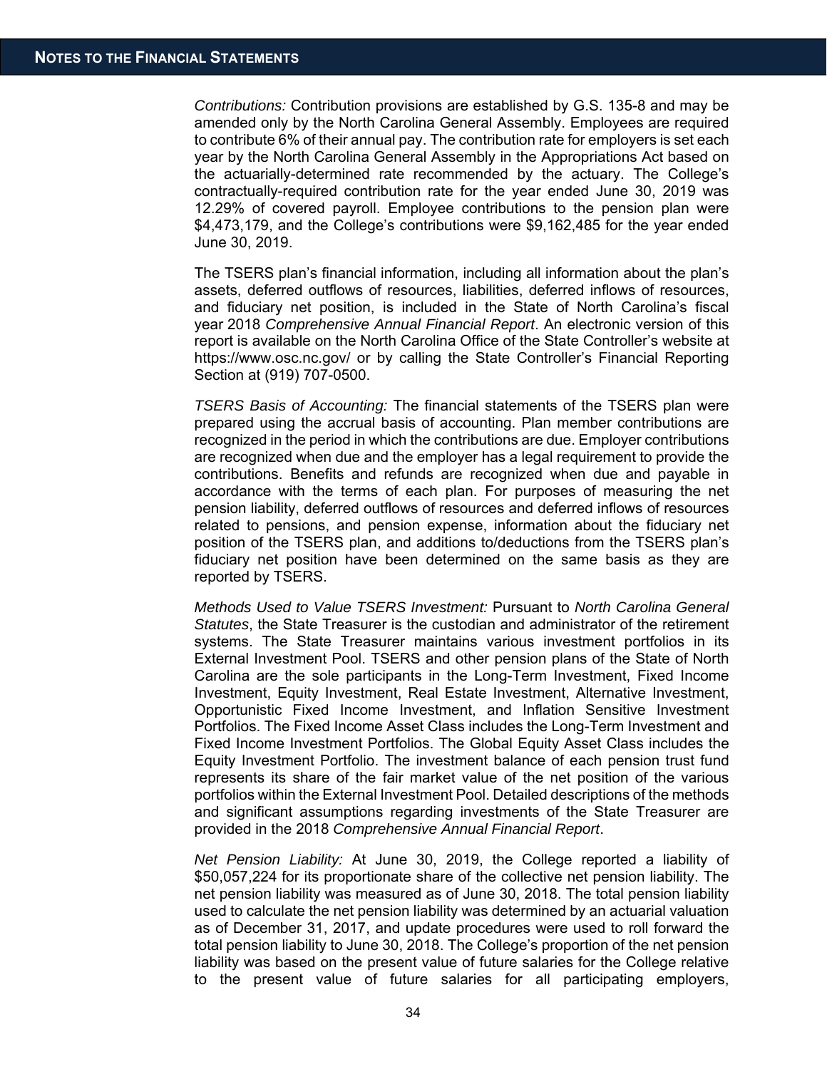*Contributions:* Contribution provisions are established by G.S. 135-8 and may be amended only by the North Carolina General Assembly. Employees are required to contribute 6% of their annual pay. The contribution rate for employers is set each year by the North Carolina General Assembly in the Appropriations Act based on the actuarially-determined rate recommended by the actuary. The College's contractually-required contribution rate for the year ended June 30, 2019 was 12.29% of covered payroll. Employee contributions to the pension plan were $4,473,179, and the College's contributions were $9,162,485 for the year ended June 30, 2019.

The TSERS plan's financial information, including all information about the plan's assets, deferred outflows of resources, liabilities, deferred inflows of resources, and fiduciary net position, is included in the State of North Carolina's fiscal year 2018 *Comprehensive Annual Financial Report*. An electronic version of this report is available on the North Carolina Office of the State Controller's website at https://www.osc.nc.gov/ or by calling the State Controller's Financial Reporting Section at (919) 707-0500.

*TSERS Basis of Accounting:* The financial statements of the TSERS plan were prepared using the accrual basis of accounting. Plan member contributions are recognized in the period in which the contributions are due. Employer contributions are recognized when due and the employer has a legal requirement to provide the contributions. Benefits and refunds are recognized when due and payable in accordance with the terms of each plan. For purposes of measuring the net pension liability, deferred outflows of resources and deferred inflows of resources related to pensions, and pension expense, information about the fiduciary net position of the TSERS plan, and additions to/deductions from the TSERS plan's fiduciary net position have been determined on the same basis as they are reported by TSERS.

*Methods Used to Value TSERS Investment:* Pursuant to *North Carolina General Statutes*, the State Treasurer is the custodian and administrator of the retirement systems. The State Treasurer maintains various investment portfolios in its External Investment Pool. TSERS and other pension plans of the State of North Carolina are the sole participants in the Long-Term Investment, Fixed Income Investment, Equity Investment, Real Estate Investment, Alternative Investment, Opportunistic Fixed Income Investment, and Inflation Sensitive Investment Portfolios. The Fixed Income Asset Class includes the Long-Term Investment and Fixed Income Investment Portfolios. The Global Equity Asset Class includes the Equity Investment Portfolio. The investment balance of each pension trust fund represents its share of the fair market value of the net position of the various portfolios within the External Investment Pool. Detailed descriptions of the methods and significant assumptions regarding investments of the State Treasurer are provided in the 2018 *Comprehensive Annual Financial Report*.

*Net Pension Liability:* At June 30, 2019, the College reported a liability of $50,057,224 for its proportionate share of the collective net pension liability. The net pension liability was measured as of June 30, 2018. The total pension liability used to calculate the net pension liability was determined by an actuarial valuation as of December 31, 2017, and update procedures were used to roll forward the total pension liability to June 30, 2018. The College's proportion of the net pension liability was based on the present value of future salaries for the College relative to the present value of future salaries for all participating employers,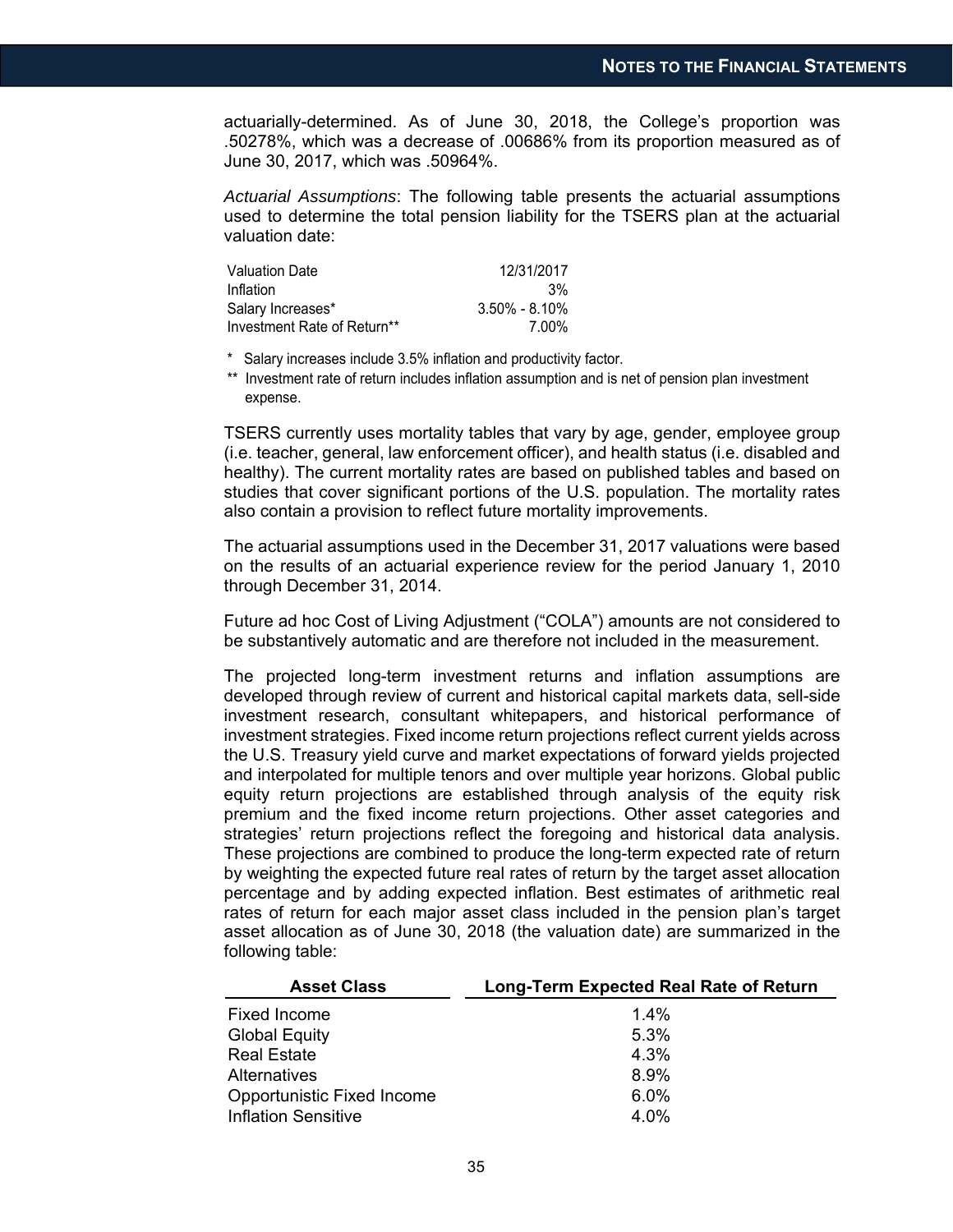actuarially-determined. As of June 30, 2018, the College's proportion was .50278%, which was a decrease of .00686% from its proportion measured as of June 30, 2017, which was .50964%.

*Actuarial Assumptions*: The following table presents the actuarial assumptions used to determine the total pension liability for the TSERS plan at the actuarial valuation date:

| | |
|---|---|
| Valuation Date | 12/31/2017 |
| Inflation | 3% |
| Salary Increases* | 3.50% - 8.10% |
| Investment Rate of Return** | 7.00% |

\* Salary increases include 3.5% inflation and productivity factor.

** Investment rate of return includes inflation assumption and is net of pension plan investment expense.

TSERS currently uses mortality tables that vary by age, gender, employee group (i.e. teacher, general, law enforcement officer), and health status (i.e. disabled and healthy). The current mortality rates are based on published tables and based on studies that cover significant portions of the U.S. population. The mortality rates also contain a provision to reflect future mortality improvements.

The actuarial assumptions used in the December 31, 2017 valuations were based on the results of an actuarial experience review for the period January 1, 2010 through December 31, 2014.

Future ad hoc Cost of Living Adjustment ("COLA") amounts are not considered to be substantively automatic and are therefore not included in the measurement.

The projected long-term investment returns and inflation assumptions are developed through review of current and historical capital markets data, sell-side investment research, consultant whitepapers, and historical performance of investment strategies. Fixed income return projections reflect current yields across the U.S. Treasury yield curve and market expectations of forward yields projected and interpolated for multiple tenors and over multiple year horizons. Global public equity return projections are established through analysis of the equity risk premium and the fixed income return projections. Other asset categories and strategies' return projections reflect the foregoing and historical data analysis. These projections are combined to produce the long-term expected rate of return by weighting the expected future real rates of return by the target asset allocation percentage and by adding expected inflation. Best estimates of arithmetic real rates of return for each major asset class included in the pension plan's target asset allocation as of June 30, 2018 (the valuation date) are summarized in the following table:

| Asset Class | Long-Term Expected Real Rate of Return |
|---|---|
| Fixed Income | 1.4% |
| Global Equity | 5.3% |
| Real Estate | 4.3% |
| Alternatives | 8.9% |
| Opportunistic Fixed Income | 6.0% |
| Inflation Sensitive | 4.0% |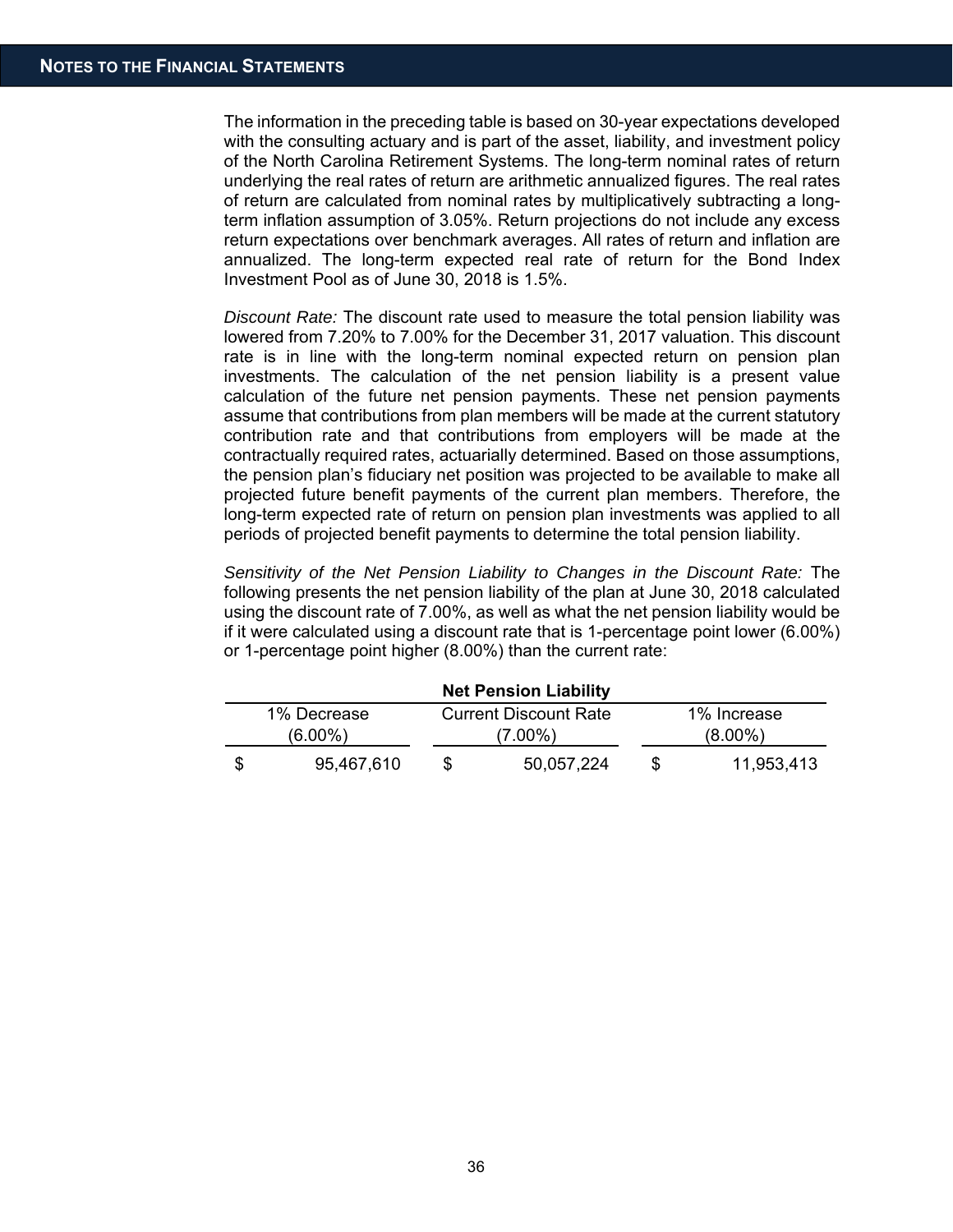The information in the preceding table is based on 30-year expectations developed with the consulting actuary and is part of the asset, liability, and investment policy of the North Carolina Retirement Systems. The long-term nominal rates of return underlying the real rates of return are arithmetic annualized figures. The real rates of return are calculated from nominal rates by multiplicatively subtracting a long-term inflation assumption of 3.05%. Return projections do not include any excess return expectations over benchmark averages. All rates of return and inflation are annualized. The long-term expected real rate of return for the Bond Index Investment Pool as of June 30, 2018 is 1.5%.

*Discount Rate:* The discount rate used to measure the total pension liability was lowered from 7.20% to 7.00% for the December 31, 2017 valuation. This discount rate is in line with the long-term nominal expected return on pension plan investments. The calculation of the net pension liability is a present value calculation of the future net pension payments. These net pension payments assume that contributions from plan members will be made at the current statutory contribution rate and that contributions from employers will be made at the contractually required rates, actuarially determined. Based on those assumptions, the pension plan's fiduciary net position was projected to be available to make all projected future benefit payments of the current plan members. Therefore, the long-term expected rate of return on pension plan investments was applied to all periods of projected benefit payments to determine the total pension liability.

*Sensitivity of the Net Pension Liability to Changes in the Discount Rate:* The following presents the net pension liability of the plan at June 30, 2018 calculated using the discount rate of 7.00%, as well as what the net pension liability would be if it were calculated using a discount rate that is 1-percentage point lower (6.00%) or 1-percentage point higher (8.00%) than the current rate:

**Net Pension Liability**

| 1% Decrease (6.00%) | Current Discount Rate (7.00%) | 1% Increase (8.00%) |
|---|---|---|
| $ 95,467,610 | $ 50,057,224 | $ 11,953,413 |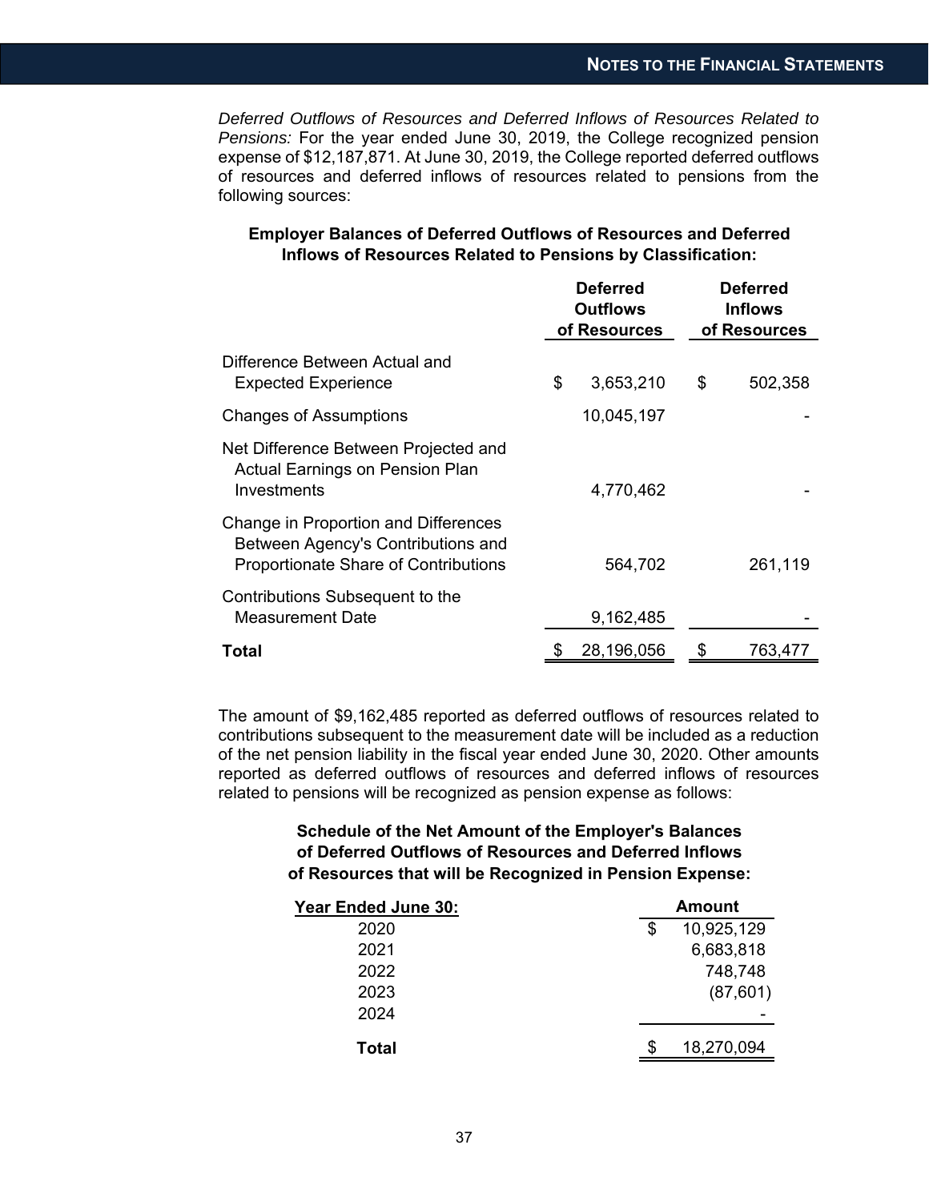*Deferred Outflows of Resources and Deferred Inflows of Resources Related to Pensions:* For the year ended June 30, 2019, the College recognized pension expense of $12,187,871. At June 30, 2019, the College reported deferred outflows of resources and deferred inflows of resources related to pensions from the following sources:

**Employer Balances of Deferred Outflows of Resources and Deferred Inflows of Resources Related to Pensions by Classification:**

| | Deferred Outflows of Resources | Deferred Inflows of Resources |
|---|---|---|
| Difference Between Actual and Expected Experience | $ 3,653,210 | $ 502,358 |
| Changes of Assumptions | 10,045,197 | - |
| Net Difference Between Projected and Actual Earnings on Pension Plan Investments | 4,770,462 | - |
| Change in Proportion and Differences Between Agency's Contributions and Proportionate Share of Contributions | 564,702 | 261,119 |
| Contributions Subsequent to the Measurement Date | 9,162,485 | - |
| **Total** | $ 28,196,056 | $ 763,477 |

The amount of $9,162,485 reported as deferred outflows of resources related to contributions subsequent to the measurement date will be included as a reduction of the net pension liability in the fiscal year ended June 30, 2020. Other amounts reported as deferred outflows of resources and deferred inflows of resources related to pensions will be recognized as pension expense as follows:

**Schedule of the Net Amount of the Employer's Balances of Deferred Outflows of Resources and Deferred Inflows of Resources that will be Recognized in Pension Expense:**

| Year Ended June 30: | Amount |
|---|---|
| 2020 | $ 10,925,129 |
| 2021 | 6,683,818 |
| 2022 | 748,748 |
| 2023 | (87,601) |
| 2024 | - |
| **Total** | $ 18,270,094 |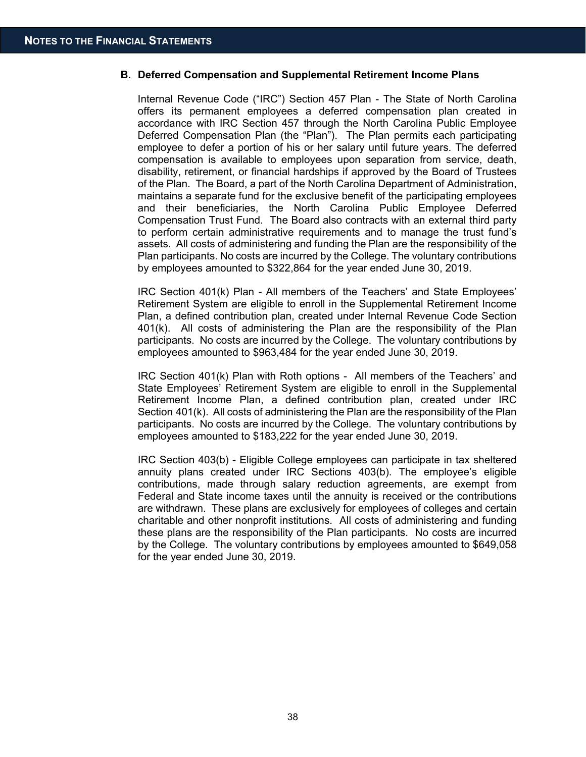### B. Deferred Compensation and Supplemental Retirement Income Plans

Internal Revenue Code (“IRC”) Section 457 Plan - The State of North Carolina offers its permanent employees a deferred compensation plan created in accordance with IRC Section 457 through the North Carolina Public Employee Deferred Compensation Plan (the “Plan”). The Plan permits each participating employee to defer a portion of his or her salary until future years. The deferred compensation is available to employees upon separation from service, death, disability, retirement, or financial hardships if approved by the Board of Trustees of the Plan. The Board, a part of the North Carolina Department of Administration, maintains a separate fund for the exclusive benefit of the participating employees and their beneficiaries, the North Carolina Public Employee Deferred Compensation Trust Fund. The Board also contracts with an external third party to perform certain administrative requirements and to manage the trust fund’s assets. All costs of administering and funding the Plan are the responsibility of the Plan participants. No costs are incurred by the College. The voluntary contributions by employees amounted to $322,864 for the year ended June 30, 2019.

IRC Section 401(k) Plan - All members of the Teachers’ and State Employees’ Retirement System are eligible to enroll in the Supplemental Retirement Income Plan, a defined contribution plan, created under Internal Revenue Code Section 401(k). All costs of administering the Plan are the responsibility of the Plan participants. No costs are incurred by the College. The voluntary contributions by employees amounted to $963,484 for the year ended June 30, 2019.

IRC Section 401(k) Plan with Roth options - All members of the Teachers’ and State Employees’ Retirement System are eligible to enroll in the Supplemental Retirement Income Plan, a defined contribution plan, created under IRC Section 401(k). All costs of administering the Plan are the responsibility of the Plan participants. No costs are incurred by the College. The voluntary contributions by employees amounted to $183,222 for the year ended June 30, 2019.

IRC Section 403(b) - Eligible College employees can participate in tax sheltered annuity plans created under IRC Sections 403(b). The employee’s eligible contributions, made through salary reduction agreements, are exempt from Federal and State income taxes until the annuity is received or the contributions are withdrawn. These plans are exclusively for employees of colleges and certain charitable and other nonprofit institutions. All costs of administering and funding these plans are the responsibility of the Plan participants. No costs are incurred by the College. The voluntary contributions by employees amounted to $649,058 for the year ended June 30, 2019.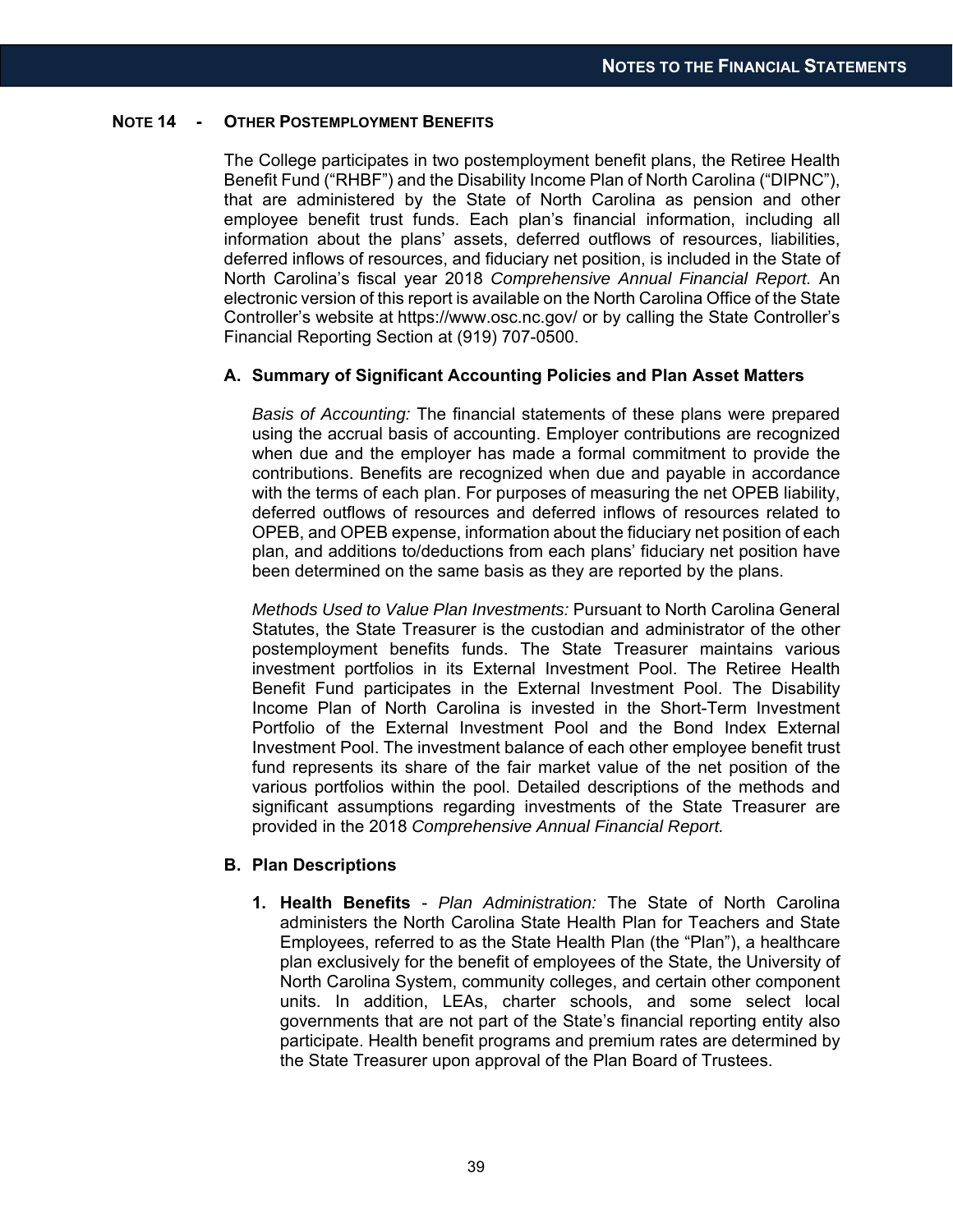## NOTE 14 - OTHER POSTEMPLOYMENT BENEFITS

The College participates in two postemployment benefit plans, the Retiree Health Benefit Fund ("RHBF") and the Disability Income Plan of North Carolina ("DIPNC"), that are administered by the State of North Carolina as pension and other employee benefit trust funds. Each plan's financial information, including all information about the plans' assets, deferred outflows of resources, liabilities, deferred inflows of resources, and fiduciary net position, is included in the State of North Carolina's fiscal year 2018 *Comprehensive Annual Financial Report.* An electronic version of this report is available on the North Carolina Office of the State Controller's website at https://www.osc.nc.gov/ or by calling the State Controller's Financial Reporting Section at (919) 707-0500.

### A. Summary of Significant Accounting Policies and Plan Asset Matters

*Basis of Accounting:* The financial statements of these plans were prepared using the accrual basis of accounting. Employer contributions are recognized when due and the employer has made a formal commitment to provide the contributions. Benefits are recognized when due and payable in accordance with the terms of each plan. For purposes of measuring the net OPEB liability, deferred outflows of resources and deferred inflows of resources related to OPEB, and OPEB expense, information about the fiduciary net position of each plan, and additions to/deductions from each plans' fiduciary net position have been determined on the same basis as they are reported by the plans.

*Methods Used to Value Plan Investments:* Pursuant to North Carolina General Statutes, the State Treasurer is the custodian and administrator of the other postemployment benefits funds. The State Treasurer maintains various investment portfolios in its External Investment Pool. The Retiree Health Benefit Fund participates in the External Investment Pool. The Disability Income Plan of North Carolina is invested in the Short-Term Investment Portfolio of the External Investment Pool and the Bond Index External Investment Pool. The investment balance of each other employee benefit trust fund represents its share of the fair market value of the net position of the various portfolios within the pool. Detailed descriptions of the methods and significant assumptions regarding investments of the State Treasurer are provided in the 2018 *Comprehensive Annual Financial Report.*

### B. Plan Descriptions

1. **Health Benefits** - *Plan Administration:* The State of North Carolina administers the North Carolina State Health Plan for Teachers and State Employees, referred to as the State Health Plan (the "Plan"), a healthcare plan exclusively for the benefit of employees of the State, the University of North Carolina System, community colleges, and certain other component units. In addition, LEAs, charter schools, and some select local governments that are not part of the State's financial reporting entity also participate. Health benefit programs and premium rates are determined by the State Treasurer upon approval of the Plan Board of Trustees.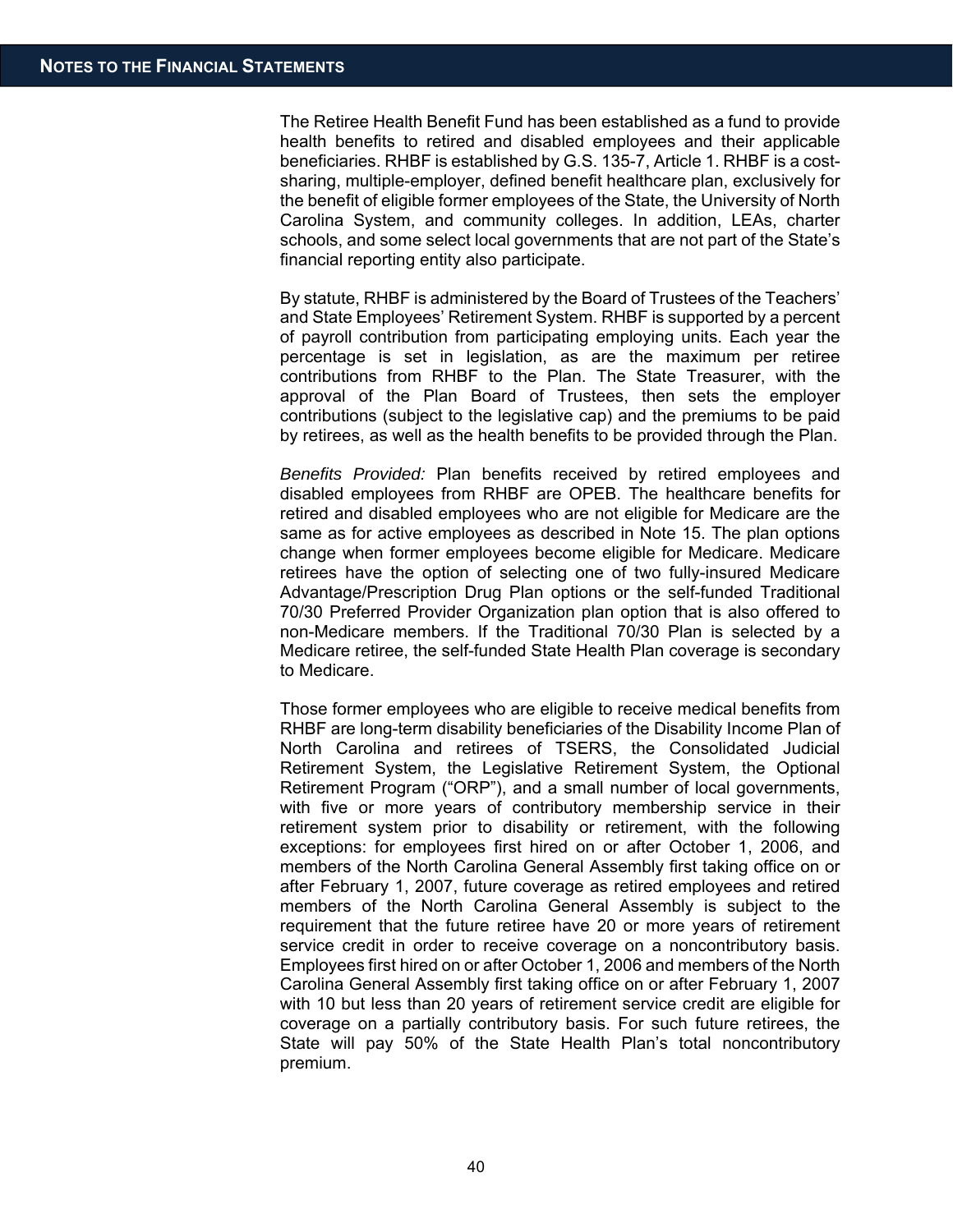The Retiree Health Benefit Fund has been established as a fund to provide health benefits to retired and disabled employees and their applicable beneficiaries. RHBF is established by G.S. 135-7, Article 1. RHBF is a cost-sharing, multiple-employer, defined benefit healthcare plan, exclusively for the benefit of eligible former employees of the State, the University of North Carolina System, and community colleges. In addition, LEAs, charter schools, and some select local governments that are not part of the State's financial reporting entity also participate.

By statute, RHBF is administered by the Board of Trustees of the Teachers' and State Employees' Retirement System. RHBF is supported by a percent of payroll contribution from participating employing units. Each year the percentage is set in legislation, as are the maximum per retiree contributions from RHBF to the Plan. The State Treasurer, with the approval of the Plan Board of Trustees, then sets the employer contributions (subject to the legislative cap) and the premiums to be paid by retirees, as well as the health benefits to be provided through the Plan.

*Benefits Provided:* Plan benefits received by retired employees and disabled employees from RHBF are OPEB. The healthcare benefits for retired and disabled employees who are not eligible for Medicare are the same as for active employees as described in Note 15. The plan options change when former employees become eligible for Medicare. Medicare retirees have the option of selecting one of two fully-insured Medicare Advantage/Prescription Drug Plan options or the self-funded Traditional 70/30 Preferred Provider Organization plan option that is also offered to non-Medicare members. If the Traditional 70/30 Plan is selected by a Medicare retiree, the self-funded State Health Plan coverage is secondary to Medicare.

Those former employees who are eligible to receive medical benefits from RHBF are long-term disability beneficiaries of the Disability Income Plan of North Carolina and retirees of TSERS, the Consolidated Judicial Retirement System, the Legislative Retirement System, the Optional Retirement Program ("ORP"), and a small number of local governments, with five or more years of contributory membership service in their retirement system prior to disability or retirement, with the following exceptions: for employees first hired on or after October 1, 2006, and members of the North Carolina General Assembly first taking office on or after February 1, 2007, future coverage as retired employees and retired members of the North Carolina General Assembly is subject to the requirement that the future retiree have 20 or more years of retirement service credit in order to receive coverage on a noncontributory basis. Employees first hired on or after October 1, 2006 and members of the North Carolina General Assembly first taking office on or after February 1, 2007 with 10 but less than 20 years of retirement service credit are eligible for coverage on a partially contributory basis. For such future retirees, the State will pay 50% of the State Health Plan's total noncontributory premium.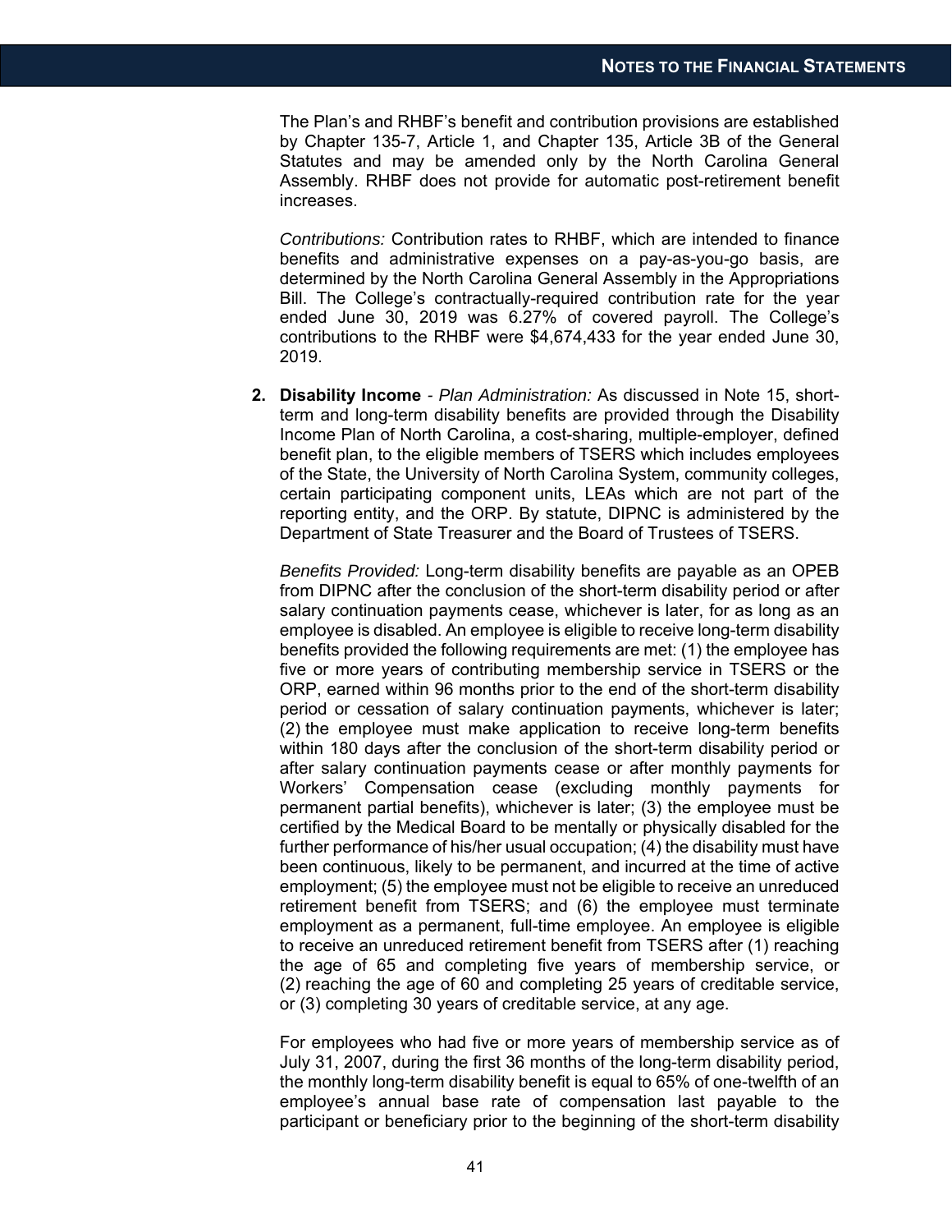The Plan's and RHBF's benefit and contribution provisions are established by Chapter 135-7, Article 1, and Chapter 135, Article 3B of the General Statutes and may be amended only by the North Carolina General Assembly. RHBF does not provide for automatic post-retirement benefit increases.

*Contributions:* Contribution rates to RHBF, which are intended to finance benefits and administrative expenses on a pay-as-you-go basis, are determined by the North Carolina General Assembly in the Appropriations Bill. The College's contractually-required contribution rate for the year ended June 30, 2019 was 6.27% of covered payroll. The College's contributions to the RHBF were $4,674,433 for the year ended June 30, 2019.

2. **Disability Income** - *Plan Administration:* As discussed in Note 15, short-term and long-term disability benefits are provided through the Disability Income Plan of North Carolina, a cost-sharing, multiple-employer, defined benefit plan, to the eligible members of TSERS which includes employees of the State, the University of North Carolina System, community colleges, certain participating component units, LEAs which are not part of the reporting entity, and the ORP. By statute, DIPNC is administered by the Department of State Treasurer and the Board of Trustees of TSERS.

   *Benefits Provided:* Long-term disability benefits are payable as an OPEB from DIPNC after the conclusion of the short-term disability period or after salary continuation payments cease, whichever is later, for as long as an employee is disabled. An employee is eligible to receive long-term disability benefits provided the following requirements are met: (1) the employee has five or more years of contributing membership service in TSERS or the ORP, earned within 96 months prior to the end of the short-term disability period or cessation of salary continuation payments, whichever is later; (2) the employee must make application to receive long-term benefits within 180 days after the conclusion of the short-term disability period or after salary continuation payments cease or after monthly payments for Workers' Compensation cease (excluding monthly payments for permanent partial benefits), whichever is later; (3) the employee must be certified by the Medical Board to be mentally or physically disabled for the further performance of his/her usual occupation; (4) the disability must have been continuous, likely to be permanent, and incurred at the time of active employment; (5) the employee must not be eligible to receive an unreduced retirement benefit from TSERS; and (6) the employee must terminate employment as a permanent, full-time employee. An employee is eligible to receive an unreduced retirement benefit from TSERS after (1) reaching the age of 65 and completing five years of membership service, or (2) reaching the age of 60 and completing 25 years of creditable service, or (3) completing 30 years of creditable service, at any age.

   For employees who had five or more years of membership service as of July 31, 2007, during the first 36 months of the long-term disability period, the monthly long-term disability benefit is equal to 65% of one-twelfth of an employee's annual base rate of compensation last payable to the participant or beneficiary prior to the beginning of the short-term disability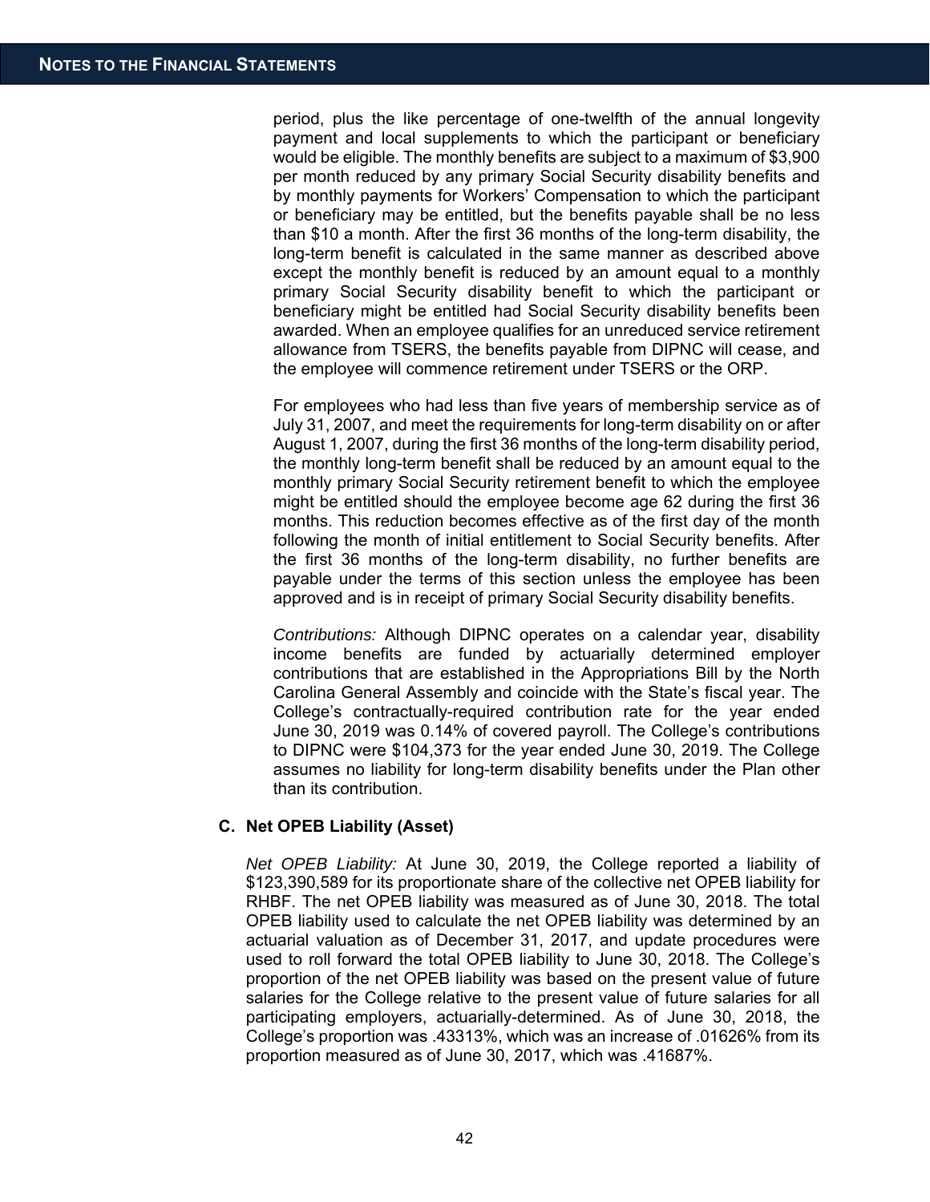period, plus the like percentage of one-twelfth of the annual longevity payment and local supplements to which the participant or beneficiary would be eligible. The monthly benefits are subject to a maximum of $3,900 per month reduced by any primary Social Security disability benefits and by monthly payments for Workers' Compensation to which the participant or beneficiary may be entitled, but the benefits payable shall be no less than $10 a month. After the first 36 months of the long-term disability, the long-term benefit is calculated in the same manner as described above except the monthly benefit is reduced by an amount equal to a monthly primary Social Security disability benefit to which the participant or beneficiary might be entitled had Social Security disability benefits been awarded. When an employee qualifies for an unreduced service retirement allowance from TSERS, the benefits payable from DIPNC will cease, and the employee will commence retirement under TSERS or the ORP.

For employees who had less than five years of membership service as of July 31, 2007, and meet the requirements for long-term disability on or after August 1, 2007, during the first 36 months of the long-term disability period, the monthly long-term benefit shall be reduced by an amount equal to the monthly primary Social Security retirement benefit to which the employee might be entitled should the employee become age 62 during the first 36 months. This reduction becomes effective as of the first day of the month following the month of initial entitlement to Social Security benefits. After the first 36 months of the long-term disability, no further benefits are payable under the terms of this section unless the employee has been approved and is in receipt of primary Social Security disability benefits.

*Contributions:* Although DIPNC operates on a calendar year, disability income benefits are funded by actuarially determined employer contributions that are established in the Appropriations Bill by the North Carolina General Assembly and coincide with the State's fiscal year. The College's contractually-required contribution rate for the year ended June 30, 2019 was 0.14% of covered payroll. The College's contributions to DIPNC were $104,373 for the year ended June 30, 2019. The College assumes no liability for long-term disability benefits under the Plan other than its contribution.

### C. Net OPEB Liability (Asset)

*Net OPEB Liability:* At June 30, 2019, the College reported a liability of $123,390,589 for its proportionate share of the collective net OPEB liability for RHBF. The net OPEB liability was measured as of June 30, 2018. The total OPEB liability used to calculate the net OPEB liability was determined by an actuarial valuation as of December 31, 2017, and update procedures were used to roll forward the total OPEB liability to June 30, 2018. The College's proportion of the net OPEB liability was based on the present value of future salaries for the College relative to the present value of future salaries for all participating employers, actuarially-determined. As of June 30, 2018, the College's proportion was .43313%, which was an increase of .01626% from its proportion measured as of June 30, 2017, which was .41687%.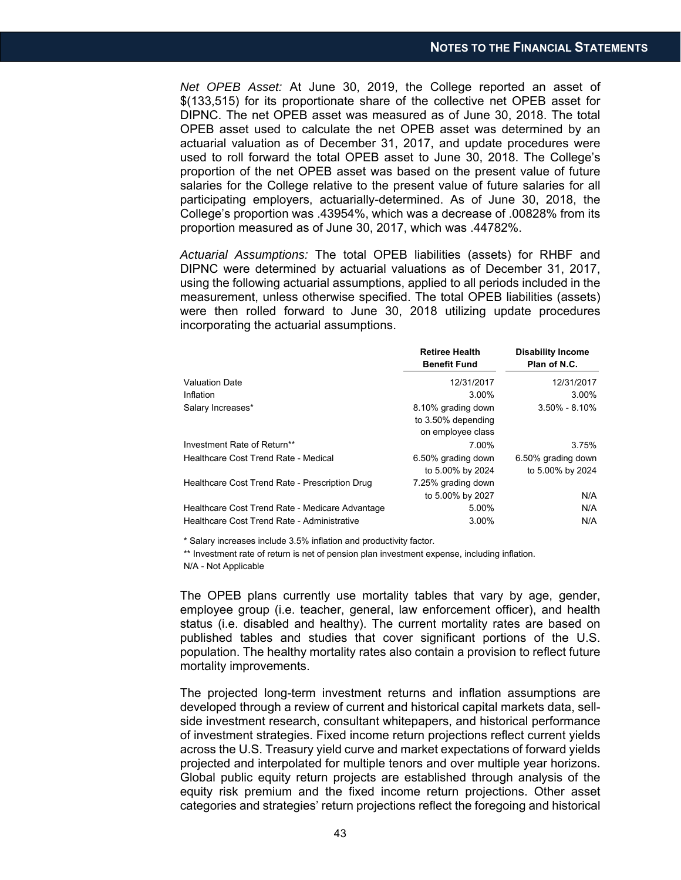*Net OPEB Asset:* At June 30, 2019, the College reported an asset of $(133,515) for its proportionate share of the collective net OPEB asset for DIPNC. The net OPEB asset was measured as of June 30, 2018. The total OPEB asset used to calculate the net OPEB asset was determined by an actuarial valuation as of December 31, 2017, and update procedures were used to roll forward the total OPEB asset to June 30, 2018. The College's proportion of the net OPEB asset was based on the present value of future salaries for the College relative to the present value of future salaries for all participating employers, actuarially-determined. As of June 30, 2018, the College's proportion was .43954%, which was a decrease of .00828% from its proportion measured as of June 30, 2017, which was .44782%.

*Actuarial Assumptions:* The total OPEB liabilities (assets) for RHBF and DIPNC were determined by actuarial valuations as of December 31, 2017, using the following actuarial assumptions, applied to all periods included in the measurement, unless otherwise specified. The total OPEB liabilities (assets) were then rolled forward to June 30, 2018 utilizing update procedures incorporating the actuarial assumptions.

| | **Retiree Health Benefit Fund** | **Disability Income Plan of N.C.** |
|---|---|---|
| Valuation Date | 12/31/2017 | 12/31/2017 |
| Inflation | 3.00% | 3.00% |
| Salary Increases* | 8.10% grading down to 3.50% depending on employee class | 3.50% - 8.10% |
| Investment Rate of Return** | 7.00% | 3.75% |
| Healthcare Cost Trend Rate - Medical | 6.50% grading down to 5.00% by 2024 | 6.50% grading down to 5.00% by 2024 |
| Healthcare Cost Trend Rate - Prescription Drug | 7.25% grading down to 5.00% by 2027 | N/A |
| Healthcare Cost Trend Rate - Medicare Advantage | 5.00% | N/A |
| Healthcare Cost Trend Rate - Administrative | 3.00% | N/A |

\* Salary increases include 3.5% inflation and productivity factor.

** Investment rate of return is net of pension plan investment expense, including inflation.

N/A - Not Applicable

The OPEB plans currently use mortality tables that vary by age, gender, employee group (i.e. teacher, general, law enforcement officer), and health status (i.e. disabled and healthy). The current mortality rates are based on published tables and studies that cover significant portions of the U.S. population. The healthy mortality rates also contain a provision to reflect future mortality improvements.

The projected long-term investment returns and inflation assumptions are developed through a review of current and historical capital markets data, sell-side investment research, consultant whitepapers, and historical performance of investment strategies. Fixed income return projections reflect current yields across the U.S. Treasury yield curve and market expectations of forward yields projected and interpolated for multiple tenors and over multiple year horizons. Global public equity return projects are established through analysis of the equity risk premium and the fixed income return projections. Other asset categories and strategies' return projections reflect the foregoing and historical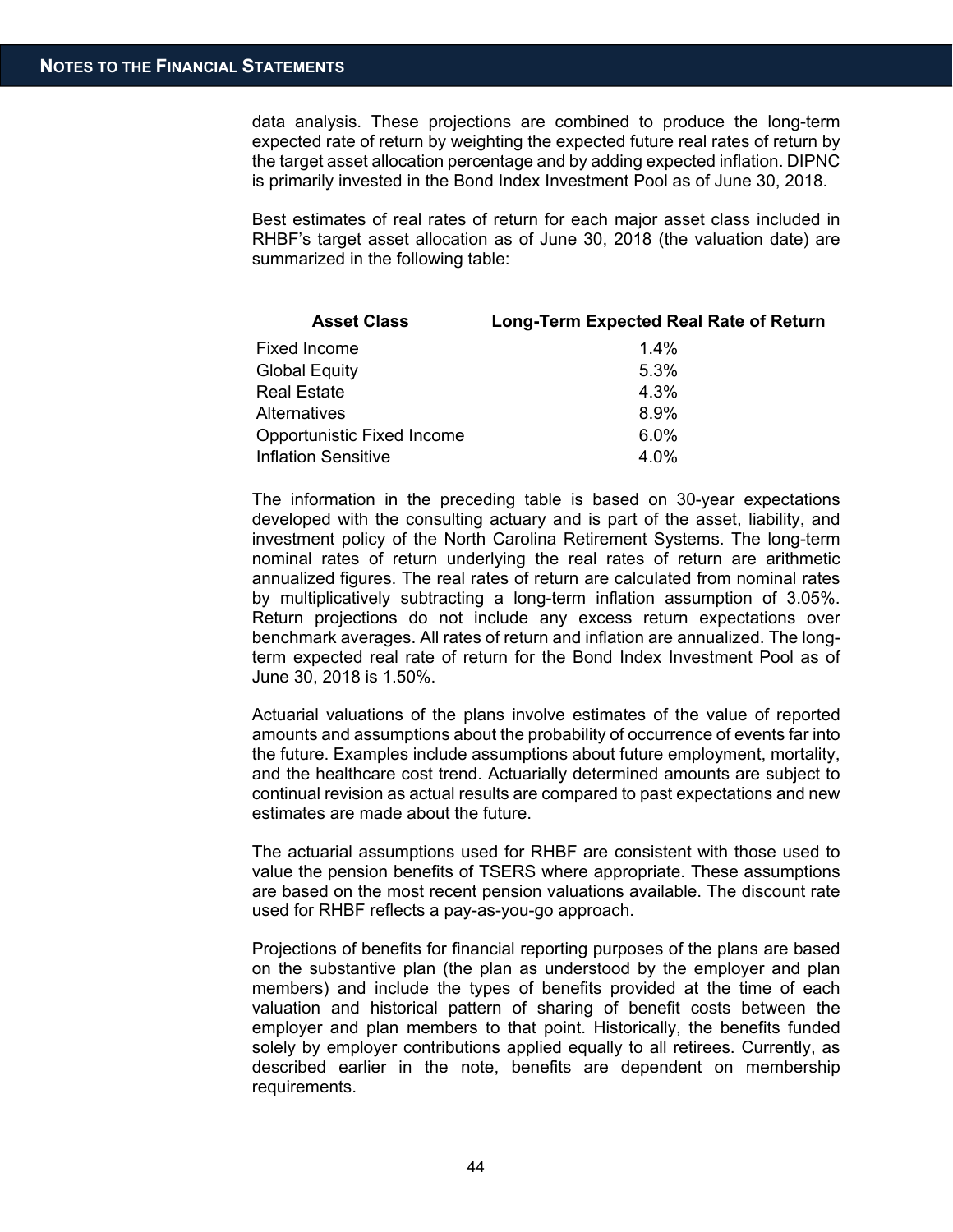data analysis. These projections are combined to produce the long-term expected rate of return by weighting the expected future real rates of return by the target asset allocation percentage and by adding expected inflation. DIPNC is primarily invested in the Bond Index Investment Pool as of June 30, 2018.

Best estimates of real rates of return for each major asset class included in RHBF's target asset allocation as of June 30, 2018 (the valuation date) are summarized in the following table:

| Asset Class | Long-Term Expected Real Rate of Return |
| --- | --- |
| Fixed Income | 1.4% |
| Global Equity | 5.3% |
| Real Estate | 4.3% |
| Alternatives | 8.9% |
| Opportunistic Fixed Income | 6.0% |
| Inflation Sensitive | 4.0% |

The information in the preceding table is based on 30-year expectations developed with the consulting actuary and is part of the asset, liability, and investment policy of the North Carolina Retirement Systems. The long-term nominal rates of return underlying the real rates of return are arithmetic annualized figures. The real rates of return are calculated from nominal rates by multiplicatively subtracting a long-term inflation assumption of 3.05%. Return projections do not include any excess return expectations over benchmark averages. All rates of return and inflation are annualized. The long-term expected real rate of return for the Bond Index Investment Pool as of June 30, 2018 is 1.50%.

Actuarial valuations of the plans involve estimates of the value of reported amounts and assumptions about the probability of occurrence of events far into the future. Examples include assumptions about future employment, mortality, and the healthcare cost trend. Actuarially determined amounts are subject to continual revision as actual results are compared to past expectations and new estimates are made about the future.

The actuarial assumptions used for RHBF are consistent with those used to value the pension benefits of TSERS where appropriate. These assumptions are based on the most recent pension valuations available. The discount rate used for RHBF reflects a pay-as-you-go approach.

Projections of benefits for financial reporting purposes of the plans are based on the substantive plan (the plan as understood by the employer and plan members) and include the types of benefits provided at the time of each valuation and historical pattern of sharing of benefit costs between the employer and plan members to that point. Historically, the benefits funded solely by employer contributions applied equally to all retirees. Currently, as described earlier in the note, benefits are dependent on membership requirements.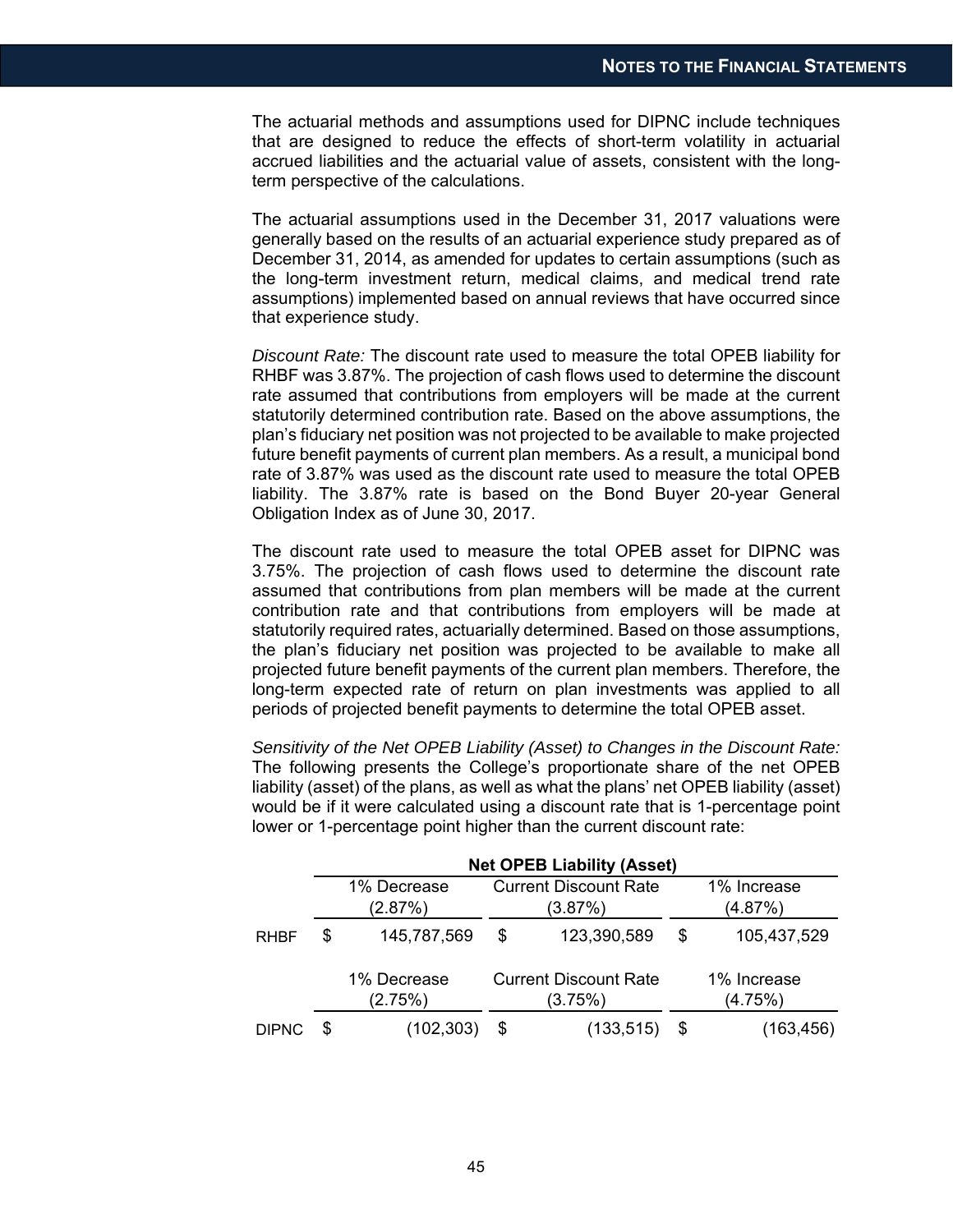The actuarial methods and assumptions used for DIPNC include techniques that are designed to reduce the effects of short-term volatility in actuarial accrued liabilities and the actuarial value of assets, consistent with the long-term perspective of the calculations.

The actuarial assumptions used in the December 31, 2017 valuations were generally based on the results of an actuarial experience study prepared as of December 31, 2014, as amended for updates to certain assumptions (such as the long-term investment return, medical claims, and medical trend rate assumptions) implemented based on annual reviews that have occurred since that experience study.

*Discount Rate:* The discount rate used to measure the total OPEB liability for RHBF was 3.87%. The projection of cash flows used to determine the discount rate assumed that contributions from employers will be made at the current statutorily determined contribution rate. Based on the above assumptions, the plan's fiduciary net position was not projected to be available to make projected future benefit payments of current plan members. As a result, a municipal bond rate of 3.87% was used as the discount rate used to measure the total OPEB liability. The 3.87% rate is based on the Bond Buyer 20-year General Obligation Index as of June 30, 2017.

The discount rate used to measure the total OPEB asset for DIPNC was 3.75%. The projection of cash flows used to determine the discount rate assumed that contributions from plan members will be made at the current contribution rate and that contributions from employers will be made at statutorily required rates, actuarially determined. Based on those assumptions, the plan's fiduciary net position was projected to be available to make all projected future benefit payments of the current plan members. Therefore, the long-term expected rate of return on plan investments was applied to all periods of projected benefit payments to determine the total OPEB asset.

*Sensitivity of the Net OPEB Liability (Asset) to Changes in the Discount Rate:* The following presents the College's proportionate share of the net OPEB liability (asset) of the plans, as well as what the plans' net OPEB liability (asset) would be if it were calculated using a discount rate that is 1-percentage point lower or 1-percentage point higher than the current discount rate:

| | Net OPEB Liability (Asset) | | |
|---|---|---|---|
| | 1% Decrease (2.87%) | Current Discount Rate (3.87%) | 1% Increase (4.87%) |
| RHBF | $ 145,787,569 | $ 123,390,589 | $ 105,437,529 |
| | 1% Decrease (2.75%) | Current Discount Rate (3.75%) | 1% Increase (4.75%) |
| DIPNC | $ (102,303) | $ (133,515) | $ (163,456) |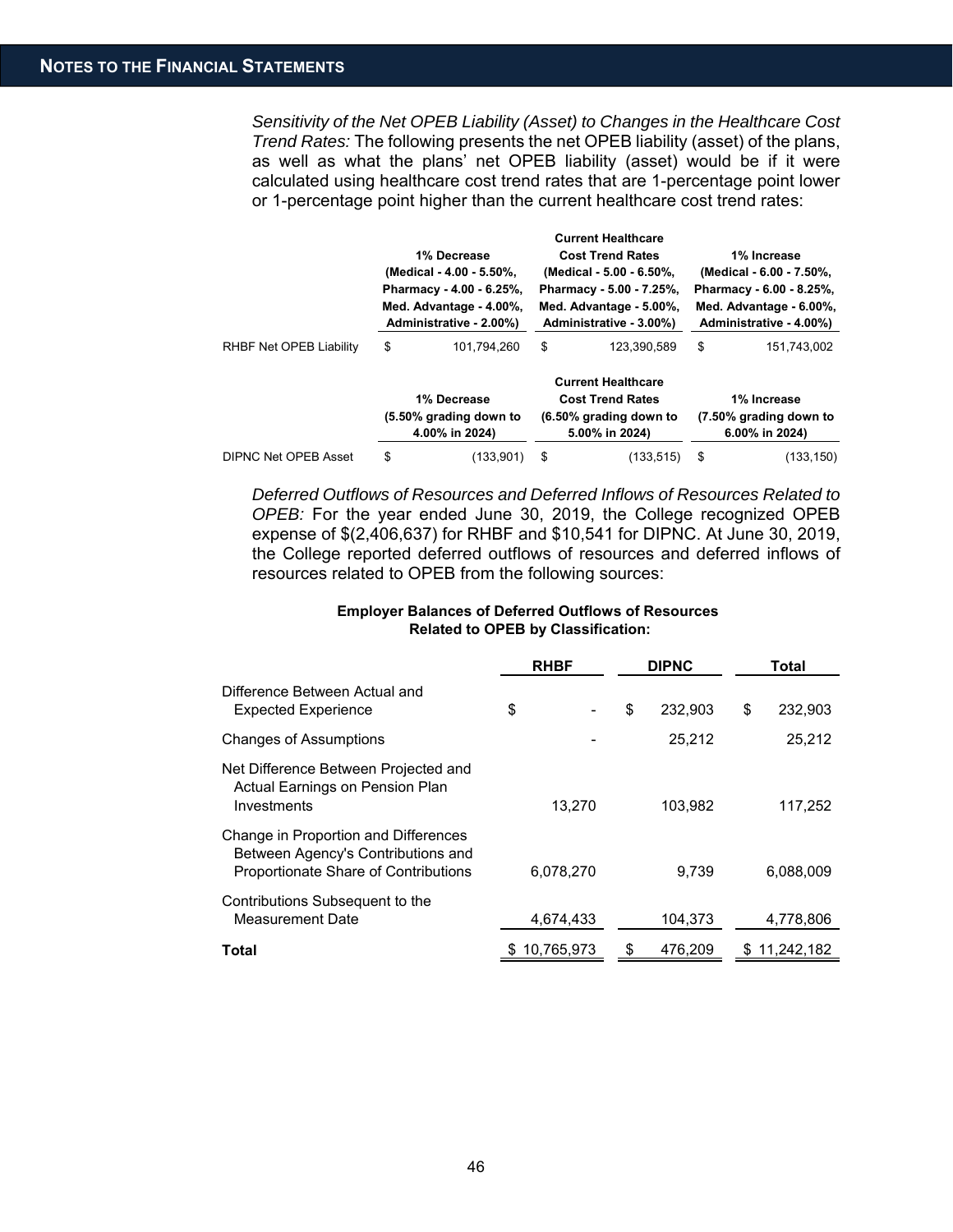*Sensitivity of the Net OPEB Liability (Asset) to Changes in the Healthcare Cost Trend Rates:* The following presents the net OPEB liability (asset) of the plans, as well as what the plans' net OPEB liability (asset) would be if it were calculated using healthcare cost trend rates that are 1-percentage point lower or 1-percentage point higher than the current healthcare cost trend rates:

| | 1% Decrease (Medical - 4.00 - 5.50%, Pharmacy - 4.00 - 6.25%, Med. Advantage - 4.00%, Administrative - 2.00%) | Current Healthcare Cost Trend Rates (Medical - 5.00 - 6.50%, Pharmacy - 5.00 - 7.25%, Med. Advantage - 5.00%, Administrative - 3.00%) | 1% Increase (Medical - 6.00 - 7.50%, Pharmacy - 6.00 - 8.25%, Med. Advantage - 6.00%, Administrative - 4.00%) |
|---|---|---|---|
| RHBF Net OPEB Liability | $ 101,794,260 | $ 123,390,589 | $ 151,743,002 |

| | 1% Decrease (5.50% grading down to 4.00% in 2024) | Current Healthcare Cost Trend Rates (6.50% grading down to 5.00% in 2024) | 1% Increase (7.50% grading down to 6.00% in 2024) |
|---|---|---|---|
| DIPNC Net OPEB Asset | $ (133,901) | $ (133,515) | $ (133,150) |

*Deferred Outflows of Resources and Deferred Inflows of Resources Related to OPEB:* For the year ended June 30, 2019, the College recognized OPEB expense of $(2,406,637) for RHBF and $10,541 for DIPNC. At June 30, 2019, the College reported deferred outflows of resources and deferred inflows of resources related to OPEB from the following sources:

**Employer Balances of Deferred Outflows of Resources Related to OPEB by Classification:**

| | RHBF | DIPNC | Total |
|---|---|---|---|
| Difference Between Actual and Expected Experience | $ - | $ 232,903 | $ 232,903 |
| Changes of Assumptions | - | 25,212 | 25,212 |
| Net Difference Between Projected and Actual Earnings on Pension Plan Investments | 13,270 | 103,982 | 117,252 |
| Change in Proportion and Differences Between Agency's Contributions and Proportionate Share of Contributions | 6,078,270 | 9,739 | 6,088,009 |
| Contributions Subsequent to the Measurement Date | 4,674,433 | 104,373 | 4,778,806 |
| **Total** | $ 10,765,973 | $ 476,209 | $ 11,242,182 |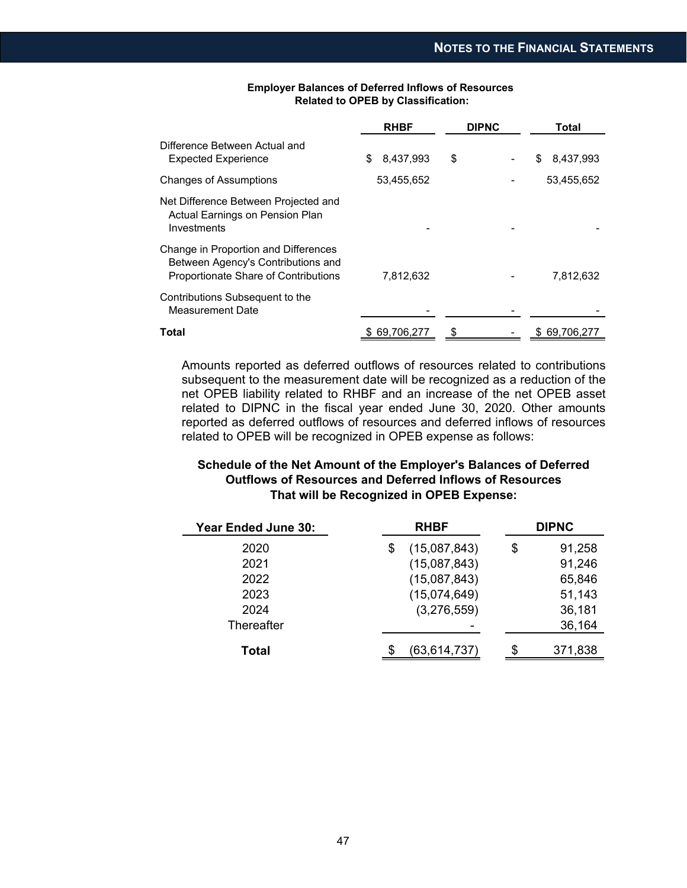**Employer Balances of Deferred Inflows of Resources Related to OPEB by Classification:**

| | RHBF | DIPNC | Total |
|---|---|---|---|
| Difference Between Actual and Expected Experience | $ 8,437,993 | $ - | $ 8,437,993 |
| Changes of Assumptions | 53,455,652 | - | 53,455,652 |
| Net Difference Between Projected and Actual Earnings on Pension Plan Investments | - | - | - |
| Change in Proportion and Differences Between Agency's Contributions and Proportionate Share of Contributions | 7,812,632 | - | 7,812,632 |
| Contributions Subsequent to the Measurement Date | - | - | - |
| **Total** | $ 69,706,277 | $ - | $ 69,706,277 |

Amounts reported as deferred outflows of resources related to contributions subsequent to the measurement date will be recognized as a reduction of the net OPEB liability related to RHBF and an increase of the net OPEB asset related to DIPNC in the fiscal year ended June 30, 2020. Other amounts reported as deferred outflows of resources and deferred inflows of resources related to OPEB will be recognized in OPEB expense as follows:

**Schedule of the Net Amount of the Employer's Balances of Deferred Outflows of Resources and Deferred Inflows of Resources That will be Recognized in OPEB Expense:**

| Year Ended June 30: | RHBF | DIPNC |
|---|---|---|
| 2020 | $ (15,087,843) | $ 91,258 |
| 2021 | (15,087,843) | 91,246 |
| 2022 | (15,087,843) | 65,846 |
| 2023 | (15,074,649) | 51,143 |
| 2024 | (3,276,559) | 36,181 |
| Thereafter | - | 36,164 |
| **Total** | $ (63,614,737) | $ 371,838 |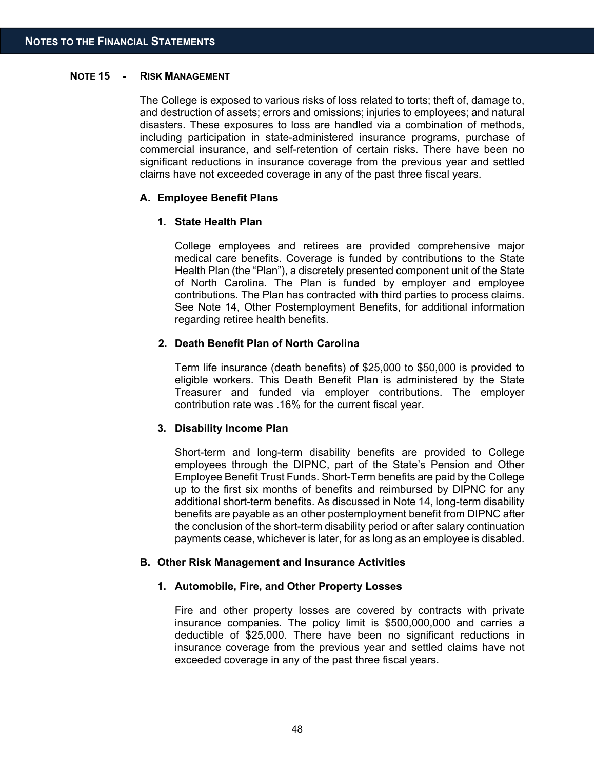## NOTE 15 - RISK MANAGEMENT

The College is exposed to various risks of loss related to torts; theft of, damage to, and destruction of assets; errors and omissions; injuries to employees; and natural disasters. These exposures to loss are handled via a combination of methods, including participation in state-administered insurance programs, purchase of commercial insurance, and self-retention of certain risks. There have been no significant reductions in insurance coverage from the previous year and settled claims have not exceeded coverage in any of the past three fiscal years.

### A. Employee Benefit Plans

#### 1. State Health Plan

College employees and retirees are provided comprehensive major medical care benefits. Coverage is funded by contributions to the State Health Plan (the "Plan"), a discretely presented component unit of the State of North Carolina. The Plan is funded by employer and employee contributions. The Plan has contracted with third parties to process claims. See Note 14, Other Postemployment Benefits, for additional information regarding retiree health benefits.

#### 2. Death Benefit Plan of North Carolina

Term life insurance (death benefits) of $25,000 to $50,000 is provided to eligible workers. This Death Benefit Plan is administered by the State Treasurer and funded via employer contributions. The employer contribution rate was .16% for the current fiscal year.

#### 3. Disability Income Plan

Short-term and long-term disability benefits are provided to College employees through the DIPNC, part of the State's Pension and Other Employee Benefit Trust Funds. Short-Term benefits are paid by the College up to the first six months of benefits and reimbursed by DIPNC for any additional short-term benefits. As discussed in Note 14, long-term disability benefits are payable as an other postemployment benefit from DIPNC after the conclusion of the short-term disability period or after salary continuation payments cease, whichever is later, for as long as an employee is disabled.

### B. Other Risk Management and Insurance Activities

#### 1. Automobile, Fire, and Other Property Losses

Fire and other property losses are covered by contracts with private insurance companies. The policy limit is $500,000,000 and carries a deductible of $25,000. There have been no significant reductions in insurance coverage from the previous year and settled claims have not exceeded coverage in any of the past three fiscal years.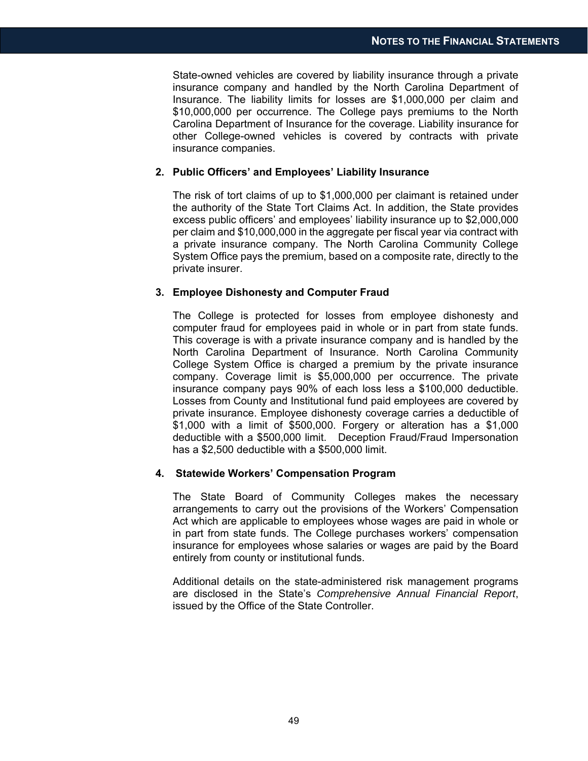State-owned vehicles are covered by liability insurance through a private insurance company and handled by the North Carolina Department of Insurance. The liability limits for losses are $1,000,000 per claim and $10,000,000 per occurrence. The College pays premiums to the North Carolina Department of Insurance for the coverage. Liability insurance for other College-owned vehicles is covered by contracts with private insurance companies.

**2. Public Officers' and Employees' Liability Insurance**

The risk of tort claims of up to $1,000,000 per claimant is retained under the authority of the State Tort Claims Act. In addition, the State provides excess public officers' and employees' liability insurance up to $2,000,000 per claim and $10,000,000 in the aggregate per fiscal year via contract with a private insurance company. The North Carolina Community College System Office pays the premium, based on a composite rate, directly to the private insurer.

**3. Employee Dishonesty and Computer Fraud**

The College is protected for losses from employee dishonesty and computer fraud for employees paid in whole or in part from state funds. This coverage is with a private insurance company and is handled by the North Carolina Department of Insurance. North Carolina Community College System Office is charged a premium by the private insurance company. Coverage limit is $5,000,000 per occurrence. The private insurance company pays 90% of each loss less a $100,000 deductible. Losses from County and Institutional fund paid employees are covered by private insurance. Employee dishonesty coverage carries a deductible of $1,000 with a limit of $500,000. Forgery or alteration has a $1,000 deductible with a $500,000 limit. Deception Fraud/Fraud Impersonation has a $2,500 deductible with a $500,000 limit.

**4. Statewide Workers' Compensation Program**

The State Board of Community Colleges makes the necessary arrangements to carry out the provisions of the Workers' Compensation Act which are applicable to employees whose wages are paid in whole or in part from state funds. The College purchases workers' compensation insurance for employees whose salaries or wages are paid by the Board entirely from county or institutional funds.

Additional details on the state-administered risk management programs are disclosed in the State's *Comprehensive Annual Financial Report*, issued by the Office of the State Controller.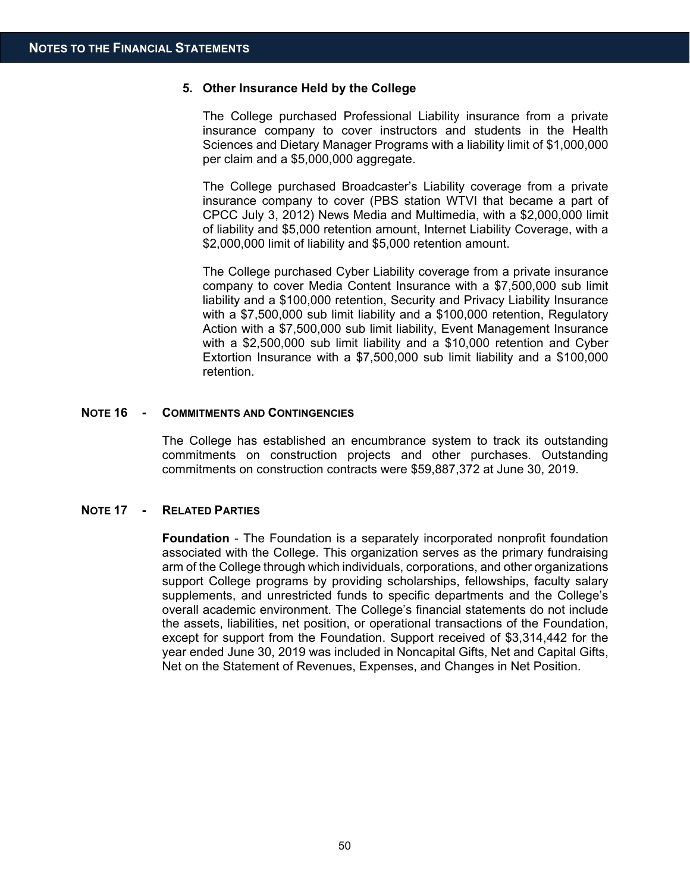### 5. Other Insurance Held by the College

The College purchased Professional Liability insurance from a private insurance company to cover instructors and students in the Health Sciences and Dietary Manager Programs with a liability limit of $1,000,000 per claim and a $5,000,000 aggregate.

The College purchased Broadcaster's Liability coverage from a private insurance company to cover (PBS station WTVI that became a part of CPCC July 3, 2012) News Media and Multimedia, with a $2,000,000 limit of liability and $5,000 retention amount, Internet Liability Coverage, with a $2,000,000 limit of liability and $5,000 retention amount.

The College purchased Cyber Liability coverage from a private insurance company to cover Media Content Insurance with a $7,500,000 sub limit liability and a $100,000 retention, Security and Privacy Liability Insurance with a $7,500,000 sub limit liability and a $100,000 retention, Regulatory Action with a $7,500,000 sub limit liability, Event Management Insurance with a $2,500,000 sub limit liability and a $10,000 retention and Cyber Extortion Insurance with a $7,500,000 sub limit liability and a $100,000 retention.

## NOTE 16 - COMMITMENTS AND CONTINGENCIES

The College has established an encumbrance system to track its outstanding commitments on construction projects and other purchases. Outstanding commitments on construction contracts were $59,887,372 at June 30, 2019.

## NOTE 17 - RELATED PARTIES

**Foundation** - The Foundation is a separately incorporated nonprofit foundation associated with the College. This organization serves as the primary fundraising arm of the College through which individuals, corporations, and other organizations support College programs by providing scholarships, fellowships, faculty salary supplements, and unrestricted funds to specific departments and the College's overall academic environment. The College's financial statements do not include the assets, liabilities, net position, or operational transactions of the Foundation, except for support from the Foundation. Support received of $3,314,442 for the year ended June 30, 2019 was included in Noncapital Gifts, Net and Capital Gifts, Net on the Statement of Revenues, Expenses, and Changes in Net Position.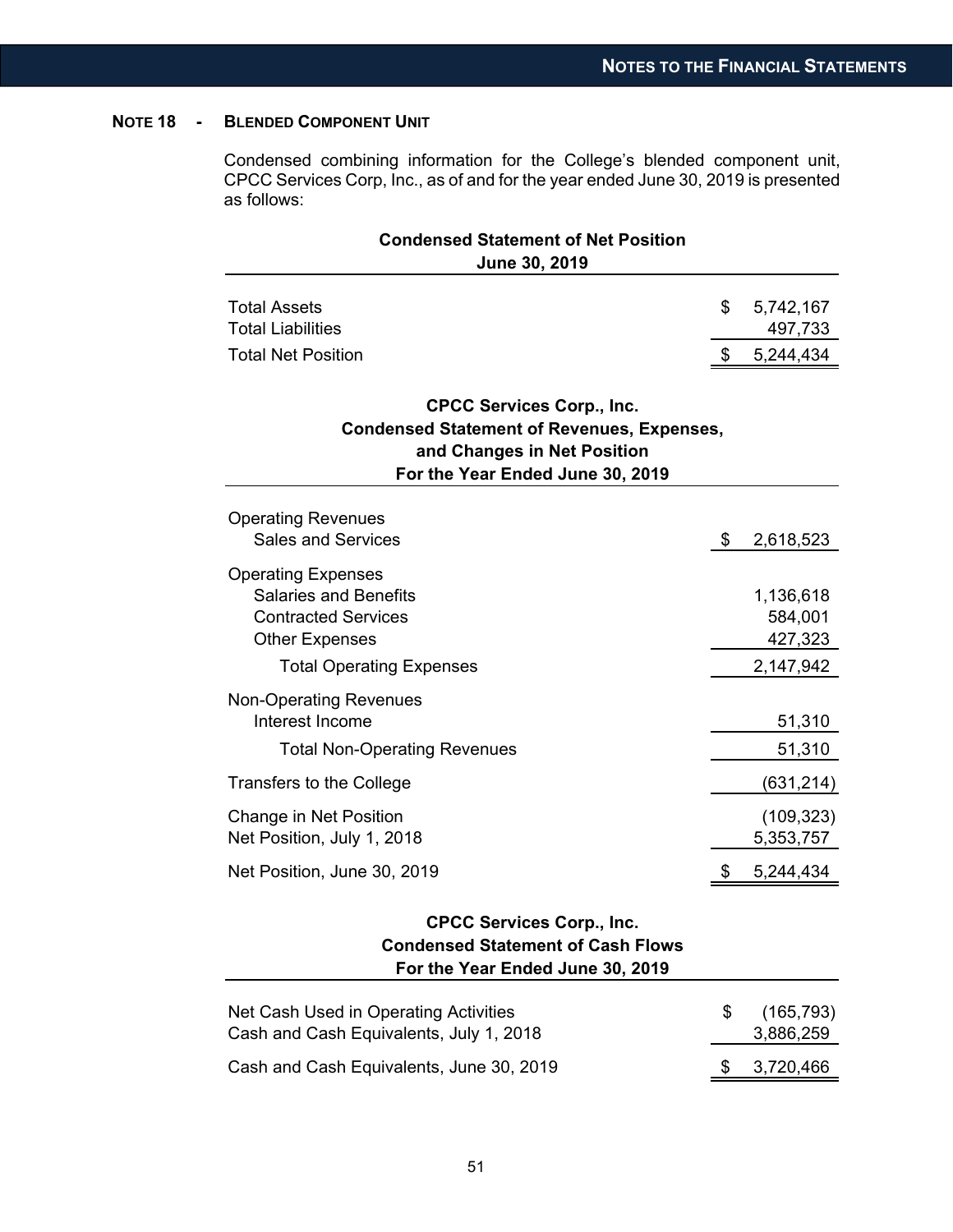## NOTE 18 - BLENDED COMPONENT UNIT

Condensed combining information for the College's blended component unit, CPCC Services Corp, Inc., as of and for the year ended June 30, 2019 is presented as follows:

**Condensed Statement of Net Position**
**June 30, 2019**

| | |
|---|---|
| Total Assets | $ 5,742,167 |
| Total Liabilities | 497,733 |
| Total Net Position | $ 5,244,434 |

**CPCC Services Corp., Inc.**
**Condensed Statement of Revenues, Expenses, and Changes in Net Position**
**For the Year Ended June 30, 2019**

| | |
|---|---|
| Operating Revenues | |
| Sales and Services | $ 2,618,523 |
| Operating Expenses | |
| Salaries and Benefits | 1,136,618 |
| Contracted Services | 584,001 |
| Other Expenses | 427,323 |
| Total Operating Expenses | 2,147,942 |
| Non-Operating Revenues | |
| Interest Income | 51,310 |
| Total Non-Operating Revenues | 51,310 |
| Transfers to the College | (631,214) |
| Change in Net Position | (109,323) |
| Net Position, July 1, 2018 | 5,353,757 |
| Net Position, June 30, 2019 | $ 5,244,434 |

**CPCC Services Corp., Inc.**
**Condensed Statement of Cash Flows**
**For the Year Ended June 30, 2019**

| | |
|---|---|
| Net Cash Used in Operating Activities | $ (165,793) |
| Cash and Cash Equivalents, July 1, 2018 | 3,886,259 |
| Cash and Cash Equivalents, June 30, 2019 | $ 3,720,466 |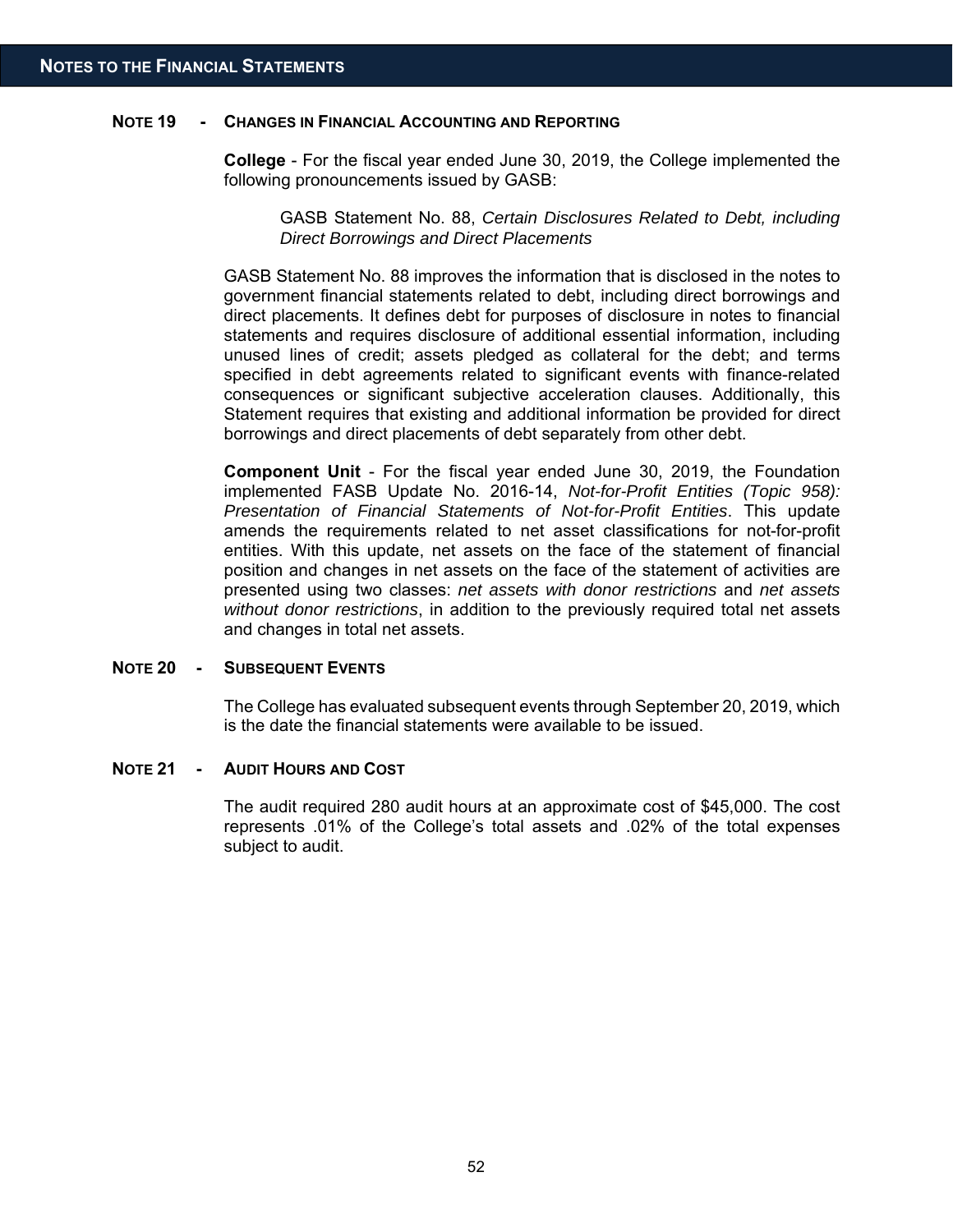## NOTE 19 - CHANGES IN FINANCIAL ACCOUNTING AND REPORTING

**College** - For the fiscal year ended June 30, 2019, the College implemented the following pronouncements issued by GASB:

> GASB Statement No. 88, *Certain Disclosures Related to Debt, including Direct Borrowings and Direct Placements*

GASB Statement No. 88 improves the information that is disclosed in the notes to government financial statements related to debt, including direct borrowings and direct placements. It defines debt for purposes of disclosure in notes to financial statements and requires disclosure of additional essential information, including unused lines of credit; assets pledged as collateral for the debt; and terms specified in debt agreements related to significant events with finance-related consequences or significant subjective acceleration clauses. Additionally, this Statement requires that existing and additional information be provided for direct borrowings and direct placements of debt separately from other debt.

**Component Unit** - For the fiscal year ended June 30, 2019, the Foundation implemented FASB Update No. 2016-14, *Not-for-Profit Entities (Topic 958): Presentation of Financial Statements of Not-for-Profit Entities*. This update amends the requirements related to net asset classifications for not-for-profit entities. With this update, net assets on the face of the statement of financial position and changes in net assets on the face of the statement of activities are presented using two classes: *net assets with donor restrictions* and *net assets without donor restrictions*, in addition to the previously required total net assets and changes in total net assets.

## NOTE 20 - SUBSEQUENT EVENTS

The College has evaluated subsequent events through September 20, 2019, which is the date the financial statements were available to be issued.

## NOTE 21 - AUDIT HOURS AND COST

The audit required 280 audit hours at an approximate cost of $45,000. The cost represents .01% of the College's total assets and .02% of the total expenses subject to audit.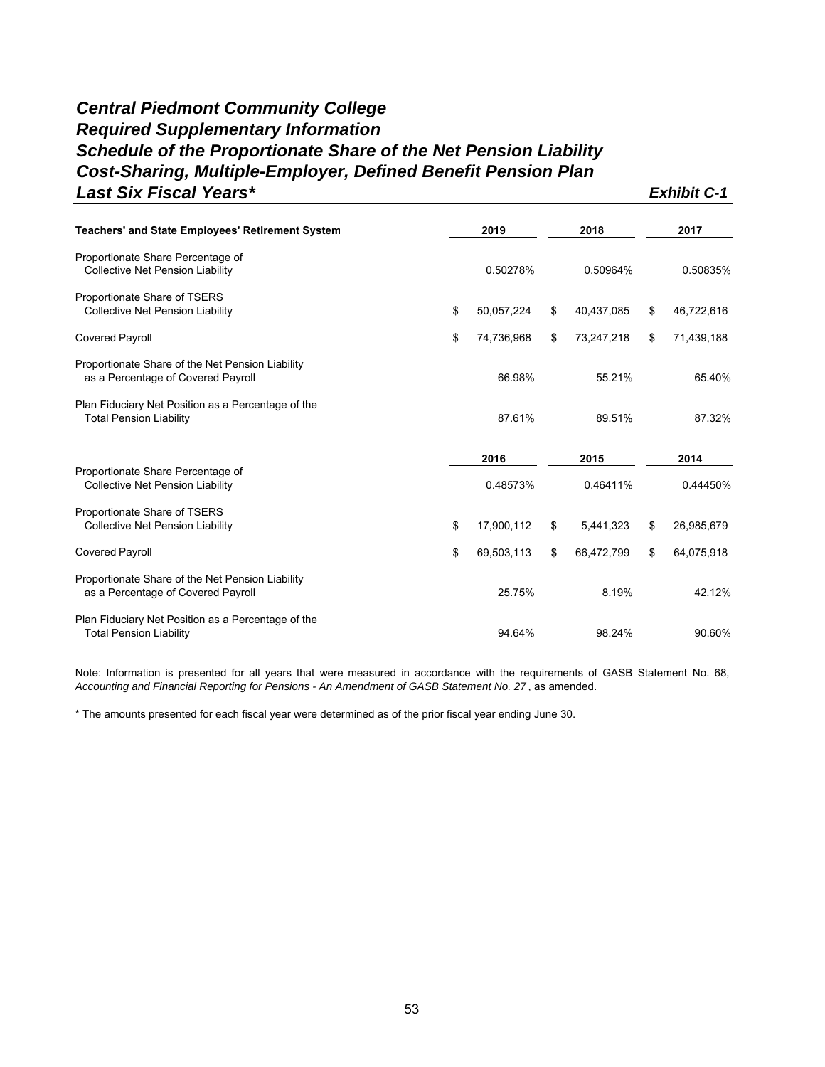# *Central Piedmont Community College*
# *Required Supplementary Information*
# *Schedule of the Proportionate Share of the Net Pension Liability*
# *Cost-Sharing, Multiple-Employer, Defined Benefit Pension Plan*
# *Last Six Fiscal Years**

***Exhibit C-1***

| Teachers' and State Employees' Retirement System | 2019 | 2018 | 2017 |
|---|---|---|---|
| Proportionate Share Percentage of Collective Net Pension Liability | 0.50278% | 0.50964% | 0.50835% |
| Proportionate Share of TSERS Collective Net Pension Liability | $ 50,057,224 | $ 40,437,085 | $ 46,722,616 |
| Covered Payroll | $ 74,736,968 | $ 73,247,218 | $ 71,439,188 |
| Proportionate Share of the Net Pension Liability as a Percentage of Covered Payroll | 66.98% | 55.21% | 65.40% |
| Plan Fiduciary Net Position as a Percentage of the Total Pension Liability | 87.61% | 89.51% | 87.32% |

| | 2016 | 2015 | 2014 |
|---|---|---|---|
| Proportionate Share Percentage of Collective Net Pension Liability | 0.48573% | 0.46411% | 0.44450% |
| Proportionate Share of TSERS Collective Net Pension Liability | $ 17,900,112 | $ 5,441,323 | $ 26,985,679 |
| Covered Payroll | $ 69,503,113 | $ 66,472,799 | $ 64,075,918 |
| Proportionate Share of the Net Pension Liability as a Percentage of Covered Payroll | 25.75% | 8.19% | 42.12% |
| Plan Fiduciary Net Position as a Percentage of the Total Pension Liability | 94.64% | 98.24% | 90.60% |

Note: Information is presented for all years that were measured in accordance with the requirements of GASB Statement No. 68, *Accounting and Financial Reporting for Pensions - An Amendment of GASB Statement No. 27* , as amended.

* The amounts presented for each fiscal year were determined as of the prior fiscal year ending June 30.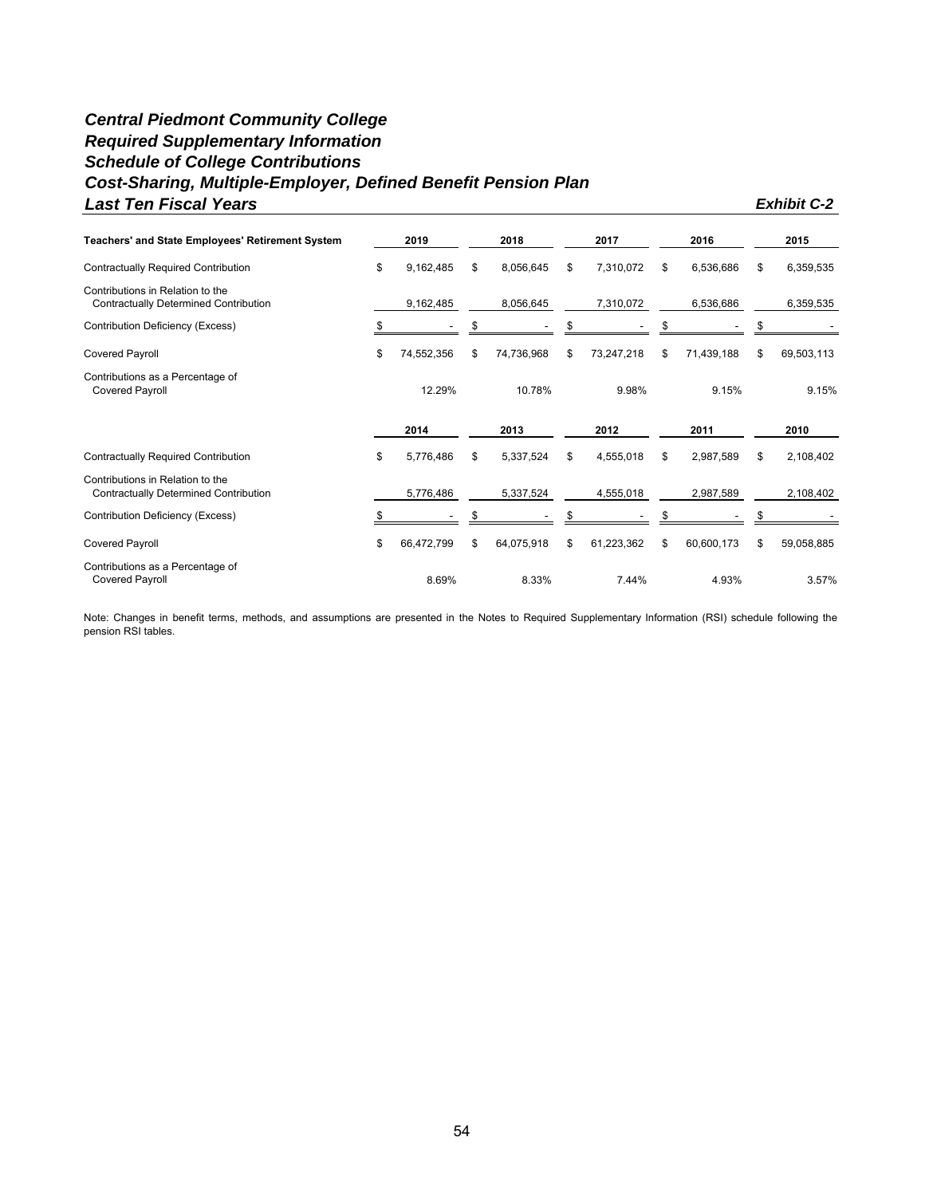# *Central Piedmont Community College*
## *Required Supplementary Information*
## *Schedule of College Contributions*
## *Cost-Sharing, Multiple-Employer, Defined Benefit Pension Plan*
## *Last Ten Fiscal Years*

***Exhibit C-2***

| **Teachers' and State Employees' Retirement System** | **2019** | **2018** | **2017** | **2016** | **2015** |
|---|---|---|---|---|---|
| Contractually Required Contribution | $ 9,162,485 | $ 8,056,645 | $ 7,310,072 | $ 6,536,686 | $ 6,359,535 |
| Contributions in Relation to the Contractually Determined Contribution | 9,162,485 | 8,056,645 | 7,310,072 | 6,536,686 | 6,359,535 |
| Contribution Deficiency (Excess) | $ - | $ - | $ - | $ - | $ - |
| Covered Payroll | $ 74,552,356 | $ 74,736,968 | $ 73,247,218 | $ 71,439,188 | $ 69,503,113 |
| Contributions as a Percentage of Covered Payroll | 12.29% | 10.78% | 9.98% | 9.15% | 9.15% |

| | **2014** | **2013** | **2012** | **2011** | **2010** |
|---|---|---|---|---|---|
| Contractually Required Contribution | $ 5,776,486 | $ 5,337,524 | $ 4,555,018 | $ 2,987,589 | $ 2,108,402 |
| Contributions in Relation to the Contractually Determined Contribution | 5,776,486 | 5,337,524 | 4,555,018 | 2,987,589 | 2,108,402 |
| Contribution Deficiency (Excess) | $ - | $ - | $ - | $ - | $ - |
| Covered Payroll | $ 66,472,799 | $ 64,075,918 | $ 61,223,362 | $ 60,600,173 | $ 59,058,885 |
| Contributions as a Percentage of Covered Payroll | 8.69% | 8.33% | 7.44% | 4.93% | 3.57% |

Note: Changes in benefit terms, methods, and assumptions are presented in the Notes to Required Supplementary Information (RSI) schedule following the pension RSI tables.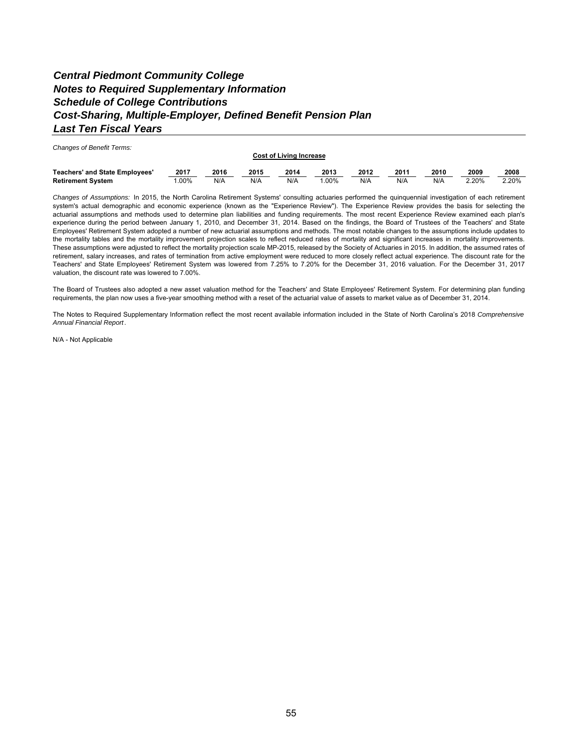# *Central Piedmont Community College*
# *Notes to Required Supplementary Information*
# *Schedule of College Contributions*
# *Cost-Sharing, Multiple-Employer, Defined Benefit Pension Plan*
# *Last Ten Fiscal Years*

*Changes of Benefit Terms:*

| | Cost of Living Increase | | | | | | | | | |
|---|---|---|---|---|---|---|---|---|---|---|
| **Teachers' and State Employees'** | **2017** | **2016** | **2015** | **2014** | **2013** | **2012** | **2011** | **2010** | **2009** | **2008** |
| **Retirement System** | 1.00% | N/A | N/A | N/A | 1.00% | N/A | N/A | N/A | 2.20% | 2.20% |

*Changes of Assumptions:* In 2015, the North Carolina Retirement Systems' consulting actuaries performed the quinquennial investigation of each retirement system's actual demographic and economic experience (known as the "Experience Review"). The Experience Review provides the basis for selecting the actuarial assumptions and methods used to determine plan liabilities and funding requirements. The most recent Experience Review examined each plan's experience during the period between January 1, 2010, and December 31, 2014. Based on the findings, the Board of Trustees of the Teachers' and State Employees' Retirement System adopted a number of new actuarial assumptions and methods. The most notable changes to the assumptions include updates to the mortality tables and the mortality improvement projection scales to reflect reduced rates of mortality and significant increases in mortality improvements. These assumptions were adjusted to reflect the mortality projection scale MP-2015, released by the Society of Actuaries in 2015. In addition, the assumed rates of retirement, salary increases, and rates of termination from active employment were reduced to more closely reflect actual experience. The discount rate for the Teachers' and State Employees' Retirement System was lowered from 7.25% to 7.20% for the December 31, 2016 valuation. For the December 31, 2017 valuation, the discount rate was lowered to 7.00%.

The Board of Trustees also adopted a new asset valuation method for the Teachers' and State Employees' Retirement System. For determining plan funding requirements, the plan now uses a five-year smoothing method with a reset of the actuarial value of assets to market value as of December 31, 2014.

The Notes to Required Supplementary Information reflect the most recent available information included in the State of North Carolina's 2018 *Comprehensive Annual Financial Report*.

N/A - Not Applicable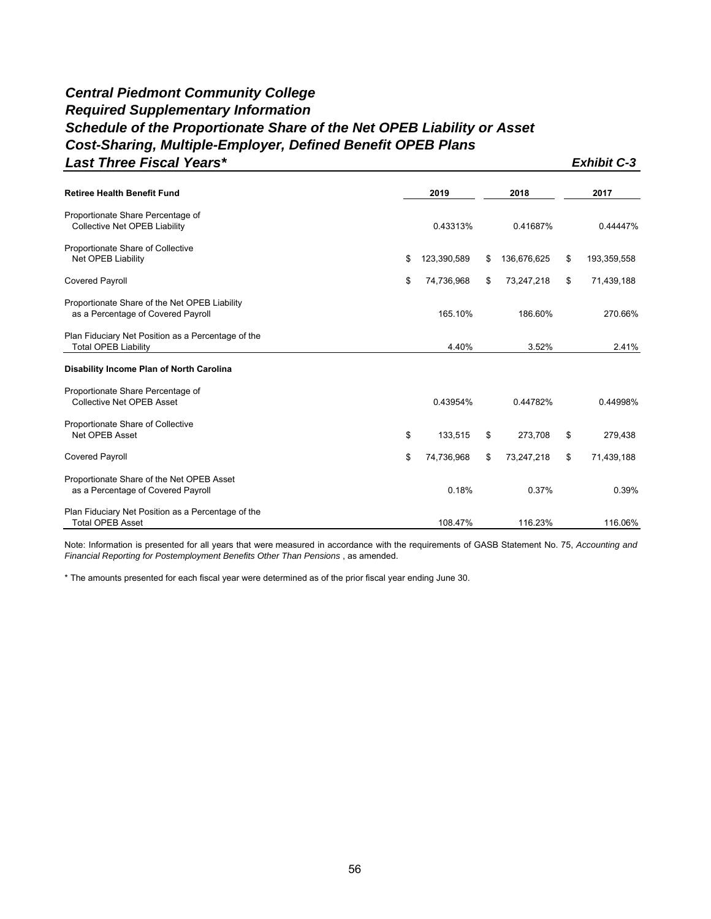# *Central Piedmont Community College*
## *Required Supplementary Information*
## *Schedule of the Proportionate Share of the Net OPEB Liability or Asset*
## *Cost-Sharing, Multiple-Employer, Defined Benefit OPEB Plans*
## *Last Three Fiscal Years\**

***Exhibit C-3***

| **Retiree Health Benefit Fund** | **2019** | **2018** | **2017** |
|---|---|---|---|
| Proportionate Share Percentage of Collective Net OPEB Liability | 0.43313% | 0.41687% | 0.44447% |
| Proportionate Share of Collective Net OPEB Liability | $ 123,390,589 | $ 136,676,625 | $ 193,359,558 |
| Covered Payroll | $ 74,736,968 | $ 73,247,218 | $ 71,439,188 |
| Proportionate Share of the Net OPEB Liability as a Percentage of Covered Payroll | 165.10% | 186.60% | 270.66% |
| Plan Fiduciary Net Position as a Percentage of the Total OPEB Liability | 4.40% | 3.52% | 2.41% |
| **Disability Income Plan of North Carolina** | | | |
| Proportionate Share Percentage of Collective Net OPEB Asset | 0.43954% | 0.44782% | 0.44998% |
| Proportionate Share of Collective Net OPEB Asset | $ 133,515 | $ 273,708 | $ 279,438 |
| Covered Payroll | $ 74,736,968 | $ 73,247,218 | $ 71,439,188 |
| Proportionate Share of the Net OPEB Asset as a Percentage of Covered Payroll | 0.18% | 0.37% | 0.39% |
| Plan Fiduciary Net Position as a Percentage of the Total OPEB Asset | 108.47% | 116.23% | 116.06% |

Note: Information is presented for all years that were measured in accordance with the requirements of GASB Statement No. 75, *Accounting and Financial Reporting for Postemployment Benefits Other Than Pensions* , as amended.

\* The amounts presented for each fiscal year were determined as of the prior fiscal year ending June 30.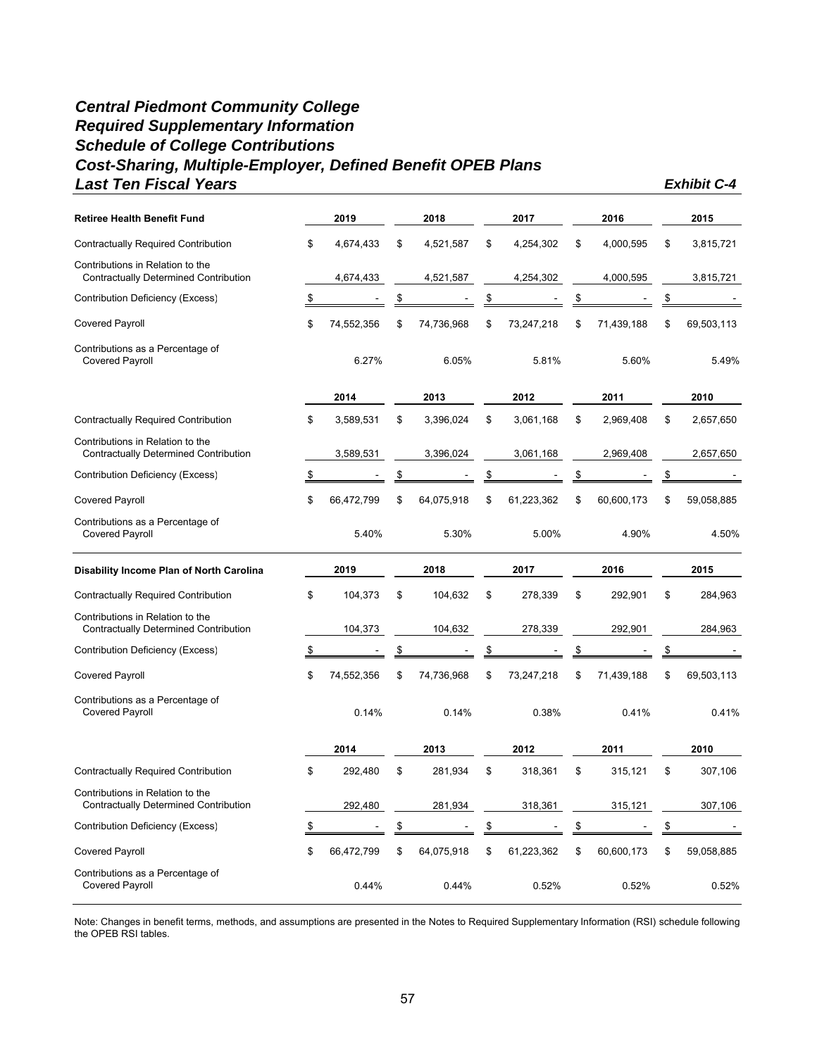# *Central Piedmont Community College*
## *Required Supplementary Information*
## *Schedule of College Contributions*
## *Cost-Sharing, Multiple-Employer, Defined Benefit OPEB Plans*
## *Last Ten Fiscal Years*

*Exhibit C-4*

| **Retiree Health Benefit Fund** | 2019 | 2018 | 2017 | 2016 | 2015 |
|---|---|---|---|---|---|
| Contractually Required Contribution | $ 4,674,433 | $ 4,521,587 | $ 4,254,302 | $ 4,000,595 | $ 3,815,721 |
| Contributions in Relation to the Contractually Determined Contribution | 4,674,433 | 4,521,587 | 4,254,302 | 4,000,595 | 3,815,721 |
| Contribution Deficiency (Excess) | $ - | $ - | $ - | $ - | $ - |
| Covered Payroll | $ 74,552,356 | $ 74,736,968 | $ 73,247,218 | $ 71,439,188 | $ 69,503,113 |
| Contributions as a Percentage of Covered Payroll | 6.27% | 6.05% | 5.81% | 5.60% | 5.49% |

| | 2014 | 2013 | 2012 | 2011 | 2010 |
|---|---|---|---|---|---|
| Contractually Required Contribution | $ 3,589,531 | $ 3,396,024 | $ 3,061,168 | $ 2,969,408 | $ 2,657,650 |
| Contributions in Relation to the Contractually Determined Contribution | 3,589,531 | 3,396,024 | 3,061,168 | 2,969,408 | 2,657,650 |
| Contribution Deficiency (Excess) | $ - | $ - | $ - | $ - | $ - |
| Covered Payroll | $ 66,472,799 | $ 64,075,918 | $ 61,223,362 | $ 60,600,173 | $ 59,058,885 |
| Contributions as a Percentage of Covered Payroll | 5.40% | 5.30% | 5.00% | 4.90% | 4.50% |

| **Disability Income Plan of North Carolina** | 2019 | 2018 | 2017 | 2016 | 2015 |
|---|---|---|---|---|---|
| Contractually Required Contribution | $ 104,373 | $ 104,632 | $ 278,339 | $ 292,901 | $ 284,963 |
| Contributions in Relation to the Contractually Determined Contribution | 104,373 | 104,632 | 278,339 | 292,901 | 284,963 |
| Contribution Deficiency (Excess) | $ - | $ - | $ - | $ - | $ - |
| Covered Payroll | $ 74,552,356 | $ 74,736,968 | $ 73,247,218 | $ 71,439,188 | $ 69,503,113 |
| Contributions as a Percentage of Covered Payroll | 0.14% | 0.14% | 0.38% | 0.41% | 0.41% |

| | 2014 | 2013 | 2012 | 2011 | 2010 |
|---|---|---|---|---|---|
| Contractually Required Contribution | $ 292,480 | $ 281,934 | $ 318,361 | $ 315,121 | $ 307,106 |
| Contributions in Relation to the Contractually Determined Contribution | 292,480 | 281,934 | 318,361 | 315,121 | 307,106 |
| Contribution Deficiency (Excess) | $ - | $ - | $ - | $ - | $ - |
| Covered Payroll | $ 66,472,799 | $ 64,075,918 | $ 61,223,362 | $ 60,600,173 | $ 59,058,885 |
| Contributions as a Percentage of Covered Payroll | 0.44% | 0.44% | 0.52% | 0.52% | 0.52% |

Note: Changes in benefit terms, methods, and assumptions are presented in the Notes to Required Supplementary Information (RSI) schedule following the OPEB RSI tables.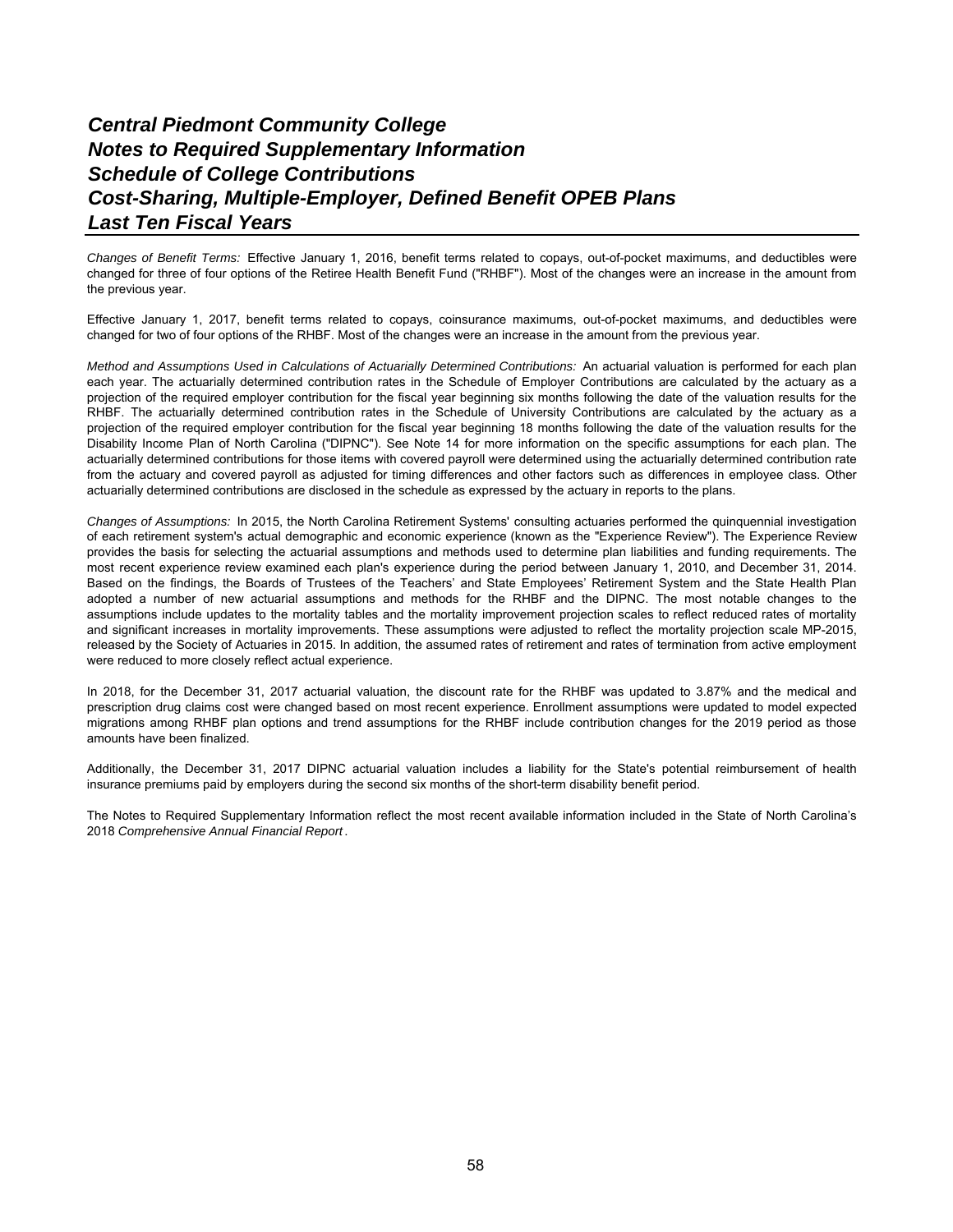# Central Piedmont Community College
## Notes to Required Supplementary Information
## Schedule of College Contributions
## Cost-Sharing, Multiple-Employer, Defined Benefit OPEB Plans
## Last Ten Fiscal Years

*Changes of Benefit Terms:* Effective January 1, 2016, benefit terms related to copays, out-of-pocket maximums, and deductibles were changed for three of four options of the Retiree Health Benefit Fund ("RHBF"). Most of the changes were an increase in the amount from the previous year.

Effective January 1, 2017, benefit terms related to copays, coinsurance maximums, out-of-pocket maximums, and deductibles were changed for two of four options of the RHBF. Most of the changes were an increase in the amount from the previous year.

*Method and Assumptions Used in Calculations of Actuarially Determined Contributions:* An actuarial valuation is performed for each plan each year. The actuarially determined contribution rates in the Schedule of Employer Contributions are calculated by the actuary as a projection of the required employer contribution for the fiscal year beginning six months following the date of the valuation results for the RHBF. The actuarially determined contribution rates in the Schedule of University Contributions are calculated by the actuary as a projection of the required employer contribution for the fiscal year beginning 18 months following the date of the valuation results for the Disability Income Plan of North Carolina ("DIPNC"). See Note 14 for more information on the specific assumptions for each plan. The actuarially determined contributions for those items with covered payroll were determined using the actuarially determined contribution rate from the actuary and covered payroll as adjusted for timing differences and other factors such as differences in employee class. Other actuarially determined contributions are disclosed in the schedule as expressed by the actuary in reports to the plans.

*Changes of Assumptions:* In 2015, the North Carolina Retirement Systems' consulting actuaries performed the quinquennial investigation of each retirement system's actual demographic and economic experience (known as the "Experience Review"). The Experience Review provides the basis for selecting the actuarial assumptions and methods used to determine plan liabilities and funding requirements. The most recent experience review examined each plan's experience during the period between January 1, 2010, and December 31, 2014. Based on the findings, the Boards of Trustees of the Teachers' and State Employees' Retirement System and the State Health Plan adopted a number of new actuarial assumptions and methods for the RHBF and the DIPNC. The most notable changes to the assumptions include updates to the mortality tables and the mortality improvement projection scales to reflect reduced rates of mortality and significant increases in mortality improvements. These assumptions were adjusted to reflect the mortality projection scale MP-2015, released by the Society of Actuaries in 2015. In addition, the assumed rates of retirement and rates of termination from active employment were reduced to more closely reflect actual experience.

In 2018, for the December 31, 2017 actuarial valuation, the discount rate for the RHBF was updated to 3.87% and the medical and prescription drug claims cost were changed based on most recent experience. Enrollment assumptions were updated to model expected migrations among RHBF plan options and trend assumptions for the RHBF include contribution changes for the 2019 period as those amounts have been finalized.

Additionally, the December 31, 2017 DIPNC actuarial valuation includes a liability for the State's potential reimbursement of health insurance premiums paid by employers during the second six months of the short-term disability benefit period.

The Notes to Required Supplementary Information reflect the most recent available information included in the State of North Carolina's 2018 *Comprehensive Annual Financial Report*.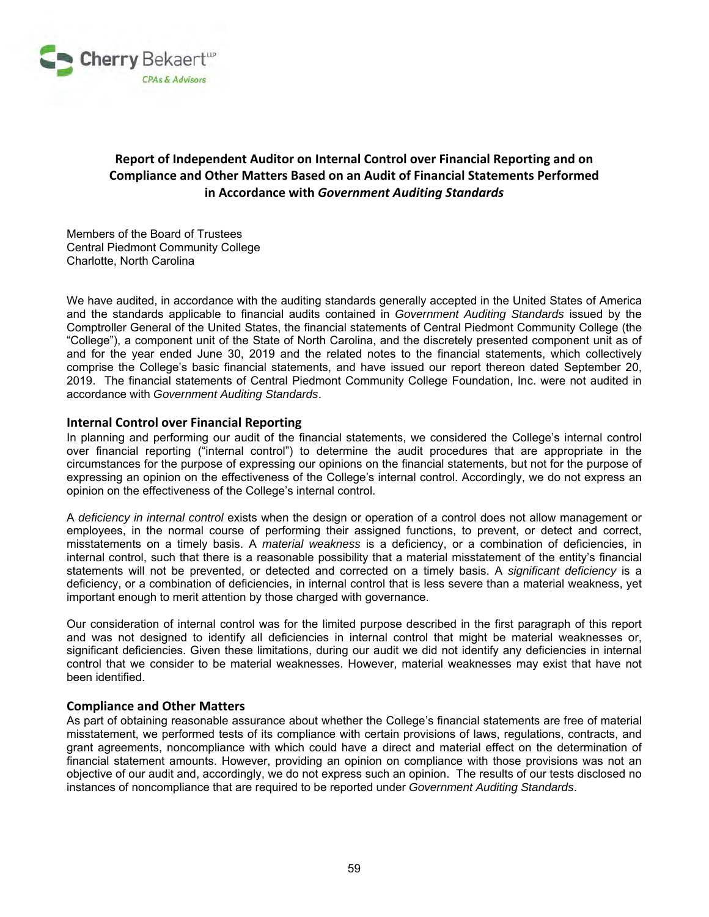Cherry Bekaert LLP
CPAs & Advisors

# Report of Independent Auditor on Internal Control over Financial Reporting and on Compliance and Other Matters Based on an Audit of Financial Statements Performed in Accordance with *Government Auditing Standards*

Members of the Board of Trustees
Central Piedmont Community College
Charlotte, North Carolina

We have audited, in accordance with the auditing standards generally accepted in the United States of America and the standards applicable to financial audits contained in *Government Auditing Standards* issued by the Comptroller General of the United States, the financial statements of Central Piedmont Community College (the "College"), a component unit of the State of North Carolina, and the discretely presented component unit as of and for the year ended June 30, 2019 and the related notes to the financial statements, which collectively comprise the College's basic financial statements, and have issued our report thereon dated September 20, 2019. The financial statements of Central Piedmont Community College Foundation, Inc. were not audited in accordance with *Government Auditing Standards*.

## Internal Control over Financial Reporting

In planning and performing our audit of the financial statements, we considered the College's internal control over financial reporting ("internal control") to determine the audit procedures that are appropriate in the circumstances for the purpose of expressing our opinions on the financial statements, but not for the purpose of expressing an opinion on the effectiveness of the College's internal control. Accordingly, we do not express an opinion on the effectiveness of the College's internal control.

A *deficiency in internal control* exists when the design or operation of a control does not allow management or employees, in the normal course of performing their assigned functions, to prevent, or detect and correct, misstatements on a timely basis. A *material weakness* is a deficiency, or a combination of deficiencies, in internal control, such that there is a reasonable possibility that a material misstatement of the entity's financial statements will not be prevented, or detected and corrected on a timely basis. A *significant deficiency* is a deficiency, or a combination of deficiencies, in internal control that is less severe than a material weakness, yet important enough to merit attention by those charged with governance.

Our consideration of internal control was for the limited purpose described in the first paragraph of this report and was not designed to identify all deficiencies in internal control that might be material weaknesses or, significant deficiencies. Given these limitations, during our audit we did not identify any deficiencies in internal control that we consider to be material weaknesses. However, material weaknesses may exist that have not been identified.

## Compliance and Other Matters

As part of obtaining reasonable assurance about whether the College's financial statements are free of material misstatement, we performed tests of its compliance with certain provisions of laws, regulations, contracts, and grant agreements, noncompliance with which could have a direct and material effect on the determination of financial statement amounts. However, providing an opinion on compliance with those provisions was not an objective of our audit and, accordingly, we do not express such an opinion. The results of our tests disclosed no instances of noncompliance that are required to be reported under *Government Auditing Standards*.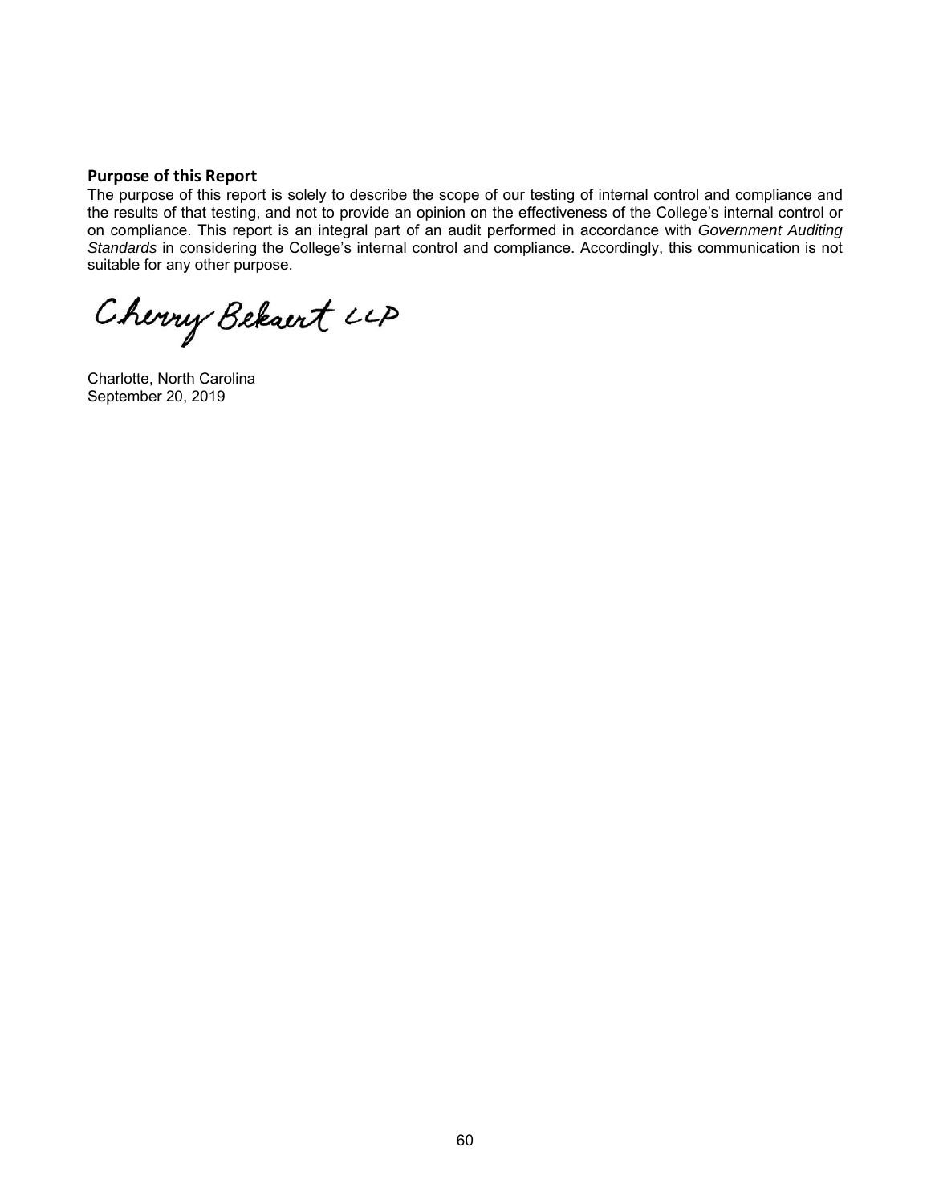**Purpose of this Report**

The purpose of this report is solely to describe the scope of our testing of internal control and compliance and the results of that testing, and not to provide an opinion on the effectiveness of the College's internal control or on compliance. This report is an integral part of an audit performed in accordance with *Government Auditing Standards* in considering the College's internal control and compliance. Accordingly, this communication is not suitable for any other purpose.

Cherry Bekaert LLP

Charlotte, North Carolina
September 20, 2019